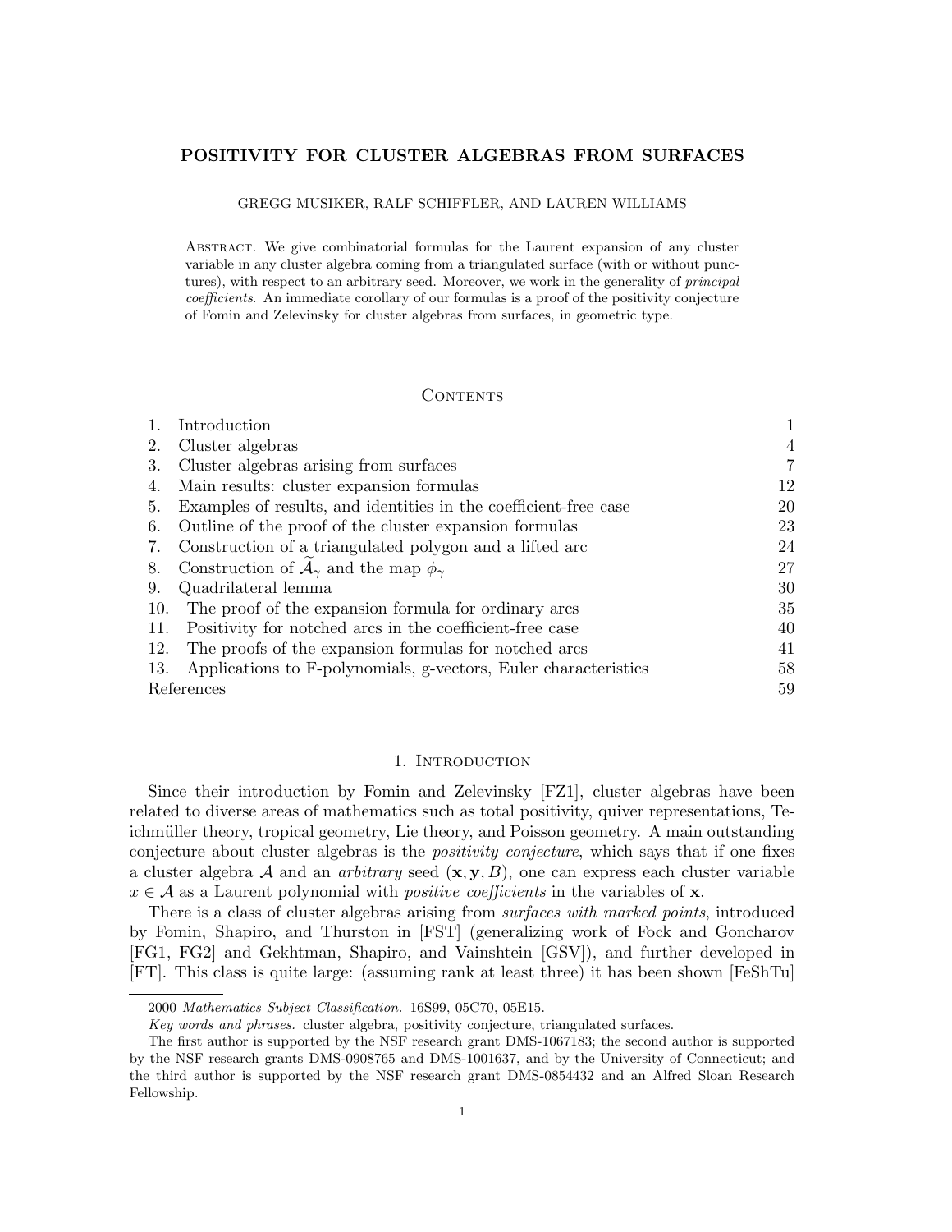# POSITIVITY FOR CLUSTER ALGEBRAS FROM SURFACES

GREGG MUSIKER, RALF SCHIFFLER, AND LAUREN WILLIAMS

Abstract. We give combinatorial formulas for the Laurent expansion of any cluster variable in any cluster algebra coming from a triangulated surface (with or without punctures), with respect to an arbitrary seed. Moreover, we work in the generality of *principal coefficients*. An immediate corollary of our formulas is a proof of the positivity conjecture of Fomin and Zelevinsky for cluster algebras from surfaces, in geometric type.

## Contents

| | | |
|---|---|---|
| 1. | Introduction | 1 |
| 2. | Cluster algebras | 4 |
| 3. | Cluster algebras arising from surfaces | 7 |
| 4. | Main results: cluster expansion formulas | 12 |
| 5. | Examples of results, and identities in the coefficient-free case | 20 |
| 6. | Outline of the proof of the cluster expansion formulas | 23 |
| 7. | Construction of a triangulated polygon and a lifted arc | 24 |
| 8. | Construction of $\widetilde{\mathcal{A}}_\gamma$ and the map $\phi_\gamma$ | 27 |
| 9. | Quadrilateral lemma | 30 |
| 10. | The proof of the expansion formula for ordinary arcs | 35 |
| 11. | Positivity for notched arcs in the coefficient-free case | 40 |
| 12. | The proofs of the expansion formulas for notched arcs | 41 |
| 13. | Applications to F-polynomials, g-vectors, Euler characteristics | 58 |
| | References | 59 |

## 1. Introduction

Since their introduction by Fomin and Zelevinsky [FZ1], cluster algebras have been related to diverse areas of mathematics such as total positivity, quiver representations, Teichmüller theory, tropical geometry, Lie theory, and Poisson geometry. A main outstanding conjecture about cluster algebras is the *positivity conjecture*, which says that if one fixes a cluster algebra $\mathcal{A}$ and an *arbitrary* seed $(\mathbf{x}, \mathbf{y}, B)$, one can express each cluster variable $x \in \mathcal{A}$ as a Laurent polynomial with *positive coefficients* in the variables of $\mathbf{x}$.

There is a class of cluster algebras arising from *surfaces with marked points*, introduced by Fomin, Shapiro, and Thurston in [FST] (generalizing work of Fock and Goncharov [FG1, FG2] and Gekhtman, Shapiro, and Vainshtein [GSV]), and further developed in [FT]. This class is quite large: (assuming rank at least three) it has been shown [FeShTu]

---

2000 *Mathematics Subject Classification.* 16S99, 05C70, 05E15.

*Key words and phrases.* cluster algebra, positivity conjecture, triangulated surfaces.

The first author is supported by the NSF research grant DMS-1067183; the second author is supported by the NSF research grants DMS-0908765 and DMS-1001637, and by the University of Connecticut; and the third author is supported by the NSF research grant DMS-0854432 and an Alfred Sloan Research Fellowship.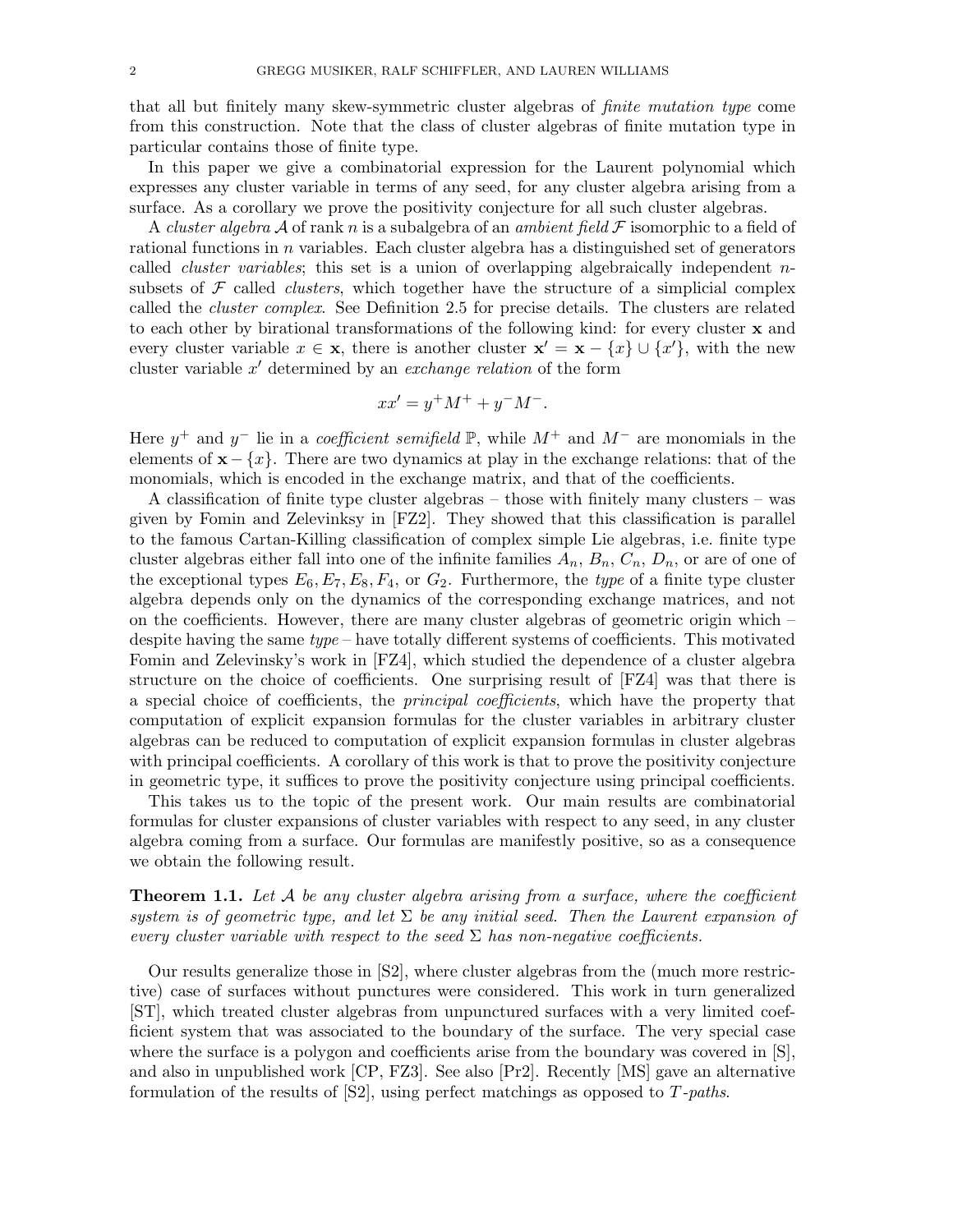that all but finitely many skew-symmetric cluster algebras of *finite mutation type* come from this construction. Note that the class of cluster algebras of finite mutation type in particular contains those of finite type.

In this paper we give a combinatorial expression for the Laurent polynomial which expresses any cluster variable in terms of any seed, for any cluster algebra arising from a surface. As a corollary we prove the positivity conjecture for all such cluster algebras.

A *cluster algebra* $\mathcal{A}$ of rank $n$ is a subalgebra of an *ambient field* $\mathcal{F}$ isomorphic to a field of rational functions in $n$ variables. Each cluster algebra has a distinguished set of generators called *cluster variables*; this set is a union of overlapping algebraically independent $n$-subsets of $\mathcal{F}$ called *clusters*, which together have the structure of a simplicial complex called the *cluster complex*. See Definition 2.5 for precise details. The clusters are related to each other by birational transformations of the following kind: for every cluster $\mathbf{x}$ and every cluster variable $x \in \mathbf{x}$, there is another cluster $\mathbf{x}' = \mathbf{x} - \{x\} \cup \{x'\}$, with the new cluster variable $x'$ determined by an *exchange relation* of the form

$$xx' = y^+M^+ + y^-M^-.$$

Here $y^+$ and $y^-$ lie in a *coefficient semifield* $\mathbb{P}$, while $M^+$ and $M^-$ are monomials in the elements of $\mathbf{x} - \{x\}$. There are two dynamics at play in the exchange relations: that of the monomials, which is encoded in the exchange matrix, and that of the coefficients.

A classification of finite type cluster algebras – those with finitely many clusters – was given by Fomin and Zelevinksy in [FZ2]. They showed that this classification is parallel to the famous Cartan-Killing classification of complex simple Lie algebras, i.e. finite type cluster algebras either fall into one of the infinite families $A_n$, $B_n$, $C_n$, $D_n$, or are of one of the exceptional types $E_6, E_7, E_8, F_4$, or $G_2$. Furthermore, the *type* of a finite type cluster algebra depends only on the dynamics of the corresponding exchange matrices, and not on the coefficients. However, there are many cluster algebras of geometric origin which – despite having the same *type* – have totally different systems of coefficients. This motivated Fomin and Zelevinsky's work in [FZ4], which studied the dependence of a cluster algebra structure on the choice of coefficients. One surprising result of [FZ4] was that there is a special choice of coefficients, the *principal coefficients*, which have the property that computation of explicit expansion formulas for the cluster variables in arbitrary cluster algebras can be reduced to computation of explicit expansion formulas in cluster algebras with principal coefficients. A corollary of this work is that to prove the positivity conjecture in geometric type, it suffices to prove the positivity conjecture using principal coefficients.

This takes us to the topic of the present work. Our main results are combinatorial formulas for cluster expansions of cluster variables with respect to any seed, in any cluster algebra coming from a surface. Our formulas are manifestly positive, so as a consequence we obtain the following result.

**Theorem 1.1.** *Let $\mathcal{A}$ be any cluster algebra arising from a surface, where the coefficient system is of geometric type, and let $\Sigma$ be any initial seed. Then the Laurent expansion of every cluster variable with respect to the seed $\Sigma$ has non-negative coefficients.*

Our results generalize those in [S2], where cluster algebras from the (much more restrictive) case of surfaces without punctures were considered. This work in turn generalized [ST], which treated cluster algebras from unpunctured surfaces with a very limited coefficient system that was associated to the boundary of the surface. The very special case where the surface is a polygon and coefficients arise from the boundary was covered in [S], and also in unpublished work [CP, FZ3]. See also [Pr2]. Recently [MS] gave an alternative formulation of the results of [S2], using perfect matchings as opposed to *$T$-paths*.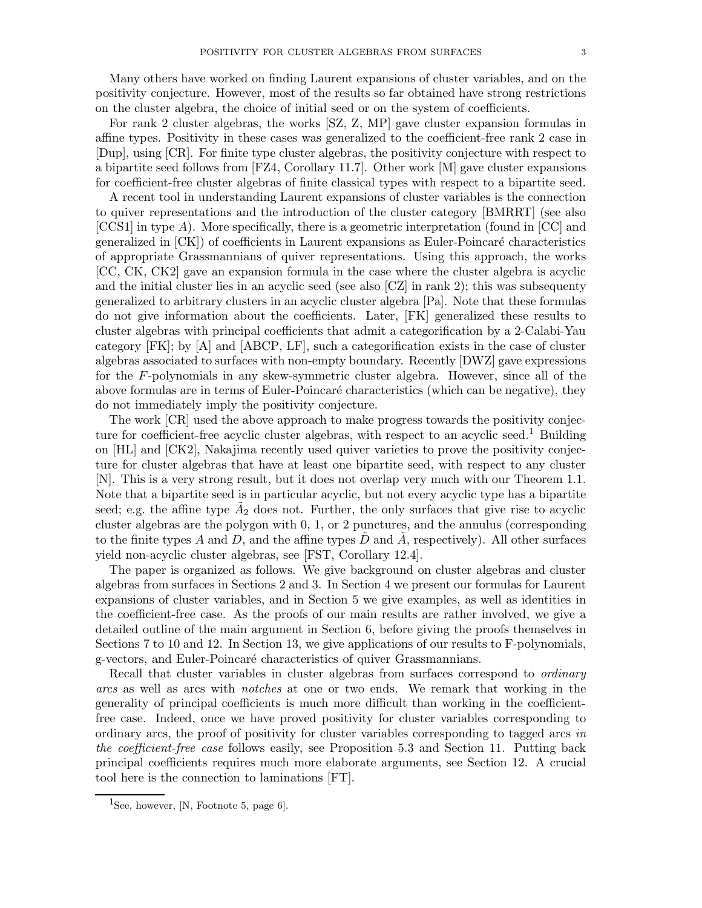Many others have worked on finding Laurent expansions of cluster variables, and on the positivity conjecture. However, most of the results so far obtained have strong restrictions on the cluster algebra, the choice of initial seed or on the system of coefficients.

For rank 2 cluster algebras, the works [SZ, Z, MP] gave cluster expansion formulas in affine types. Positivity in these cases was generalized to the coefficient-free rank 2 case in [Dup], using [CR]. For finite type cluster algebras, the positivity conjecture with respect to a bipartite seed follows from [FZ4, Corollary 11.7]. Other work [M] gave cluster expansions for coefficient-free cluster algebras of finite classical types with respect to a bipartite seed.

A recent tool in understanding Laurent expansions of cluster variables is the connection to quiver representations and the introduction of the cluster category [BMRRT] (see also [CCS1] in type $A$). More specifically, there is a geometric interpretation (found in [CC] and generalized in [CK]) of coefficients in Laurent expansions as Euler-Poincaré characteristics of appropriate Grassmannians of quiver representations. Using this approach, the works [CC, CK, CK2] gave an expansion formula in the case where the cluster algebra is acyclic and the initial cluster lies in an acyclic seed (see also [CZ] in rank 2); this was subsequenty generalized to arbitrary clusters in an acyclic cluster algebra [Pa]. Note that these formulas do not give information about the coefficients. Later, [FK] generalized these results to cluster algebras with principal coefficients that admit a categorification by a 2-Calabi-Yau category [FK]; by [A] and [ABCP, LF], such a categorification exists in the case of cluster algebras associated to surfaces with non-empty boundary. Recently [DWZ] gave expressions for the $F$-polynomials in any skew-symmetric cluster algebra. However, since all of the above formulas are in terms of Euler-Poincaré characteristics (which can be negative), they do not immediately imply the positivity conjecture.

The work [CR] used the above approach to make progress towards the positivity conjecture for coefficient-free acyclic cluster algebras, with respect to an acyclic seed.[1] Building on [HL] and [CK2], Nakajima recently used quiver varieties to prove the positivity conjecture for cluster algebras that have at least one bipartite seed, with respect to any cluster [N]. This is a very strong result, but it does not overlap very much with our Theorem 1.1. Note that a bipartite seed is in particular acyclic, but not every acyclic type has a bipartite seed; e.g. the affine type $\tilde{A}_2$ does not. Further, the only surfaces that give rise to acyclic cluster algebras are the polygon with 0, 1, or 2 punctures, and the annulus (corresponding to the finite types $A$ and $D$, and the affine types $\tilde{D}$ and $\tilde{A}$, respectively). All other surfaces yield non-acyclic cluster algebras, see [FST, Corollary 12.4].

The paper is organized as follows. We give background on cluster algebras and cluster algebras from surfaces in Sections 2 and 3. In Section 4 we present our formulas for Laurent expansions of cluster variables, and in Section 5 we give examples, as well as identities in the coefficient-free case. As the proofs of our main results are rather involved, we give a detailed outline of the main argument in Section 6, before giving the proofs themselves in Sections 7 to 10 and 12. In Section 13, we give applications of our results to F-polynomials, g-vectors, and Euler-Poincaré characteristics of quiver Grassmannians.

Recall that cluster variables in cluster algebras from surfaces correspond to *ordinary arcs* as well as arcs with *notches* at one or two ends. We remark that working in the generality of principal coefficients is much more difficult than working in the coefficient-free case. Indeed, once we have proved positivity for cluster variables corresponding to ordinary arcs, the proof of positivity for cluster variables corresponding to tagged arcs *in the coefficient-free case* follows easily, see Proposition 5.3 and Section 11. Putting back principal coefficients requires much more elaborate arguments, see Section 12. A crucial tool here is the connection to laminations [FT].

[1] See, however, [N, Footnote 5, page 6].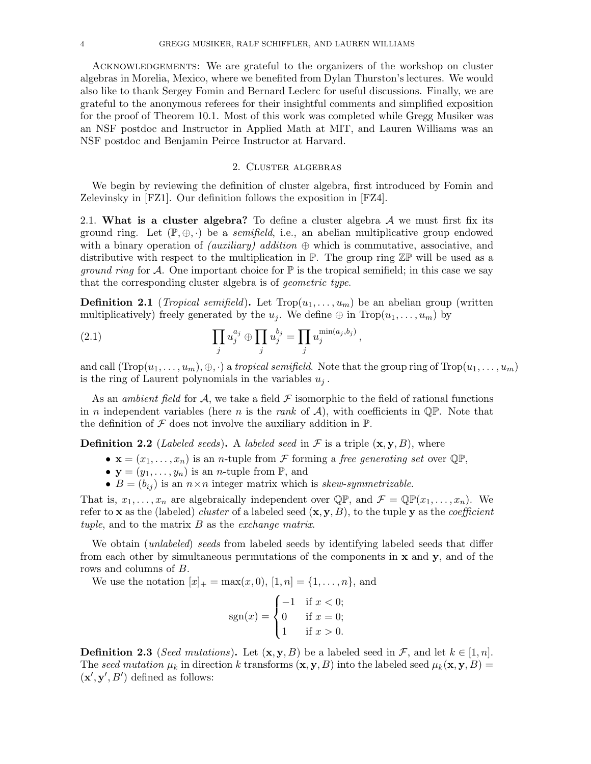ACKNOWLEDGEMENTS: We are grateful to the organizers of the workshop on cluster algebras in Morelia, Mexico, where we benefited from Dylan Thurston's lectures. We would also like to thank Sergey Fomin and Bernard Leclerc for useful discussions. Finally, we are grateful to the anonymous referees for their insightful comments and simplified exposition for the proof of Theorem 10.1. Most of this work was completed while Gregg Musiker was an NSF postdoc and Instructor in Applied Math at MIT, and Lauren Williams was an NSF postdoc and Benjamin Peirce Instructor at Harvard.

## 2. Cluster algebras

We begin by reviewing the definition of cluster algebra, first introduced by Fomin and Zelevinsky in [FZ1]. Our definition follows the exposition in [FZ4].

### 2.1. What is a cluster algebra?

To define a cluster algebra $\mathcal{A}$ we must first fix its ground ring. Let $(\mathbb{P}, \oplus, \cdot)$ be a *semifield*, i.e., an abelian multiplicative group endowed with a binary operation of *(auxiliary) addition* $\oplus$ which is commutative, associative, and distributive with respect to the multiplication in $\mathbb{P}$. The group ring $\mathbb{ZP}$ will be used as a *ground ring* for $\mathcal{A}$. One important choice for $\mathbb{P}$ is the tropical semifield; in this case we say that the corresponding cluster algebra is of *geometric type*.

**Definition 2.1** (*Tropical semifield*)**.** Let $\mathrm{Trop}(u_1, \ldots, u_m)$ be an abelian group (written multiplicatively) freely generated by the $u_j$. We define $\oplus$ in $\mathrm{Trop}(u_1, \ldots, u_m)$ by

$$\prod_j u_j^{a_j} \oplus \prod_j u_j^{b_j} = \prod_j u_j^{\min(a_j, b_j)}, \tag{2.1}$$

and call $(\mathrm{Trop}(u_1, \ldots, u_m), \oplus, \cdot)$ a *tropical semifield*. Note that the group ring of $\mathrm{Trop}(u_1, \ldots, u_m)$ is the ring of Laurent polynomials in the variables $u_j$.

As an *ambient field* for $\mathcal{A}$, we take a field $\mathcal{F}$ isomorphic to the field of rational functions in $n$ independent variables (here $n$ is the *rank* of $\mathcal{A}$), with coefficients in $\mathbb{QP}$. Note that the definition of $\mathcal{F}$ does not involve the auxiliary addition in $\mathbb{P}$.

**Definition 2.2** (*Labeled seeds*)**.** A *labeled seed* in $\mathcal{F}$ is a triple $(\mathbf{x}, \mathbf{y}, B)$, where

- $\mathbf{x} = (x_1, \ldots, x_n)$ is an $n$-tuple from $\mathcal{F}$ forming a *free generating set* over $\mathbb{QP}$,
- $\mathbf{y} = (y_1, \ldots, y_n)$ is an $n$-tuple from $\mathbb{P}$, and
- $B = (b_{ij})$ is an $n \times n$ integer matrix which is *skew-symmetrizable*.

That is, $x_1, \ldots, x_n$ are algebraically independent over $\mathbb{QP}$, and $\mathcal{F} = \mathbb{QP}(x_1, \ldots, x_n)$. We refer to $\mathbf{x}$ as the (labeled) *cluster* of a labeled seed $(\mathbf{x}, \mathbf{y}, B)$, to the tuple $\mathbf{y}$ as the *coefficient tuple*, and to the matrix $B$ as the *exchange matrix*.

We obtain (*unlabeled*) *seeds* from labeled seeds by identifying labeled seeds that differ from each other by simultaneous permutations of the components in $\mathbf{x}$ and $\mathbf{y}$, and of the rows and columns of $B$.

We use the notation $[x]_+ = \max(x, 0)$, $[1, n] = \{1, \ldots, n\}$, and

$$\mathrm{sgn}(x) = \begin{cases} -1 & \text{if } x < 0; \\ 0 & \text{if } x = 0; \\ 1 & \text{if } x > 0. \end{cases}$$

**Definition 2.3** (*Seed mutations*)**.** Let $(\mathbf{x}, \mathbf{y}, B)$ be a labeled seed in $\mathcal{F}$, and let $k \in [1, n]$. The *seed mutation* $\mu_k$ in direction $k$ transforms $(\mathbf{x}, \mathbf{y}, B)$ into the labeled seed $\mu_k(\mathbf{x}, \mathbf{y}, B) = (\mathbf{x}', \mathbf{y}', B')$ defined as follows: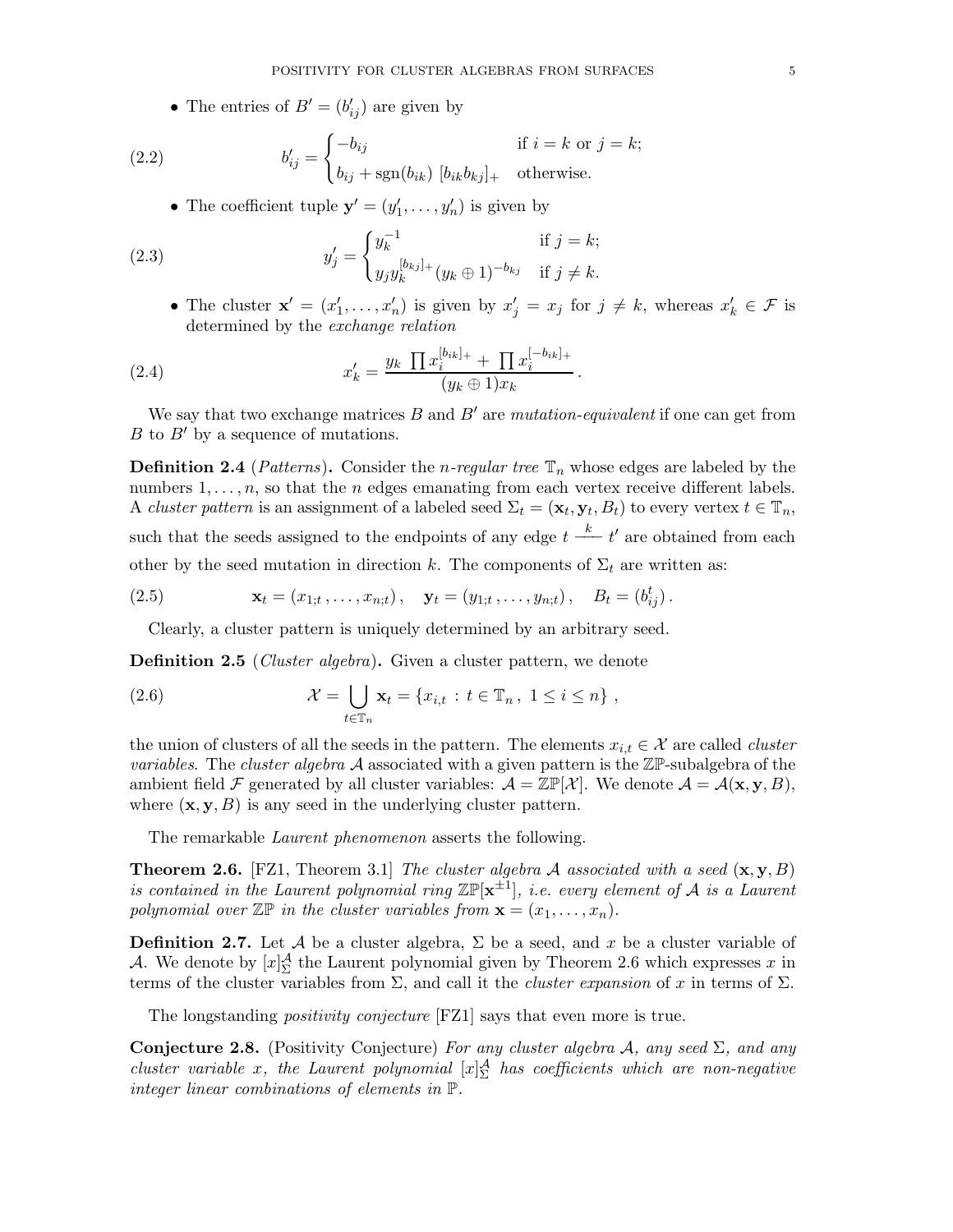- The entries of $B' = (b'_{ij})$ are given by

$$b'_{ij} = \begin{cases} -b_{ij} & \text{if } i = k \text{ or } j = k; \\ b_{ij} + \mathrm{sgn}(b_{ik})\ [b_{ik}b_{kj}]_+ & \text{otherwise.} \end{cases} \tag{2.2}$$

- The coefficient tuple $\mathbf{y}' = (y'_1, \ldots, y'_n)$ is given by

$$y'_j = \begin{cases} y_k^{-1} & \text{if } j = k; \\ y_j y_k^{[b_{kj}]_+} (y_k \oplus 1)^{-b_{kj}} & \text{if } j \neq k. \end{cases} \tag{2.3}$$

- The cluster $\mathbf{x}' = (x'_1, \ldots, x'_n)$ is given by $x'_j = x_j$ for $j \neq k$, whereas $x'_k \in \mathcal{F}$ is determined by the *exchange relation*

$$x'_k = \frac{y_k \prod x_i^{[b_{ik}]_+} + \prod x_i^{[-b_{ik}]_+}}{(y_k \oplus 1) x_k}. \tag{2.4}$$

We say that two exchange matrices $B$ and $B'$ are *mutation-equivalent* if one can get from $B$ to $B'$ by a sequence of mutations.

**Definition 2.4** (*Patterns*)**.** Consider the *n-regular tree* $\mathbb{T}_n$ whose edges are labeled by the numbers $1, \ldots, n$, so that the $n$ edges emanating from each vertex receive different labels. A *cluster pattern* is an assignment of a labeled seed $\Sigma_t = (\mathbf{x}_t, \mathbf{y}_t, B_t)$ to every vertex $t \in \mathbb{T}_n$, such that the seeds assigned to the endpoints of any edge $t \overset{k}{\text{---}} t'$ are obtained from each other by the seed mutation in direction $k$. The components of $\Sigma_t$ are written as:

$$\mathbf{x}_t = (x_{1;t}, \ldots, x_{n;t}), \quad \mathbf{y}_t = (y_{1;t}, \ldots, y_{n;t}), \quad B_t = (b^t_{ij}). \tag{2.5}$$

Clearly, a cluster pattern is uniquely determined by an arbitrary seed.

**Definition 2.5** (*Cluster algebra*)**.** Given a cluster pattern, we denote

$$\mathcal{X} = \bigcup_{t \in \mathbb{T}_n} \mathbf{x}_t = \{x_{i,t} : t \in \mathbb{T}_n,\ 1 \leq i \leq n\}, \tag{2.6}$$

the union of clusters of all the seeds in the pattern. The elements $x_{i,t} \in \mathcal{X}$ are called *cluster variables*. The *cluster algebra* $\mathcal{A}$ associated with a given pattern is the $\mathbb{ZP}$-subalgebra of the ambient field $\mathcal{F}$ generated by all cluster variables: $\mathcal{A} = \mathbb{ZP}[\mathcal{X}]$. We denote $\mathcal{A} = \mathcal{A}(\mathbf{x}, \mathbf{y}, B)$, where $(\mathbf{x}, \mathbf{y}, B)$ is any seed in the underlying cluster pattern.

The remarkable *Laurent phenomenon* asserts the following.

**Theorem 2.6.** [FZ1, Theorem 3.1] *The cluster algebra $\mathcal{A}$ associated with a seed $(\mathbf{x}, \mathbf{y}, B)$ is contained in the Laurent polynomial ring $\mathbb{ZP}[\mathbf{x}^{\pm 1}]$, i.e. every element of $\mathcal{A}$ is a Laurent polynomial over $\mathbb{ZP}$ in the cluster variables from $\mathbf{x} = (x_1, \ldots, x_n)$.*

**Definition 2.7.** Let $\mathcal{A}$ be a cluster algebra, $\Sigma$ be a seed, and $x$ be a cluster variable of $\mathcal{A}$. We denote by $[x]^{\mathcal{A}}_{\Sigma}$ the Laurent polynomial given by Theorem 2.6 which expresses $x$ in terms of the cluster variables from $\Sigma$, and call it the *cluster expansion* of $x$ in terms of $\Sigma$.

The longstanding *positivity conjecture* [FZ1] says that even more is true.

**Conjecture 2.8.** (Positivity Conjecture) *For any cluster algebra $\mathcal{A}$, any seed $\Sigma$, and any cluster variable $x$, the Laurent polynomial $[x]^{\mathcal{A}}_{\Sigma}$ has coefficients which are non-negative integer linear combinations of elements in $\mathbb{P}$.*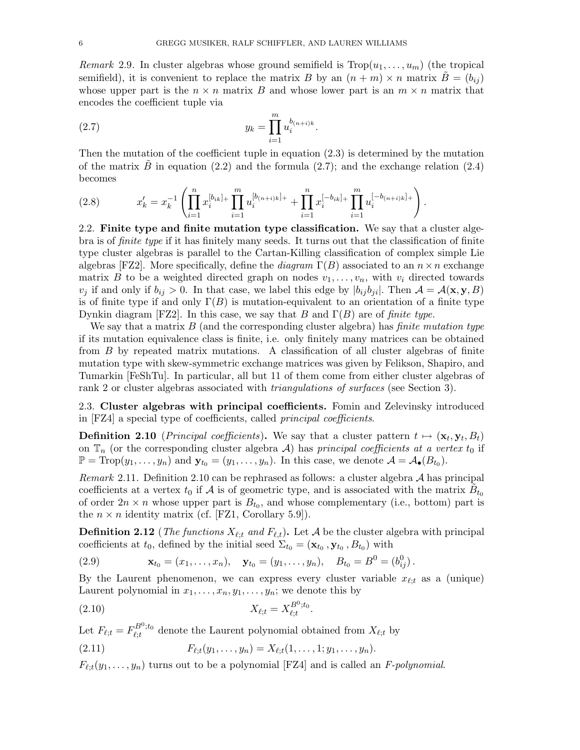*Remark* 2.9. In cluster algebras whose ground semifield is $\mathrm{Trop}(u_1, \ldots, u_m)$ (the tropical semifield), it is convenient to replace the matrix $B$ by an $(n+m) \times n$ matrix $\tilde{B} = (b_{ij})$ whose upper part is the $n \times n$ matrix $B$ and whose lower part is an $m \times n$ matrix that encodes the coefficient tuple via

$$y_k = \prod_{i=1}^{m} u_i^{b_{(n+i)k}}. \tag{2.7}$$

Then the mutation of the coefficient tuple in equation (2.3) is determined by the mutation of the matrix $\tilde{B}$ in equation (2.2) and the formula (2.7); and the exchange relation (2.4) becomes

$$x_k' = x_k^{-1} \left( \prod_{i=1}^{n} x_i^{[b_{ik}]_+} \prod_{i=1}^{m} u_i^{[b_{(n+i)k}]_+} + \prod_{i=1}^{n} x_i^{[-b_{ik}]_+} \prod_{i=1}^{m} u_i^{[-b_{(n+i)k}]_+} \right). \tag{2.8}$$

## 2.2. Finite type and finite mutation type classification.

We say that a cluster algebra is of *finite type* if it has finitely many seeds. It turns out that the classification of finite type cluster algebras is parallel to the Cartan-Killing classification of complex simple Lie algebras [FZ2]. More specifically, define the *diagram* $\Gamma(B)$ associated to an $n \times n$ exchange matrix $B$ to be a weighted directed graph on nodes $v_1, \ldots, v_n$, with $v_i$ directed towards $v_j$ if and only if $b_{ij} > 0$. In that case, we label this edge by $|b_{ij} b_{ji}|$. Then $\mathcal{A} = \mathcal{A}(\mathbf{x}, \mathbf{y}, B)$ is of finite type if and only $\Gamma(B)$ is mutation-equivalent to an orientation of a finite type Dynkin diagram [FZ2]. In this case, we say that $B$ and $\Gamma(B)$ are of *finite type*.

We say that a matrix $B$ (and the corresponding cluster algebra) has *finite mutation type* if its mutation equivalence class is finite, i.e. only finitely many matrices can be obtained from $B$ by repeated matrix mutations. A classification of all cluster algebras of finite mutation type with skew-symmetric exchange matrices was given by Felikson, Shapiro, and Tumarkin [FeShTu]. In particular, all but 11 of them come from either cluster algebras of rank 2 or cluster algebras associated with *triangulations of surfaces* (see Section 3).

## 2.3. Cluster algebras with principal coefficients.

Fomin and Zelevinsky introduced in [FZ4] a special type of coefficients, called *principal coefficients*.

**Definition 2.10** (*Principal coefficients*)**.** We say that a cluster pattern $t \mapsto (\mathbf{x}_t, \mathbf{y}_t, B_t)$ on $\mathbb{T}_n$ (or the corresponding cluster algebra $\mathcal{A}$) has *principal coefficients at a vertex* $t_0$ if $\mathbb{P} = \mathrm{Trop}(y_1, \ldots, y_n)$ and $\mathbf{y}_{t_0} = (y_1, \ldots, y_n)$. In this case, we denote $\mathcal{A} = \mathcal{A}_\bullet(B_{t_0})$.

*Remark* 2.11. Definition 2.10 can be rephrased as follows: a cluster algebra $\mathcal{A}$ has principal coefficients at a vertex $t_0$ if $\mathcal{A}$ is of geometric type, and is associated with the matrix $\tilde{B}_{t_0}$ of order $2n \times n$ whose upper part is $B_{t_0}$, and whose complementary (i.e., bottom) part is the $n \times n$ identity matrix (cf. [FZ1, Corollary 5.9]).

**Definition 2.12** (*The functions $X_{\ell;t}$ and $F_{\ell,t}$*)**.** Let $\mathcal{A}$ be the cluster algebra with principal coefficients at $t_0$, defined by the initial seed $\Sigma_{t_0} = (\mathbf{x}_{t_0}, \mathbf{y}_{t_0}, B_{t_0})$ with

$$\mathbf{x}_{t_0} = (x_1, \ldots, x_n), \quad \mathbf{y}_{t_0} = (y_1, \ldots, y_n), \quad B_{t_0} = B^0 = (b_{ij}^0). \tag{2.9}$$

By the Laurent phenomenon, we can express every cluster variable $x_{\ell;t}$ as a (unique) Laurent polynomial in $x_1, \ldots, x_n, y_1, \ldots, y_n$; we denote this by

$$X_{\ell;t} = X_{\ell;t}^{B^0;t_0}. \tag{2.10}$$

Let $F_{\ell;t} = F_{\ell;t}^{B^0;t_0}$ denote the Laurent polynomial obtained from $X_{\ell;t}$ by

$$F_{\ell;t}(y_1, \ldots, y_n) = X_{\ell;t}(1, \ldots, 1; y_1, \ldots, y_n). \tag{2.11}$$

$F_{\ell;t}(y_1, \ldots, y_n)$ turns out to be a polynomial [FZ4] and is called an *F-polynomial*.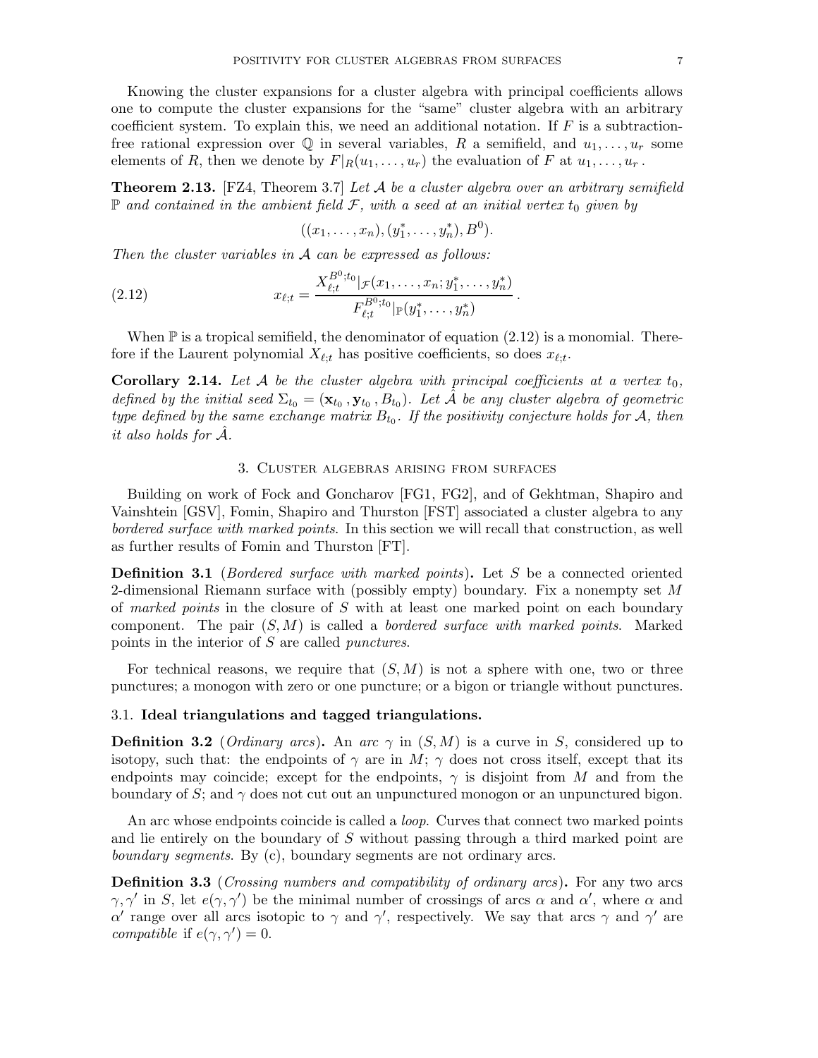Knowing the cluster expansions for a cluster algebra with principal coefficients allows one to compute the cluster expansions for the "same" cluster algebra with an arbitrary coefficient system. To explain this, we need an additional notation. If $F$ is a subtraction-free rational expression over $\mathbb{Q}$ in several variables, $R$ a semifield, and $u_1, \ldots, u_r$ some elements of $R$, then we denote by $F|_R(u_1, \ldots, u_r)$ the evaluation of $F$ at $u_1, \ldots, u_r$.

**Theorem 2.13.** [FZ4, Theorem 3.7] *Let $\mathcal{A}$ be a cluster algebra over an arbitrary semifield $\mathbb{P}$ and contained in the ambient field $\mathcal{F}$, with a seed at an initial vertex $t_0$ given by*

$$((x_1, \ldots, x_n), (y_1^*, \ldots, y_n^*), B^0).$$

*Then the cluster variables in $\mathcal{A}$ can be expressed as follows:*

$$x_{\ell;t} = \frac{X_{\ell;t}^{B^0;t_0}|_{\mathcal{F}}(x_1, \ldots, x_n; y_1^*, \ldots, y_n^*)}{F_{\ell;t}^{B^0;t_0}|_{\mathbb{P}}(y_1^*, \ldots, y_n^*)}. \tag{2.12}$$

When $\mathbb{P}$ is a tropical semifield, the denominator of equation (2.12) is a monomial. Therefore if the Laurent polynomial $X_{\ell;t}$ has positive coefficients, so does $x_{\ell;t}$.

**Corollary 2.14.** *Let $\mathcal{A}$ be the cluster algebra with principal coefficients at a vertex $t_0$, defined by the initial seed $\Sigma_{t_0} = (\mathbf{x}_{t_0}, \mathbf{y}_{t_0}, B_{t_0})$. Let $\hat{\mathcal{A}}$ be any cluster algebra of geometric type defined by the same exchange matrix $B_{t_0}$. If the positivity conjecture holds for $\mathcal{A}$, then it also holds for $\hat{\mathcal{A}}$.*

## 3. Cluster algebras arising from surfaces

Building on work of Fock and Goncharov [FG1, FG2], and of Gekhtman, Shapiro and Vainshtein [GSV], Fomin, Shapiro and Thurston [FST] associated a cluster algebra to any *bordered surface with marked points*. In this section we will recall that construction, as well as further results of Fomin and Thurston [FT].

**Definition 3.1** (*Bordered surface with marked points*)**.** Let $S$ be a connected oriented 2-dimensional Riemann surface with (possibly empty) boundary. Fix a nonempty set $M$ of *marked points* in the closure of $S$ with at least one marked point on each boundary component. The pair $(S, M)$ is called a *bordered surface with marked points*. Marked points in the interior of $S$ are called *punctures*.

For technical reasons, we require that $(S, M)$ is not a sphere with one, two or three punctures; a monogon with zero or one puncture; or a bigon or triangle without punctures.

### 3.1. Ideal triangulations and tagged triangulations.

**Definition 3.2** (*Ordinary arcs*)**.** An *arc* $\gamma$ in $(S, M)$ is a curve in $S$, considered up to isotopy, such that: the endpoints of $\gamma$ are in $M$; $\gamma$ does not cross itself, except that its endpoints may coincide; except for the endpoints, $\gamma$ is disjoint from $M$ and from the boundary of $S$; and $\gamma$ does not cut out an unpunctured monogon or an unpunctured bigon.

An arc whose endpoints coincide is called a *loop*. Curves that connect two marked points and lie entirely on the boundary of $S$ without passing through a third marked point are *boundary segments*. By (c), boundary segments are not ordinary arcs.

**Definition 3.3** (*Crossing numbers and compatibility of ordinary arcs*)**.** For any two arcs $\gamma, \gamma'$ in $S$, let $e(\gamma, \gamma')$ be the minimal number of crossings of arcs $\alpha$ and $\alpha'$, where $\alpha$ and $\alpha'$ range over all arcs isotopic to $\gamma$ and $\gamma'$, respectively. We say that arcs $\gamma$ and $\gamma'$ are *compatible* if $e(\gamma, \gamma') = 0$.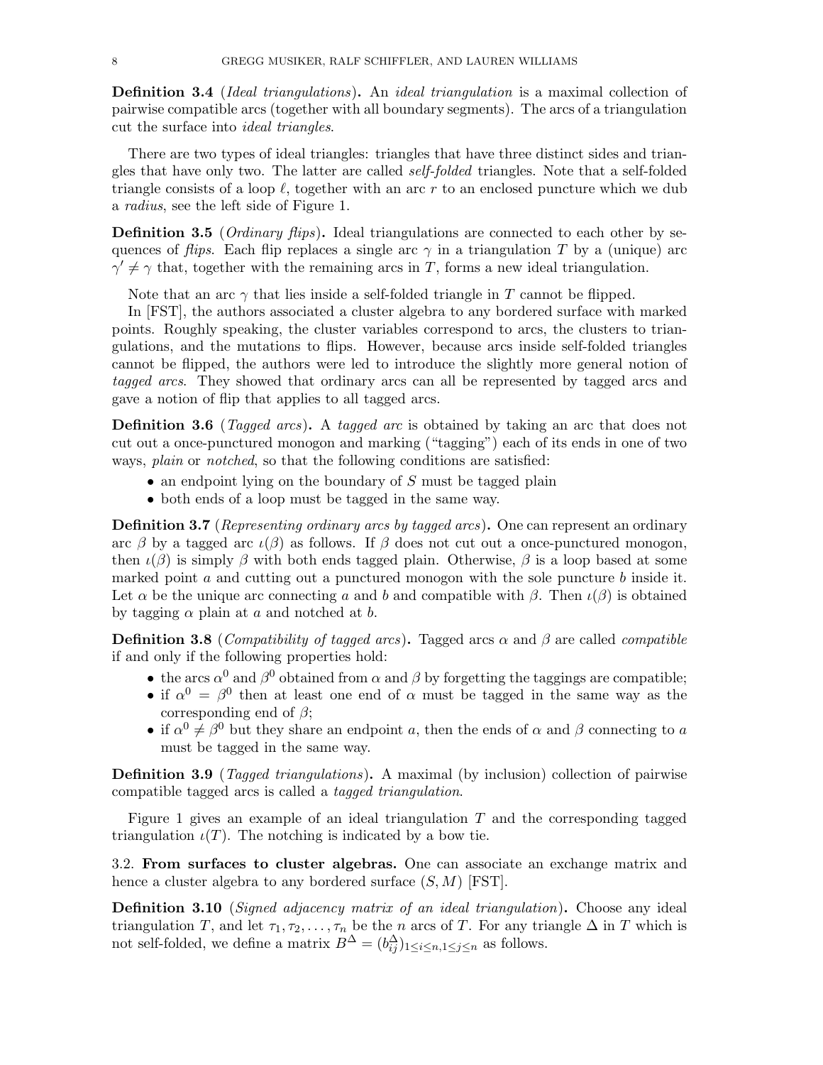**Definition 3.4** (*Ideal triangulations*)**.** An *ideal triangulation* is a maximal collection of pairwise compatible arcs (together with all boundary segments). The arcs of a triangulation cut the surface into *ideal triangles*.

There are two types of ideal triangles: triangles that have three distinct sides and triangles that have only two. The latter are called *self-folded* triangles. Note that a self-folded triangle consists of a loop $\ell$, together with an arc $r$ to an enclosed puncture which we dub a *radius*, see the left side of Figure 1.

**Definition 3.5** (*Ordinary flips*)**.** Ideal triangulations are connected to each other by sequences of *flips*. Each flip replaces a single arc $\gamma$ in a triangulation $T$ by a (unique) arc $\gamma' \neq \gamma$ that, together with the remaining arcs in $T$, forms a new ideal triangulation.

Note that an arc $\gamma$ that lies inside a self-folded triangle in $T$ cannot be flipped.

In [FST], the authors associated a cluster algebra to any bordered surface with marked points. Roughly speaking, the cluster variables correspond to arcs, the clusters to triangulations, and the mutations to flips. However, because arcs inside self-folded triangles cannot be flipped, the authors were led to introduce the slightly more general notion of *tagged arcs*. They showed that ordinary arcs can all be represented by tagged arcs and gave a notion of flip that applies to all tagged arcs.

**Definition 3.6** (*Tagged arcs*)**.** A *tagged arc* is obtained by taking an arc that does not cut out a once-punctured monogon and marking ("tagging") each of its ends in one of two ways, *plain* or *notched*, so that the following conditions are satisfied:

- an endpoint lying on the boundary of $S$ must be tagged plain
- both ends of a loop must be tagged in the same way.

**Definition 3.7** (*Representing ordinary arcs by tagged arcs*)**.** One can represent an ordinary arc $\beta$ by a tagged arc $\iota(\beta)$ as follows. If $\beta$ does not cut out a once-punctured monogon, then $\iota(\beta)$ is simply $\beta$ with both ends tagged plain. Otherwise, $\beta$ is a loop based at some marked point $a$ and cutting out a punctured monogon with the sole puncture $b$ inside it. Let $\alpha$ be the unique arc connecting $a$ and $b$ and compatible with $\beta$. Then $\iota(\beta)$ is obtained by tagging $\alpha$ plain at $a$ and notched at $b$.

**Definition 3.8** (*Compatibility of tagged arcs*)**.** Tagged arcs $\alpha$ and $\beta$ are called *compatible* if and only if the following properties hold:

- the arcs $\alpha^0$ and $\beta^0$ obtained from $\alpha$ and $\beta$ by forgetting the taggings are compatible;
- if $\alpha^0 = \beta^0$ then at least one end of $\alpha$ must be tagged in the same way as the corresponding end of $\beta$;
- if $\alpha^0 \neq \beta^0$ but they share an endpoint $a$, then the ends of $\alpha$ and $\beta$ connecting to $a$ must be tagged in the same way.

**Definition 3.9** (*Tagged triangulations*)**.** A maximal (by inclusion) collection of pairwise compatible tagged arcs is called a *tagged triangulation*.

Figure 1 gives an example of an ideal triangulation $T$ and the corresponding tagged triangulation $\iota(T)$. The notching is indicated by a bow tie.

## 3.2. From surfaces to cluster algebras.

One can associate an exchange matrix and hence a cluster algebra to any bordered surface $(S, M)$ [FST].

**Definition 3.10** (*Signed adjacency matrix of an ideal triangulation*)**.** Choose any ideal triangulation $T$, and let $\tau_1, \tau_2, \ldots, \tau_n$ be the $n$ arcs of $T$. For any triangle $\Delta$ in $T$ which is not self-folded, we define a matrix $B^\Delta = (b_{ij}^\Delta)_{1 \leq i \leq n, 1 \leq j \leq n}$ as follows.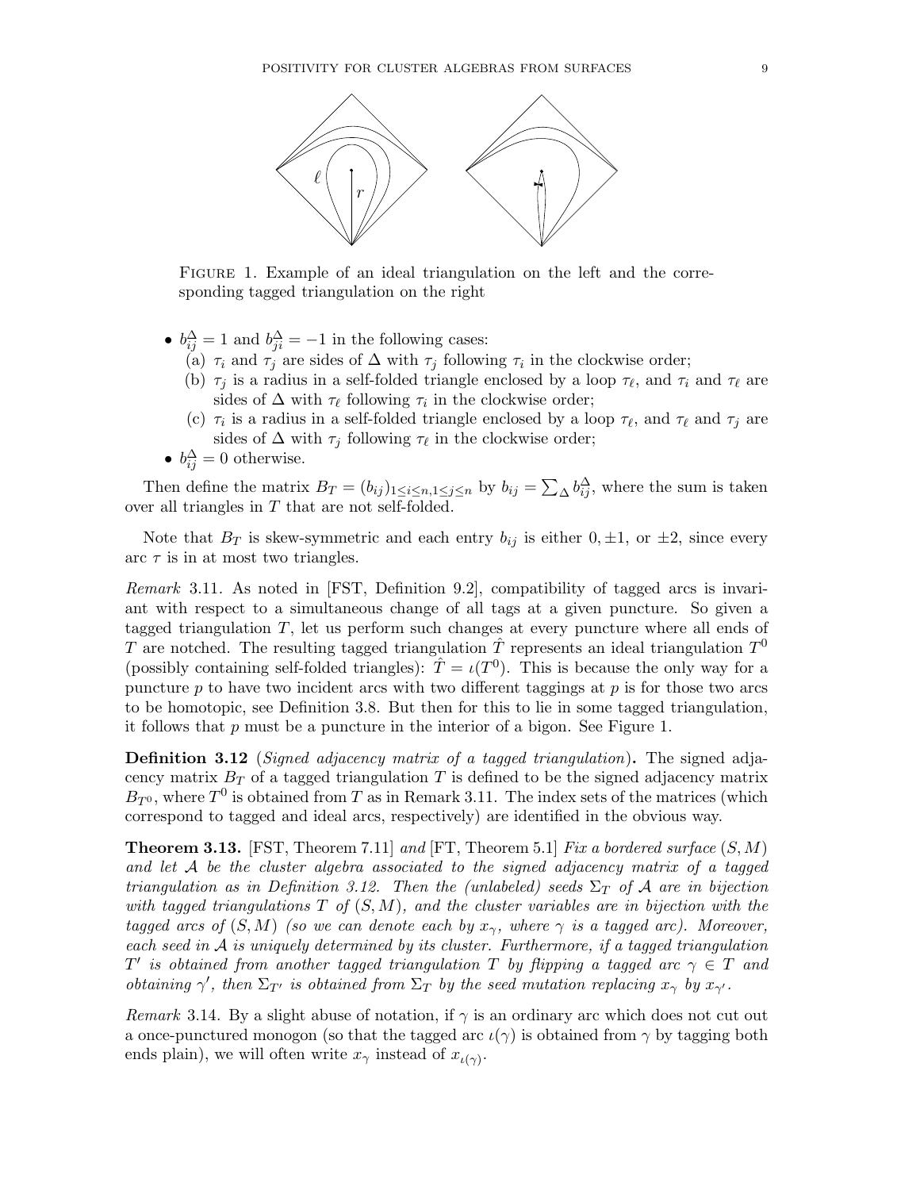FIGURE 1. Example of an ideal triangulation on the left and the corresponding tagged triangulation on the right

- $b_{ij}^{\Delta} = 1$ and $b_{ji}^{\Delta} = -1$ in the following cases:
  - (a) $\tau_i$ and $\tau_j$ are sides of $\Delta$ with $\tau_j$ following $\tau_i$ in the clockwise order;
  - (b) $\tau_j$ is a radius in a self-folded triangle enclosed by a loop $\tau_\ell$, and $\tau_i$ and $\tau_\ell$ are sides of $\Delta$ with $\tau_\ell$ following $\tau_i$ in the clockwise order;
  - (c) $\tau_i$ is a radius in a self-folded triangle enclosed by a loop $\tau_\ell$, and $\tau_\ell$ and $\tau_j$ are sides of $\Delta$ with $\tau_j$ following $\tau_\ell$ in the clockwise order;
- $b_{ij}^{\Delta} = 0$ otherwise.

Then define the matrix $B_T = (b_{ij})_{1 \le i \le n, 1 \le j \le n}$ by $b_{ij} = \sum_\Delta b_{ij}^{\Delta}$, where the sum is taken over all triangles in $T$ that are not self-folded.

Note that $B_T$ is skew-symmetric and each entry $b_{ij}$ is either $0, \pm 1$, or $\pm 2$, since every arc $\tau$ is in at most two triangles.

*Remark* 3.11. As noted in [FST, Definition 9.2], compatibility of tagged arcs is invariant with respect to a simultaneous change of all tags at a given puncture. So given a tagged triangulation $T$, let us perform such changes at every puncture where all ends of $T$ are notched. The resulting tagged triangulation $\hat{T}$ represents an ideal triangulation $T^0$ (possibly containing self-folded triangles): $\hat{T} = \iota(T^0)$. This is because the only way for a puncture $p$ to have two incident arcs with two different taggings at $p$ is for those two arcs to be homotopic, see Definition 3.8. But then for this to lie in some tagged triangulation, it follows that $p$ must be a puncture in the interior of a bigon. See Figure 1.

**Definition 3.12** (*Signed adjacency matrix of a tagged triangulation*)**.** The signed adjacency matrix $B_T$ of a tagged triangulation $T$ is defined to be the signed adjacency matrix $B_{T^0}$, where $T^0$ is obtained from $T$ as in Remark 3.11. The index sets of the matrices (which correspond to tagged and ideal arcs, respectively) are identified in the obvious way.

**Theorem 3.13.** [FST, Theorem 7.11] *and* [FT, Theorem 5.1] *Fix a bordered surface $(S, M)$ and let $\mathcal{A}$ be the cluster algebra associated to the signed adjacency matrix of a tagged triangulation as in Definition 3.12. Then the (unlabeled) seeds $\Sigma_T$ of $\mathcal{A}$ are in bijection with tagged triangulations $T$ of $(S, M)$, and the cluster variables are in bijection with the tagged arcs of $(S, M)$ (so we can denote each by $x_\gamma$, where $\gamma$ is a tagged arc). Moreover, each seed in $\mathcal{A}$ is uniquely determined by its cluster. Furthermore, if a tagged triangulation $T'$ is obtained from another tagged triangulation $T$ by flipping a tagged arc $\gamma \in T$ and obtaining $\gamma'$, then $\Sigma_{T'}$ is obtained from $\Sigma_T$ by the seed mutation replacing $x_\gamma$ by $x_{\gamma'}$.*

*Remark* 3.14. By a slight abuse of notation, if $\gamma$ is an ordinary arc which does not cut out a once-punctured monogon (so that the tagged arc $\iota(\gamma)$ is obtained from $\gamma$ by tagging both ends plain), we will often write $x_\gamma$ instead of $x_{\iota(\gamma)}$.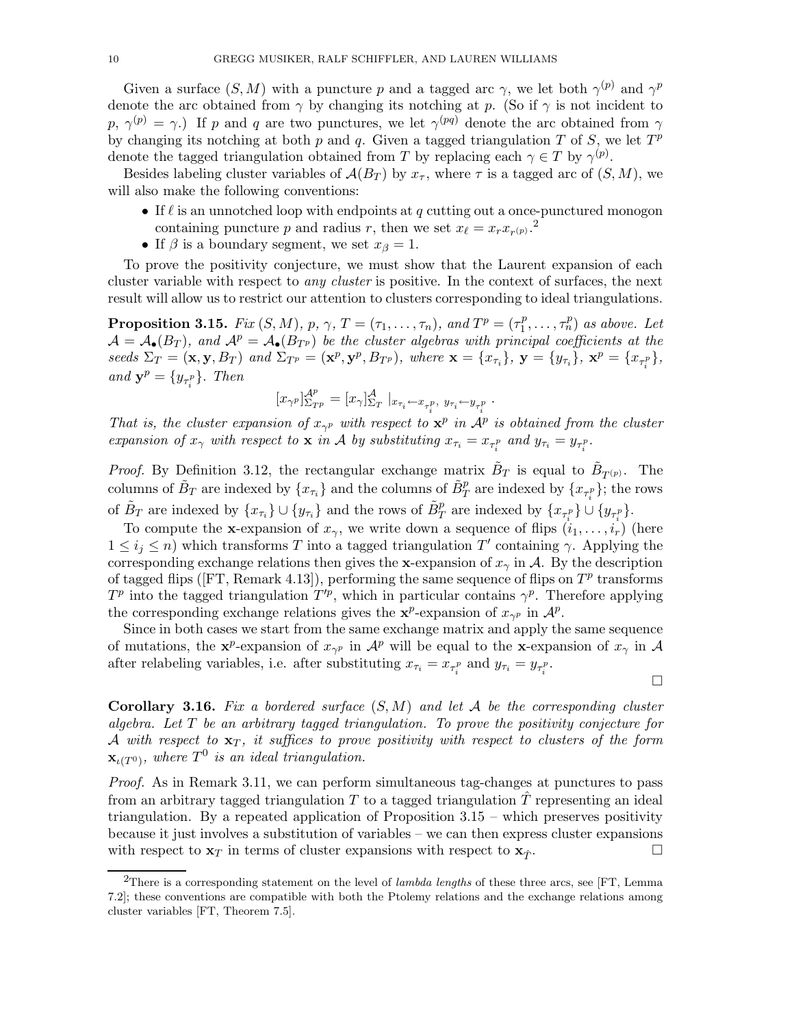Given a surface $(S, M)$ with a puncture $p$ and a tagged arc $\gamma$, we let both $\gamma^{(p)}$ and $\gamma^p$ denote the arc obtained from $\gamma$ by changing its notching at $p$. (So if $\gamma$ is not incident to $p$, $\gamma^{(p)} = \gamma$.) If $p$ and $q$ are two punctures, we let $\gamma^{(pq)}$ denote the arc obtained from $\gamma$ by changing its notching at both $p$ and $q$. Given a tagged triangulation $T$ of $S$, we let $T^p$ denote the tagged triangulation obtained from $T$ by replacing each $\gamma \in T$ by $\gamma^{(p)}$.

Besides labeling cluster variables of $\mathcal{A}(B_T)$ by $x_\tau$, where $\tau$ is a tagged arc of $(S, M)$, we will also make the following conventions:

- If $\ell$ is an unnotched loop with endpoints at $q$ cutting out a once-punctured monogon containing puncture $p$ and radius $r$, then we set $x_\ell = x_r x_{r^{(p)}}$.[2]
- If $\beta$ is a boundary segment, we set $x_\beta = 1$.

To prove the positivity conjecture, we must show that the Laurent expansion of each cluster variable with respect to *any cluster* is positive. In the context of surfaces, the next result will allow us to restrict our attention to clusters corresponding to ideal triangulations.

**Proposition 3.15.** *Fix $(S, M)$, $p$, $\gamma$, $T = (\tau_1, \dots, \tau_n)$, and $T^p = (\tau_1^p, \dots, \tau_n^p)$ as above. Let $\mathcal{A} = \mathcal{A}_\bullet(B_T)$, and $\mathcal{A}^p = \mathcal{A}_\bullet(B_{T^p})$ be the cluster algebras with principal coefficients at the seeds $\Sigma_T = (\mathbf{x}, \mathbf{y}, B_T)$ and $\Sigma_{T^p} = (\mathbf{x}^p, \mathbf{y}^p, B_{T^p})$, where $\mathbf{x} = \{x_{\tau_i}\}$, $\mathbf{y} = \{y_{\tau_i}\}$, $\mathbf{x}^p = \{x_{\tau_i^p}\}$, and $\mathbf{y}^p = \{y_{\tau_i^p}\}$. Then*

$$[x_{\gamma^p}]^{\mathcal{A}^p}_{\Sigma_{T^p}} = [x_\gamma]^{\mathcal{A}}_{\Sigma_T} \mid_{x_{\tau_i} \leftarrow x_{\tau_i^p},\ y_{\tau_i} \leftarrow y_{\tau_i^p}} .$$

*That is, the cluster expansion of $x_{\gamma^p}$ with respect to $\mathbf{x}^p$ in $\mathcal{A}^p$ is obtained from the cluster expansion of $x_\gamma$ with respect to $\mathbf{x}$ in $\mathcal{A}$ by substituting $x_{\tau_i} = x_{\tau_i^p}$ and $y_{\tau_i} = y_{\tau_i^p}$.*

*Proof.* By Definition 3.12, the rectangular exchange matrix $\tilde{B}_T$ is equal to $\tilde{B}_{T^{(p)}}$. The columns of $\tilde{B}_T$ are indexed by $\{x_{\tau_i}\}$ and the columns of $\tilde{B}^p_T$ are indexed by $\{x_{\tau_i^p}\}$; the rows of $\tilde{B}_T$ are indexed by $\{x_{\tau_i}\} \cup \{y_{\tau_i}\}$ and the rows of $\tilde{B}^p_T$ are indexed by $\{x_{\tau_i^p}\} \cup \{y_{\tau_i^p}\}$.

To compute the $\mathbf{x}$-expansion of $x_\gamma$, we write down a sequence of flips $(i_1, \dots, i_r)$ (here $1 \le i_j \le n$) which transforms $T$ into a tagged triangulation $T'$ containing $\gamma$. Applying the corresponding exchange relations then gives the $\mathbf{x}$-expansion of $x_\gamma$ in $\mathcal{A}$. By the description of tagged flips ([FT, Remark 4.13]), performing the same sequence of flips on $T^p$ transforms $T^p$ into the tagged triangulation $T'^p$, which in particular contains $\gamma^p$. Therefore applying the corresponding exchange relations gives the $\mathbf{x}^p$-expansion of $x_{\gamma^p}$ in $\mathcal{A}^p$.

Since in both cases we start from the same exchange matrix and apply the same sequence of mutations, the $\mathbf{x}^p$-expansion of $x_{\gamma^p}$ in $\mathcal{A}^p$ will be equal to the $\mathbf{x}$-expansion of $x_\gamma$ in $\mathcal{A}$ after relabeling variables, i.e. after substituting $x_{\tau_i} = x_{\tau_i^p}$ and $y_{\tau_i} = y_{\tau_i^p}$. □

**Corollary 3.16.** *Fix a bordered surface $(S, M)$ and let $\mathcal{A}$ be the corresponding cluster algebra. Let $T$ be an arbitrary tagged triangulation. To prove the positivity conjecture for $\mathcal{A}$ with respect to $\mathbf{x}_T$, it suffices to prove positivity with respect to clusters of the form $\mathbf{x}_{\iota(T^0)}$, where $T^0$ is an ideal triangulation.*

*Proof.* As in Remark 3.11, we can perform simultaneous tag-changes at punctures to pass from an arbitrary tagged triangulation $T$ to a tagged triangulation $\hat{T}$ representing an ideal triangulation. By a repeated application of Proposition 3.15 – which preserves positivity because it just involves a substitution of variables – we can then express cluster expansions with respect to $\mathbf{x}_T$ in terms of cluster expansions with respect to $\mathbf{x}_{\hat{T}}$. □

---

[2] There is a corresponding statement on the level of *lambda lengths* of these three arcs, see [FT, Lemma 7.2]; these conventions are compatible with both the Ptolemy relations and the exchange relations among cluster variables [FT, Theorem 7.5].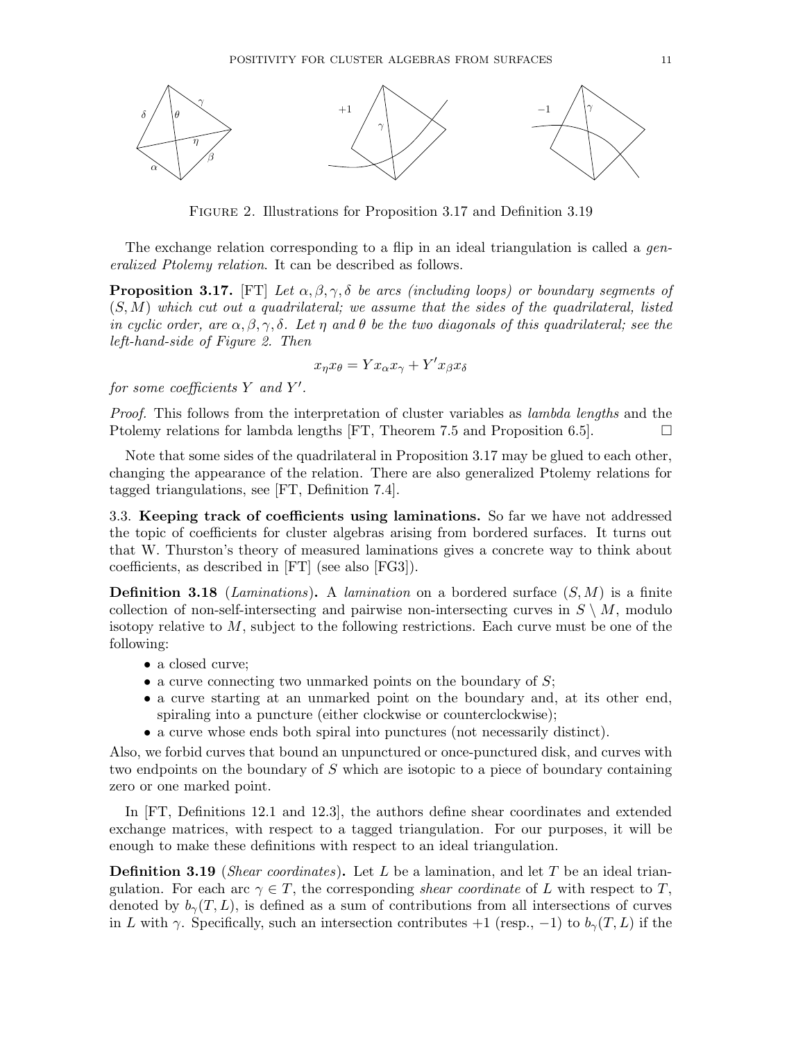FIGURE 2. Illustrations for Proposition 3.17 and Definition 3.19

The exchange relation corresponding to a flip in an ideal triangulation is called a *generalized Ptolemy relation*. It can be described as follows.

**Proposition 3.17.** [FT] *Let $\alpha, \beta, \gamma, \delta$ be arcs (including loops) or boundary segments of $(S, M)$ which cut out a quadrilateral; we assume that the sides of the quadrilateral, listed in cyclic order, are $\alpha, \beta, \gamma, \delta$. Let $\eta$ and $\theta$ be the two diagonals of this quadrilateral; see the left-hand-side of Figure 2. Then*

$$x_\eta x_\theta = Y x_\alpha x_\gamma + Y' x_\beta x_\delta$$

*for some coefficients $Y$ and $Y'$.*

*Proof.* This follows from the interpretation of cluster variables as *lambda lengths* and the Ptolemy relations for lambda lengths [FT, Theorem 7.5 and Proposition 6.5]. □

Note that some sides of the quadrilateral in Proposition 3.17 may be glued to each other, changing the appearance of the relation. There are also generalized Ptolemy relations for tagged triangulations, see [FT, Definition 7.4].

3.3. **Keeping track of coefficients using laminations.** So far we have not addressed the topic of coefficients for cluster algebras arising from bordered surfaces. It turns out that W. Thurston's theory of measured laminations gives a concrete way to think about coefficients, as described in [FT] (see also [FG3]).

**Definition 3.18** (*Laminations*)**.** A *lamination* on a bordered surface $(S, M)$ is a finite collection of non-self-intersecting and pairwise non-intersecting curves in $S \setminus M$, modulo isotopy relative to $M$, subject to the following restrictions. Each curve must be one of the following:

- a closed curve;
- a curve connecting two unmarked points on the boundary of $S$;
- a curve starting at an unmarked point on the boundary and, at its other end, spiraling into a puncture (either clockwise or counterclockwise);
- a curve whose ends both spiral into punctures (not necessarily distinct).

Also, we forbid curves that bound an unpunctured or once-punctured disk, and curves with two endpoints on the boundary of $S$ which are isotopic to a piece of boundary containing zero or one marked point.

In [FT, Definitions 12.1 and 12.3], the authors define shear coordinates and extended exchange matrices, with respect to a tagged triangulation. For our purposes, it will be enough to make these definitions with respect to an ideal triangulation.

**Definition 3.19** (*Shear coordinates*)**.** Let $L$ be a lamination, and let $T$ be an ideal triangulation. For each arc $\gamma \in T$, the corresponding *shear coordinate* of $L$ with respect to $T$, denoted by $b_\gamma(T, L)$, is defined as a sum of contributions from all intersections of curves in $L$ with $\gamma$. Specifically, such an intersection contributes $+1$ (resp., $-1$) to $b_\gamma(T, L)$ if the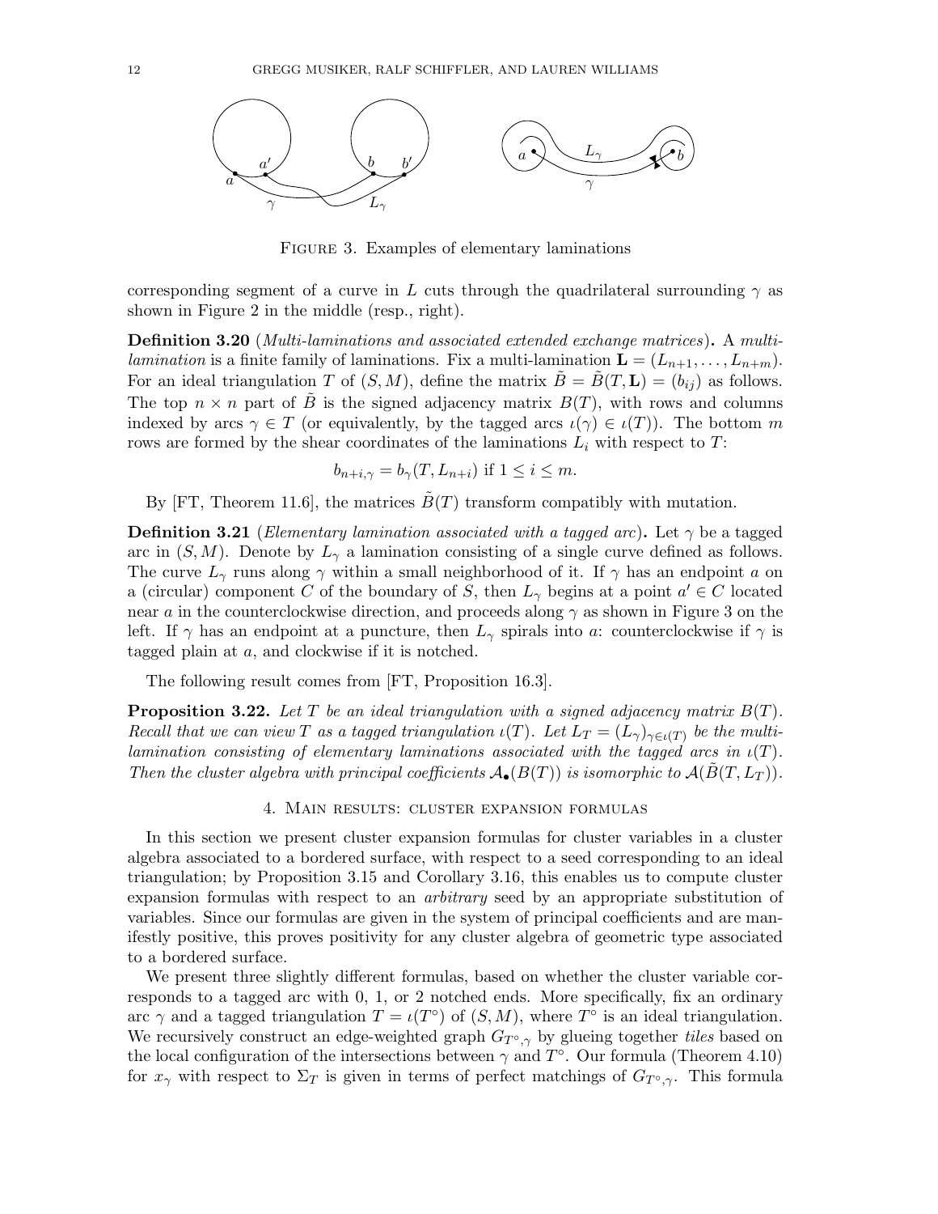Figure 3. Examples of elementary laminations

corresponding segment of a curve in $L$ cuts through the quadrilateral surrounding $\gamma$ as shown in Figure 2 in the middle (resp., right).

**Definition 3.20** (*Multi-laminations and associated extended exchange matrices*)**.** A *multi-lamination* is a finite family of laminations. Fix a multi-lamination $\mathbf{L} = (L_{n+1}, \dots, L_{n+m})$. For an ideal triangulation $T$ of $(S, M)$, define the matrix $\tilde{B} = \tilde{B}(T, \mathbf{L}) = (b_{ij})$ as follows. The top $n \times n$ part of $\tilde{B}$ is the signed adjacency matrix $B(T)$, with rows and columns indexed by arcs $\gamma \in T$ (or equivalently, by the tagged arcs $\iota(\gamma) \in \iota(T)$). The bottom $m$ rows are formed by the shear coordinates of the laminations $L_i$ with respect to $T$:

$$b_{n+i,\gamma} = b_\gamma(T, L_{n+i}) \text{ if } 1 \le i \le m.$$

By [FT, Theorem 11.6], the matrices $\tilde{B}(T)$ transform compatibly with mutation.

**Definition 3.21** (*Elementary lamination associated with a tagged arc*)**.** Let $\gamma$ be a tagged arc in $(S, M)$. Denote by $L_\gamma$ a lamination consisting of a single curve defined as follows. The curve $L_\gamma$ runs along $\gamma$ within a small neighborhood of it. If $\gamma$ has an endpoint $a$ on a (circular) component $C$ of the boundary of $S$, then $L_\gamma$ begins at a point $a' \in C$ located near $a$ in the counterclockwise direction, and proceeds along $\gamma$ as shown in Figure 3 on the left. If $\gamma$ has an endpoint at a puncture, then $L_\gamma$ spirals into $a$: counterclockwise if $\gamma$ is tagged plain at $a$, and clockwise if it is notched.

The following result comes from [FT, Proposition 16.3].

**Proposition 3.22.** *Let $T$ be an ideal triangulation with a signed adjacency matrix $B(T)$. Recall that we can view $T$ as a tagged triangulation $\iota(T)$. Let $L_T = (L_\gamma)_{\gamma \in \iota(T)}$ be the multi-lamination consisting of elementary laminations associated with the tagged arcs in $\iota(T)$. Then the cluster algebra with principal coefficients $\mathcal{A}_\bullet(B(T))$ is isomorphic to $\mathcal{A}(\tilde{B}(T, L_T))$.*

## 4. Main results: cluster expansion formulas

In this section we present cluster expansion formulas for cluster variables in a cluster algebra associated to a bordered surface, with respect to a seed corresponding to an ideal triangulation; by Proposition 3.15 and Corollary 3.16, this enables us to compute cluster expansion formulas with respect to an *arbitrary* seed by an appropriate substitution of variables. Since our formulas are given in the system of principal coefficients and are manifestly positive, this proves positivity for any cluster algebra of geometric type associated to a bordered surface.

We present three slightly different formulas, based on whether the cluster variable corresponds to a tagged arc with 0, 1, or 2 notched ends. More specifically, fix an ordinary arc $\gamma$ and a tagged triangulation $T = \iota(T^\circ)$ of $(S, M)$, where $T^\circ$ is an ideal triangulation. We recursively construct an edge-weighted graph $G_{T^\circ,\gamma}$ by glueing together *tiles* based on the local configuration of the intersections between $\gamma$ and $T^\circ$. Our formula (Theorem 4.10) for $x_\gamma$ with respect to $\Sigma_T$ is given in terms of perfect matchings of $G_{T^\circ,\gamma}$. This formula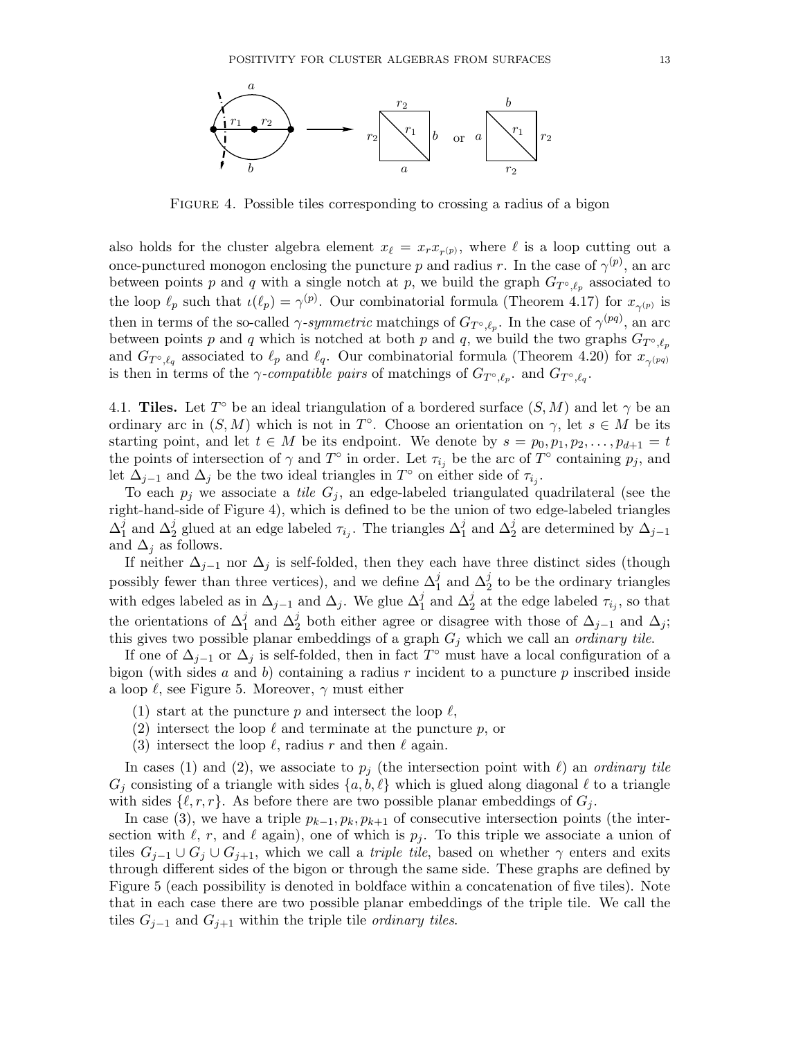a

$r_1$ $r_2$

b

$r_2$

$r_2$ $r_1$ $b$

$a$

or

$b$

$a$ $r_1$ $r_2$

$r_2$

Figure 4. Possible tiles corresponding to crossing a radius of a bigon

also holds for the cluster algebra element $x_\ell = x_r x_{r^{(p)}}$, where $\ell$ is a loop cutting out a once-punctured monogon enclosing the puncture $p$ and radius $r$. In the case of $\gamma^{(p)}$, an arc between points $p$ and $q$ with a single notch at $p$, we build the graph $G_{T^\circ,\ell_p}$ associated to the loop $\ell_p$ such that $\iota(\ell_p) = \gamma^{(p)}$. Our combinatorial formula (Theorem 4.17) for $x_{\gamma^{(p)}}$ is then in terms of the so-called *$\gamma$-symmetric* matchings of $G_{T^\circ,\ell_p}$. In the case of $\gamma^{(pq)}$, an arc between points $p$ and $q$ which is notched at both $p$ and $q$, we build the two graphs $G_{T^\circ,\ell_p}$ and $G_{T^\circ,\ell_q}$ associated to $\ell_p$ and $\ell_q$. Our combinatorial formula (Theorem 4.20) for $x_{\gamma^{(pq)}}$ is then in terms of the *$\gamma$-compatible pairs* of matchings of $G_{T^\circ,\ell_p}$. and $G_{T^\circ,\ell_q}$.

4.1. **Tiles.** Let $T^\circ$ be an ideal triangulation of a bordered surface $(S, M)$ and let $\gamma$ be an ordinary arc in $(S, M)$ which is not in $T^\circ$. Choose an orientation on $\gamma$, let $s \in M$ be its starting point, and let $t \in M$ be its endpoint. We denote by $s = p_0, p_1, p_2, \ldots, p_{d+1} = t$ the points of intersection of $\gamma$ and $T^\circ$ in order. Let $\tau_{i_j}$ be the arc of $T^\circ$ containing $p_j$, and let $\Delta_{j-1}$ and $\Delta_j$ be the two ideal triangles in $T^\circ$ on either side of $\tau_{i_j}$.

To each $p_j$ we associate a *tile* $G_j$, an edge-labeled triangulated quadrilateral (see the right-hand-side of Figure 4), which is defined to be the union of two edge-labeled triangles $\Delta_1^j$ and $\Delta_2^j$ glued at an edge labeled $\tau_{i_j}$. The triangles $\Delta_1^j$ and $\Delta_2^j$ are determined by $\Delta_{j-1}$ and $\Delta_j$ as follows.

If neither $\Delta_{j-1}$ nor $\Delta_j$ is self-folded, then they each have three distinct sides (though possibly fewer than three vertices), and we define $\Delta_1^j$ and $\Delta_2^j$ to be the ordinary triangles with edges labeled as in $\Delta_{j-1}$ and $\Delta_j$. We glue $\Delta_1^j$ and $\Delta_2^j$ at the edge labeled $\tau_{i_j}$, so that the orientations of $\Delta_1^j$ and $\Delta_2^j$ both either agree or disagree with those of $\Delta_{j-1}$ and $\Delta_j$; this gives two possible planar embeddings of a graph $G_j$ which we call an *ordinary tile*.

If one of $\Delta_{j-1}$ or $\Delta_j$ is self-folded, then in fact $T^\circ$ must have a local configuration of a bigon (with sides $a$ and $b$) containing a radius $r$ incident to a puncture $p$ inscribed inside a loop $\ell$, see Figure 5. Moreover, $\gamma$ must either

(1) start at the puncture $p$ and intersect the loop $\ell$,
(2) intersect the loop $\ell$ and terminate at the puncture $p$, or
(3) intersect the loop $\ell$, radius $r$ and then $\ell$ again.

In cases (1) and (2), we associate to $p_j$ (the intersection point with $\ell$) an *ordinary tile* $G_j$ consisting of a triangle with sides $\{a, b, \ell\}$ which is glued along diagonal $\ell$ to a triangle with sides $\{\ell, r, r\}$. As before there are two possible planar embeddings of $G_j$.

In case (3), we have a triple $p_{k-1}, p_k, p_{k+1}$ of consecutive intersection points (the intersection with $\ell$, $r$, and $\ell$ again), one of which is $p_j$. To this triple we associate a union of tiles $G_{j-1} \cup G_j \cup G_{j+1}$, which we call a *triple tile*, based on whether $\gamma$ enters and exits through different sides of the bigon or through the same side. These graphs are defined by Figure 5 (each possibility is denoted in boldface within a concatenation of five tiles). Note that in each case there are two possible planar embeddings of the triple tile. We call the tiles $G_{j-1}$ and $G_{j+1}$ within the triple tile *ordinary tiles*.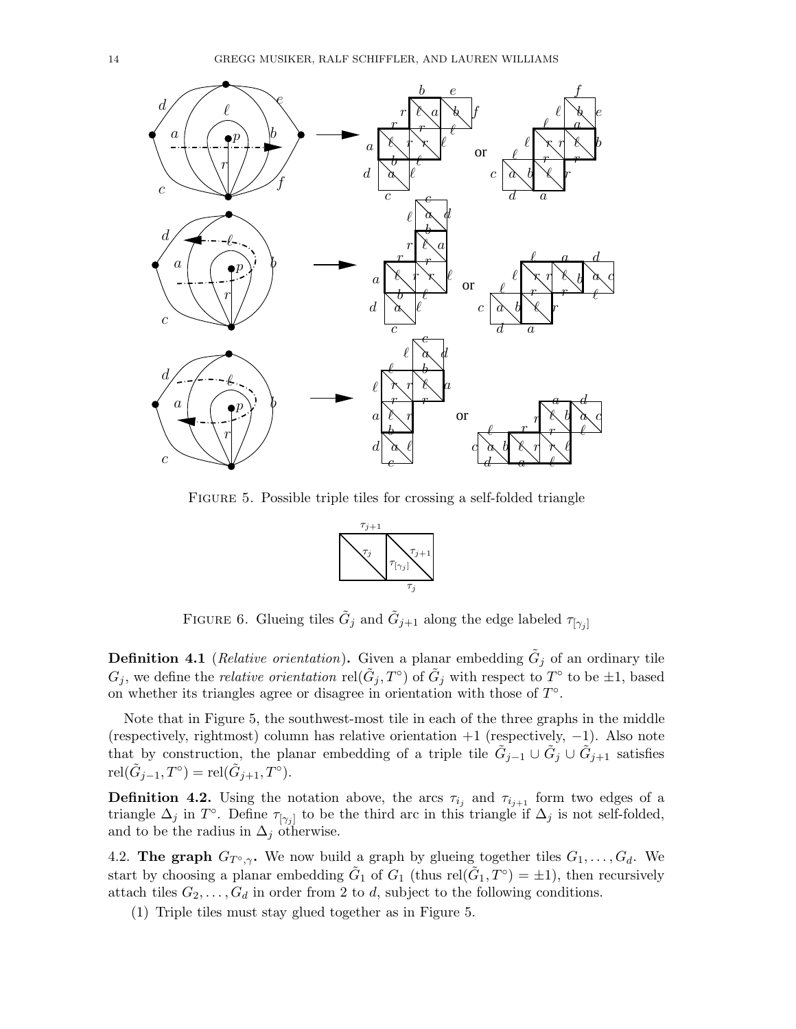FIGURE 5. Possible triple tiles for crossing a self-folded triangle

FIGURE 6. Glueing tiles $\tilde{G}_j$ and $\tilde{G}_{j+1}$ along the edge labeled $\tau_{[\gamma_j]}$

**Definition 4.1** (*Relative orientation*)**.** Given a planar embedding $\tilde{G}_j$ of an ordinary tile $G_j$, we define the *relative orientation* $\text{rel}(\tilde{G}_j, T^\circ)$ of $\tilde{G}_j$ with respect to $T^\circ$ to be $\pm 1$, based on whether its triangles agree or disagree in orientation with those of $T^\circ$.

Note that in Figure 5, the southwest-most tile in each of the three graphs in the middle (respectively, rightmost) column has relative orientation $+1$ (respectively, $-1$). Also note that by construction, the planar embedding of a triple tile $\tilde{G}_{j-1} \cup \tilde{G}_j \cup \tilde{G}_{j+1}$ satisfies $\text{rel}(\tilde{G}_{j-1}, T^\circ) = \text{rel}(\tilde{G}_{j+1}, T^\circ)$.

**Definition 4.2.** Using the notation above, the arcs $\tau_{i_j}$ and $\tau_{i_{j+1}}$ form two edges of a triangle $\Delta_j$ in $T^\circ$. Define $\tau_{[\gamma_j]}$ to be the third arc in this triangle if $\Delta_j$ is not self-folded, and to be the radius in $\Delta_j$ otherwise.

4.2. **The graph $G_{T^\circ,\gamma}$.** We now build a graph by glueing together tiles $G_1, \ldots, G_d$. We start by choosing a planar embedding $\tilde{G}_1$ of $G_1$ (thus $\text{rel}(\tilde{G}_1, T^\circ) = \pm 1$), then recursively attach tiles $G_2, \ldots, G_d$ in order from 2 to $d$, subject to the following conditions.

(1) Triple tiles must stay glued together as in Figure 5.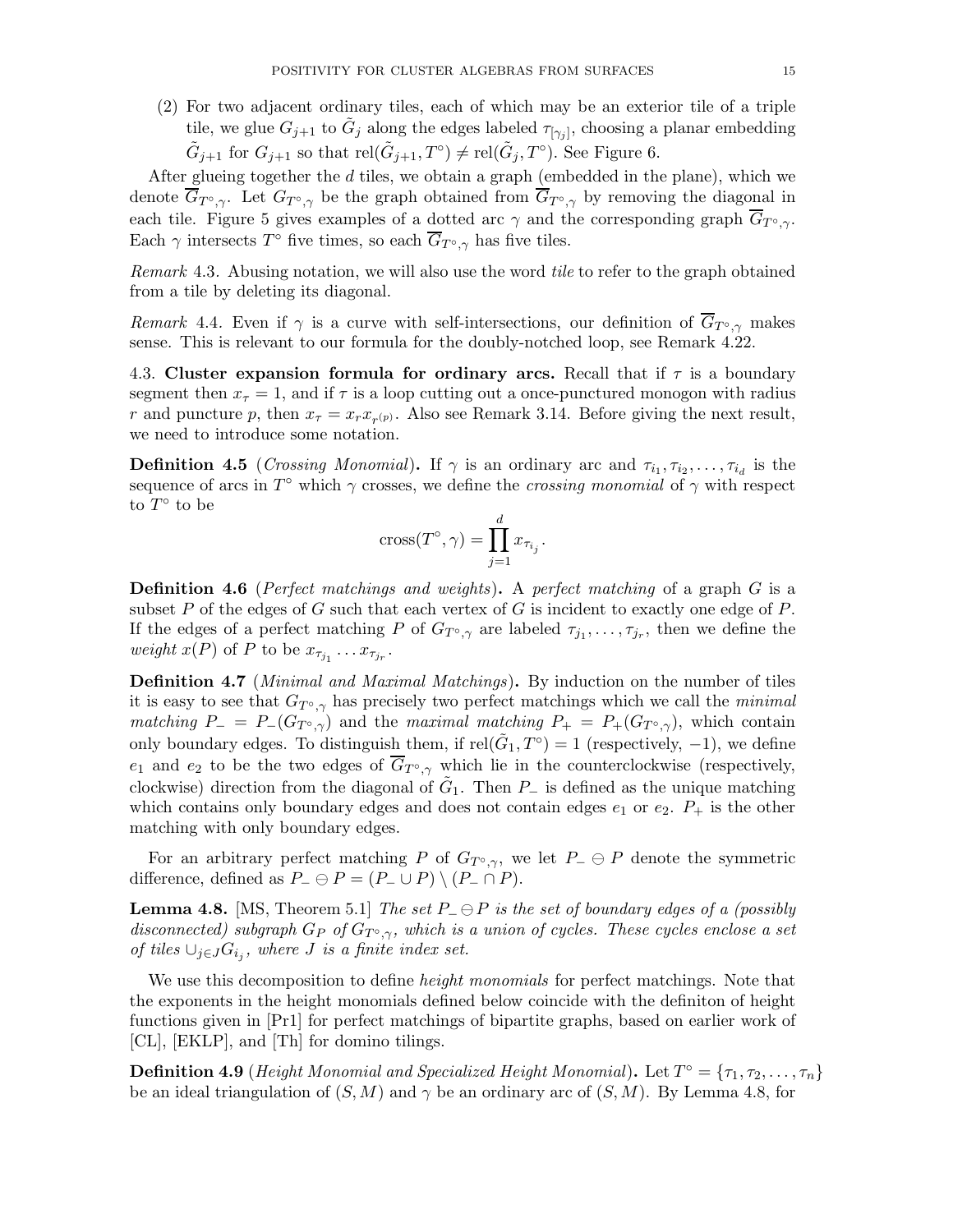(2) For two adjacent ordinary tiles, each of which may be an exterior tile of a triple tile, we glue $G_{j+1}$ to $\tilde{G}_j$ along the edges labeled $\tau_{[\gamma_j]}$, choosing a planar embedding $\tilde{G}_{j+1}$ for $G_{j+1}$ so that $\mathrm{rel}(\tilde{G}_{j+1}, T^\circ) \neq \mathrm{rel}(\tilde{G}_j, T^\circ)$. See Figure 6.

After glueing together the $d$ tiles, we obtain a graph (embedded in the plane), which we denote $\overline{G}_{T^\circ,\gamma}$. Let $G_{T^\circ,\gamma}$ be the graph obtained from $\overline{G}_{T^\circ,\gamma}$ by removing the diagonal in each tile. Figure 5 gives examples of a dotted arc $\gamma$ and the corresponding graph $\overline{G}_{T^\circ,\gamma}$. Each $\gamma$ intersects $T^\circ$ five times, so each $\overline{G}_{T^\circ,\gamma}$ has five tiles.

*Remark* 4.3. Abusing notation, we will also use the word *tile* to refer to the graph obtained from a tile by deleting its diagonal.

*Remark* 4.4. Even if $\gamma$ is a curve with self-intersections, our definition of $\overline{G}_{T^\circ,\gamma}$ makes sense. This is relevant to our formula for the doubly-notched loop, see Remark 4.22.

### 4.3. Cluster expansion formula for ordinary arcs.

Recall that if $\tau$ is a boundary segment then $x_\tau = 1$, and if $\tau$ is a loop cutting out a once-punctured monogon with radius $r$ and puncture $p$, then $x_\tau = x_r x_{r^{(p)}}$. Also see Remark 3.14. Before giving the next result, we need to introduce some notation.

**Definition 4.5** (*Crossing Monomial*)**.** If $\gamma$ is an ordinary arc and $\tau_{i_1}, \tau_{i_2}, \ldots, \tau_{i_d}$ is the sequence of arcs in $T^\circ$ which $\gamma$ crosses, we define the *crossing monomial* of $\gamma$ with respect to $T^\circ$ to be

$$\mathrm{cross}(T^\circ, \gamma) = \prod_{j=1}^{d} x_{\tau_{i_j}}.$$

**Definition 4.6** (*Perfect matchings and weights*)**.** A *perfect matching* of a graph $G$ is a subset $P$ of the edges of $G$ such that each vertex of $G$ is incident to exactly one edge of $P$. If the edges of a perfect matching $P$ of $G_{T^\circ,\gamma}$ are labeled $\tau_{j_1}, \ldots, \tau_{j_r}$, then we define the *weight* $x(P)$ of $P$ to be $x_{\tau_{j_1}} \ldots x_{\tau_{j_r}}$.

**Definition 4.7** (*Minimal and Maximal Matchings*)**.** By induction on the number of tiles it is easy to see that $G_{T^\circ,\gamma}$ has precisely two perfect matchings which we call the *minimal matching* $P_- = P_-(G_{T^\circ,\gamma})$ and the *maximal matching* $P_+ = P_+(G_{T^\circ,\gamma})$, which contain only boundary edges. To distinguish them, if $\mathrm{rel}(\tilde{G}_1, T^\circ) = 1$ (respectively, $-1$), we define $e_1$ and $e_2$ to be the two edges of $\overline{G}_{T^\circ,\gamma}$ which lie in the counterclockwise (respectively, clockwise) direction from the diagonal of $\tilde{G}_1$. Then $P_-$ is defined as the unique matching which contains only boundary edges and does not contain edges $e_1$ or $e_2$. $P_+$ is the other matching with only boundary edges.

For an arbitrary perfect matching $P$ of $G_{T^\circ,\gamma}$, we let $P_- \ominus P$ denote the symmetric difference, defined as $P_- \ominus P = (P_- \cup P) \setminus (P_- \cap P)$.

**Lemma 4.8.** [MS, Theorem 5.1] *The set $P_- \ominus P$ is the set of boundary edges of a (possibly disconnected) subgraph $G_P$ of $G_{T^\circ,\gamma}$, which is a union of cycles. These cycles enclose a set of tiles $\cup_{j\in J} G_{i_j}$, where $J$ is a finite index set.*

We use this decomposition to define *height monomials* for perfect matchings. Note that the exponents in the height monomials defined below coincide with the definiton of height functions given in [Pr1] for perfect matchings of bipartite graphs, based on earlier work of [CL], [EKLP], and [Th] for domino tilings.

**Definition 4.9** (*Height Monomial and Specialized Height Monomial*)**.** Let $T^\circ = \{\tau_1, \tau_2, \ldots, \tau_n\}$ be an ideal triangulation of $(S, M)$ and $\gamma$ be an ordinary arc of $(S, M)$. By Lemma 4.8, for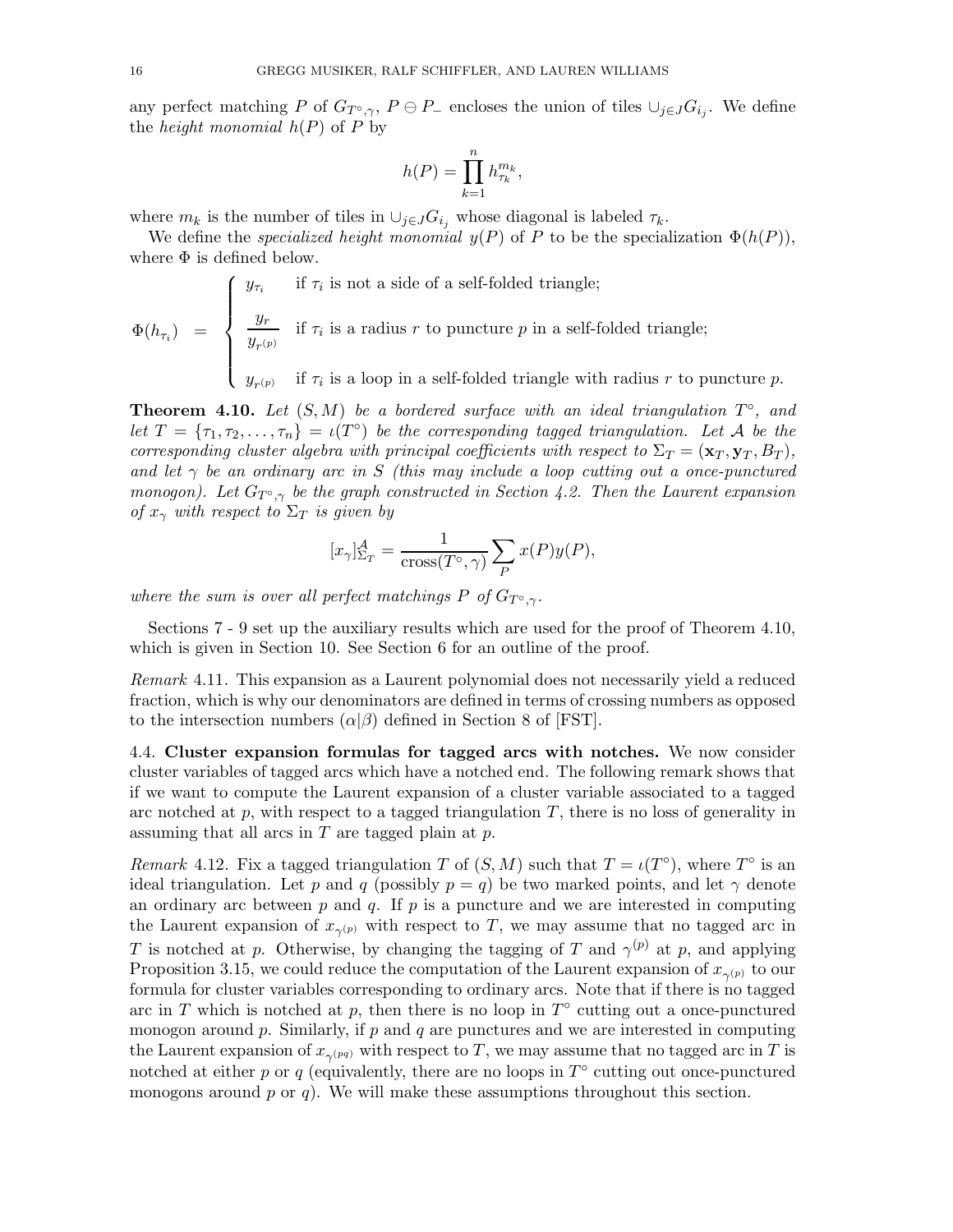any perfect matching $P$ of $G_{T^\circ,\gamma}$, $P \ominus P_-$ encloses the union of tiles $\cup_{j\in J} G_{i_j}$. We define the *height monomial* $h(P)$ of $P$ by

$$h(P) = \prod_{k=1}^{n} h_{\tau_k}^{m_k},$$

where $m_k$ is the number of tiles in $\cup_{j\in J} G_{i_j}$ whose diagonal is labeled $\tau_k$.

We define the *specialized height monomial* $y(P)$ of $P$ to be the specialization $\Phi(h(P))$, where $\Phi$ is defined below.

$$\Phi(h_{\tau_i}) = \begin{cases} y_{\tau_i} & \text{if } \tau_i \text{ is not a side of a self-folded triangle;} \\ \dfrac{y_r}{y_{r^{(p)}}} & \text{if } \tau_i \text{ is a radius } r \text{ to puncture } p \text{ in a self-folded triangle;} \\ y_{r^{(p)}} & \text{if } \tau_i \text{ is a loop in a self-folded triangle with radius } r \text{ to puncture } p. \end{cases}$$

**Theorem 4.10.** *Let $(S, M)$ be a bordered surface with an ideal triangulation $T^\circ$, and let $T = \{\tau_1, \tau_2, \ldots, \tau_n\} = \iota(T^\circ)$ be the corresponding tagged triangulation. Let $\mathcal{A}$ be the corresponding cluster algebra with principal coefficients with respect to $\Sigma_T = (\mathbf{x}_T, \mathbf{y}_T, B_T)$, and let $\gamma$ be an ordinary arc in $S$ (this may include a loop cutting out a once-punctured monogon). Let $G_{T^\circ,\gamma}$ be the graph constructed in Section 4.2. Then the Laurent expansion of $x_\gamma$ with respect to $\Sigma_T$ is given by*

$$[x_\gamma]^{\mathcal{A}}_{\Sigma_T} = \frac{1}{\text{cross}(T^\circ, \gamma)} \sum_P x(P) y(P),$$

*where the sum is over all perfect matchings $P$ of $G_{T^\circ,\gamma}$.*

Sections 7 - 9 set up the auxiliary results which are used for the proof of Theorem 4.10, which is given in Section 10. See Section 6 for an outline of the proof.

*Remark* 4.11. This expansion as a Laurent polynomial does not necessarily yield a reduced fraction, which is why our denominators are defined in terms of crossing numbers as opposed to the intersection numbers $(\alpha|\beta)$ defined in Section 8 of [FST].

### 4.4. Cluster expansion formulas for tagged arcs with notches.

We now consider cluster variables of tagged arcs which have a notched end. The following remark shows that if we want to compute the Laurent expansion of a cluster variable associated to a tagged arc notched at $p$, with respect to a tagged triangulation $T$, there is no loss of generality in assuming that all arcs in $T$ are tagged plain at $p$.

*Remark* 4.12. Fix a tagged triangulation $T$ of $(S, M)$ such that $T = \iota(T^\circ)$, where $T^\circ$ is an ideal triangulation. Let $p$ and $q$ (possibly $p = q$) be two marked points, and let $\gamma$ denote an ordinary arc between $p$ and $q$. If $p$ is a puncture and we are interested in computing the Laurent expansion of $x_{\gamma^{(p)}}$ with respect to $T$, we may assume that no tagged arc in $T$ is notched at $p$. Otherwise, by changing the tagging of $T$ and $\gamma^{(p)}$ at $p$, and applying Proposition 3.15, we could reduce the computation of the Laurent expansion of $x_{\gamma^{(p)}}$ to our formula for cluster variables corresponding to ordinary arcs. Note that if there is no tagged arc in $T$ which is notched at $p$, then there is no loop in $T^\circ$ cutting out a once-punctured monogon around $p$. Similarly, if $p$ and $q$ are punctures and we are interested in computing the Laurent expansion of $x_{\gamma^{(pq)}}$ with respect to $T$, we may assume that no tagged arc in $T$ is notched at either $p$ or $q$ (equivalently, there are no loops in $T^\circ$ cutting out once-punctured monogons around $p$ or $q$). We will make these assumptions throughout this section.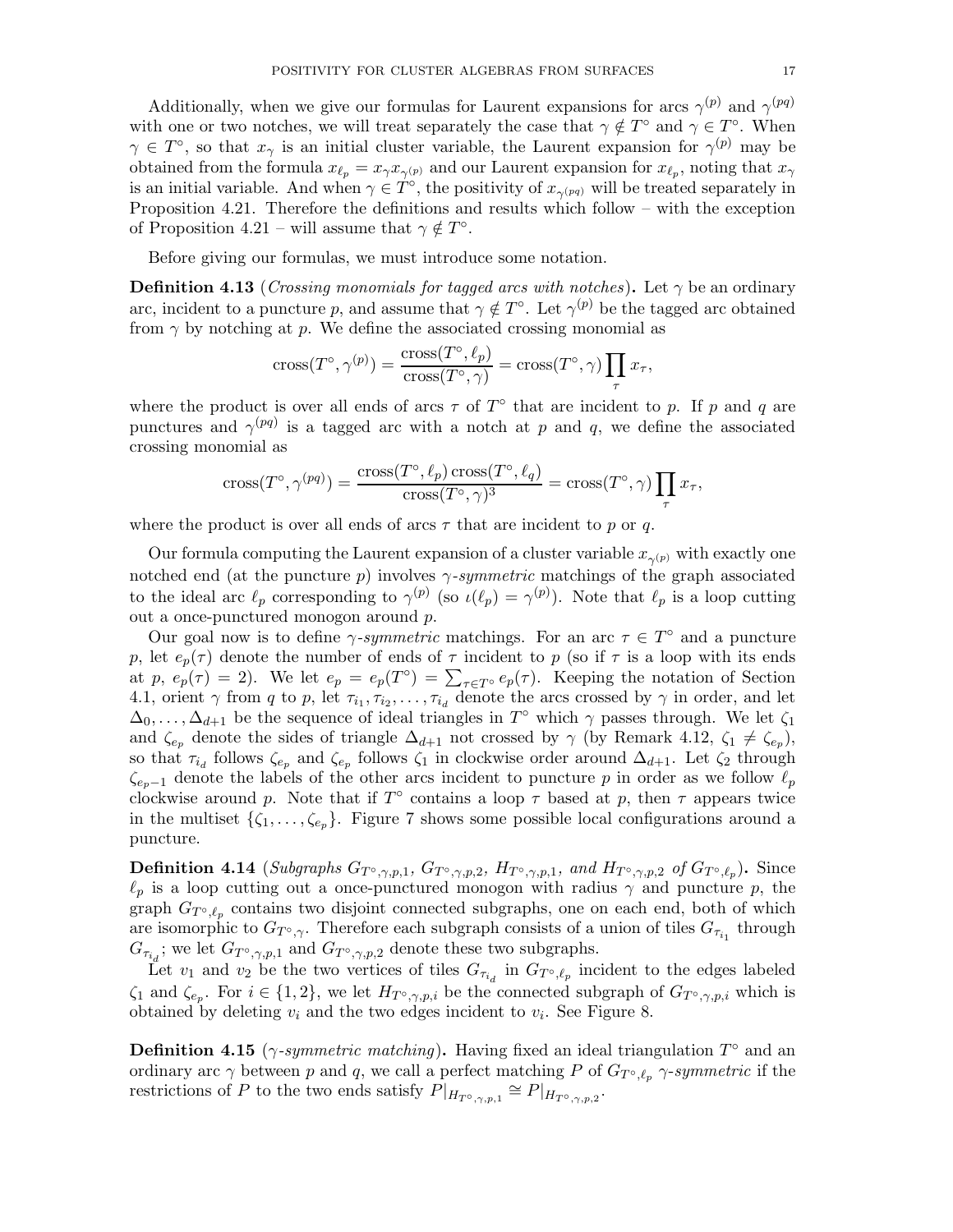Additionally, when we give our formulas for Laurent expansions for arcs $\gamma^{(p)}$ and $\gamma^{(pq)}$ with one or two notches, we will treat separately the case that $\gamma \notin T^\circ$ and $\gamma \in T^\circ$. When $\gamma \in T^\circ$, so that $x_\gamma$ is an initial cluster variable, the Laurent expansion for $\gamma^{(p)}$ may be obtained from the formula $x_{\ell_p} = x_\gamma x_{\gamma^{(p)}}$ and our Laurent expansion for $x_{\ell_p}$, noting that $x_\gamma$ is an initial variable. And when $\gamma \in T^\circ$, the positivity of $x_{\gamma^{(pq)}}$ will be treated separately in Proposition 4.21. Therefore the definitions and results which follow – with the exception of Proposition 4.21 – will assume that $\gamma \notin T^\circ$.

Before giving our formulas, we must introduce some notation.

**Definition 4.13** (*Crossing monomials for tagged arcs with notches*)**.** Let $\gamma$ be an ordinary arc, incident to a puncture $p$, and assume that $\gamma \notin T^\circ$. Let $\gamma^{(p)}$ be the tagged arc obtained from $\gamma$ by notching at $p$. We define the associated crossing monomial as

$$\operatorname{cross}(T^\circ, \gamma^{(p)}) = \frac{\operatorname{cross}(T^\circ, \ell_p)}{\operatorname{cross}(T^\circ, \gamma)} = \operatorname{cross}(T^\circ, \gamma) \prod_\tau x_\tau,$$

where the product is over all ends of arcs $\tau$ of $T^\circ$ that are incident to $p$. If $p$ and $q$ are punctures and $\gamma^{(pq)}$ is a tagged arc with a notch at $p$ and $q$, we define the associated crossing monomial as

$$\operatorname{cross}(T^\circ, \gamma^{(pq)}) = \frac{\operatorname{cross}(T^\circ, \ell_p) \operatorname{cross}(T^\circ, \ell_q)}{\operatorname{cross}(T^\circ, \gamma)^3} = \operatorname{cross}(T^\circ, \gamma) \prod_\tau x_\tau,$$

where the product is over all ends of arcs $\tau$ that are incident to $p$ or $q$.

Our formula computing the Laurent expansion of a cluster variable $x_{\gamma^{(p)}}$ with exactly one notched end (at the puncture $p$) involves $\gamma$*-symmetric* matchings of the graph associated to the ideal arc $\ell_p$ corresponding to $\gamma^{(p)}$ (so $\iota(\ell_p) = \gamma^{(p)}$). Note that $\ell_p$ is a loop cutting out a once-punctured monogon around $p$.

Our goal now is to define $\gamma$*-symmetric* matchings. For an arc $\tau \in T^\circ$ and a puncture $p$, let $e_p(\tau)$ denote the number of ends of $\tau$ incident to $p$ (so if $\tau$ is a loop with its ends at $p$, $e_p(\tau) = 2$). We let $e_p = e_p(T^\circ) = \sum_{\tau \in T^\circ} e_p(\tau)$. Keeping the notation of Section 4.1, orient $\gamma$ from $q$ to $p$, let $\tau_{i_1}, \tau_{i_2}, \dots, \tau_{i_d}$ denote the arcs crossed by $\gamma$ in order, and let $\Delta_0, \dots, \Delta_{d+1}$ be the sequence of ideal triangles in $T^\circ$ which $\gamma$ passes through. We let $\zeta_1$ and $\zeta_{e_p}$ denote the sides of triangle $\Delta_{d+1}$ not crossed by $\gamma$ (by Remark 4.12, $\zeta_1 \neq \zeta_{e_p}$), so that $\tau_{i_d}$ follows $\zeta_{e_p}$ and $\zeta_{e_p}$ follows $\zeta_1$ in clockwise order around $\Delta_{d+1}$. Let $\zeta_2$ through $\zeta_{e_p-1}$ denote the labels of the other arcs incident to puncture $p$ in order as we follow $\ell_p$ clockwise around $p$. Note that if $T^\circ$ contains a loop $\tau$ based at $p$, then $\tau$ appears twice in the multiset $\{\zeta_1, \dots, \zeta_{e_p}\}$. Figure 7 shows some possible local configurations around a puncture.

**Definition 4.14** (*Subgraphs $G_{T^\circ,\gamma,p,1}$, $G_{T^\circ,\gamma,p,2}$, $H_{T^\circ,\gamma,p,1}$, and $H_{T^\circ,\gamma,p,2}$ of $G_{T^\circ,\ell_p}$*)**.** Since $\ell_p$ is a loop cutting out a once-punctured monogon with radius $\gamma$ and puncture $p$, the graph $G_{T^\circ,\ell_p}$ contains two disjoint connected subgraphs, one on each end, both of which are isomorphic to $G_{T^\circ,\gamma}$. Therefore each subgraph consists of a union of tiles $G_{\tau_{i_1}}$ through $G_{\tau_{i_d}}$; we let $G_{T^\circ,\gamma,p,1}$ and $G_{T^\circ,\gamma,p,2}$ denote these two subgraphs.

Let $v_1$ and $v_2$ be the two vertices of tiles $G_{\tau_{i_d}}$ in $G_{T^\circ,\ell_p}$ incident to the edges labeled $\zeta_1$ and $\zeta_{e_p}$. For $i \in \{1, 2\}$, we let $H_{T^\circ,\gamma,p,i}$ be the connected subgraph of $G_{T^\circ,\gamma,p,i}$ which is obtained by deleting $v_i$ and the two edges incident to $v_i$. See Figure 8.

**Definition 4.15** ($\gamma$*-symmetric matching*)**.** Having fixed an ideal triangulation $T^\circ$ and an ordinary arc $\gamma$ between $p$ and $q$, we call a perfect matching $P$ of $G_{T^\circ,\ell_p}$ $\gamma$*-symmetric* if the restrictions of $P$ to the two ends satisfy $P|_{H_{T^\circ,\gamma,p,1}} \cong P|_{H_{T^\circ,\gamma,p,2}}$.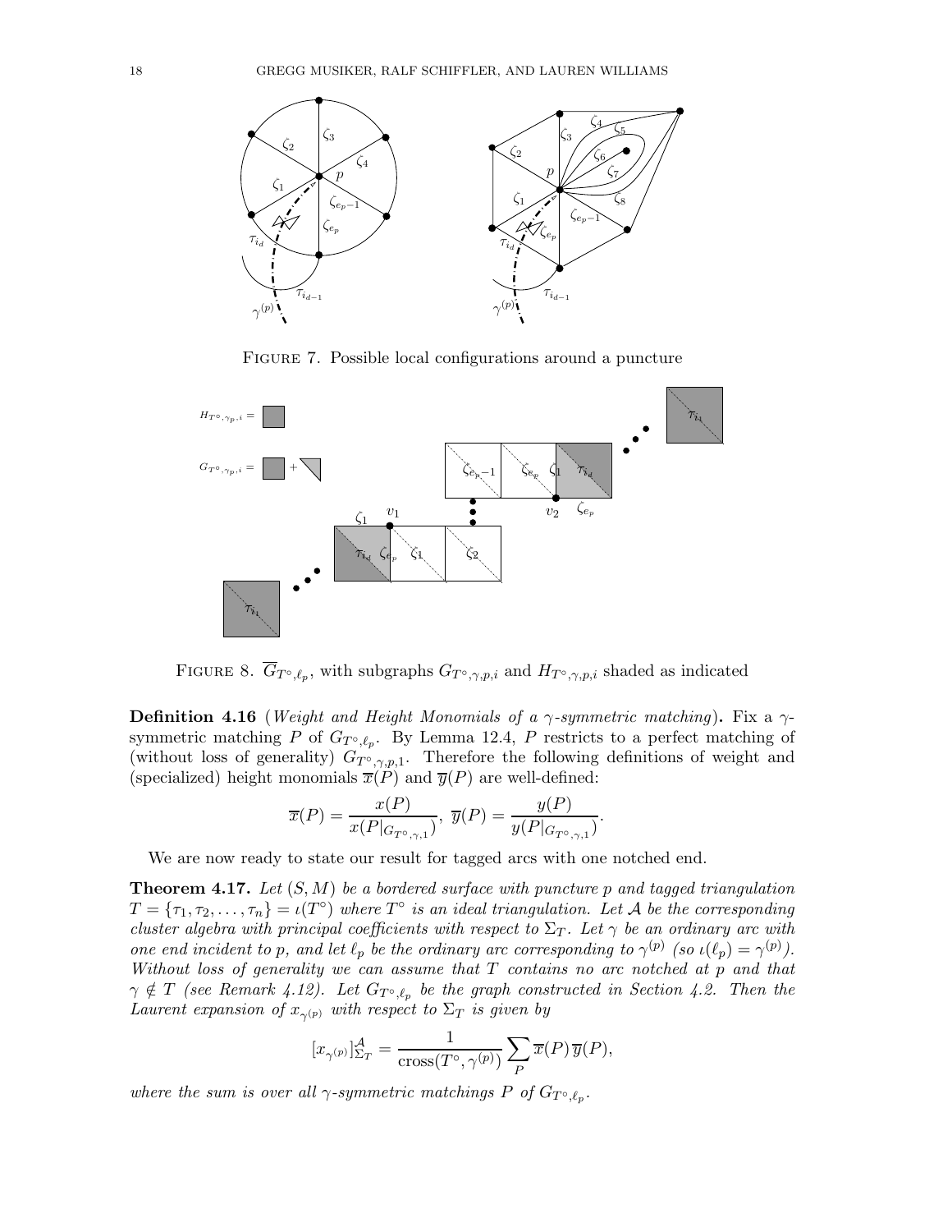FIGURE 7. Possible local configurations around a puncture

FIGURE 8. $\overline{G}_{T^\circ,\ell_p}$, with subgraphs $G_{T^\circ,\gamma,p,i}$ and $H_{T^\circ,\gamma,p,i}$ shaded as indicated

**Definition 4.16** (*Weight and Height Monomials of a $\gamma$-symmetric matching*)**.** Fix a $\gamma$-symmetric matching $P$ of $G_{T^\circ,\ell_p}$. By Lemma 12.4, $P$ restricts to a perfect matching of (without loss of generality) $G_{T^\circ,\gamma,p,1}$. Therefore the following definitions of weight and (specialized) height monomials $\overline{x}(P)$ and $\overline{y}(P)$ are well-defined:

$$\overline{x}(P) = \frac{x(P)}{x(P|_{G_{T^\circ,\gamma,1}})},\ \overline{y}(P) = \frac{y(P)}{y(P|_{G_{T^\circ,\gamma,1}})}.$$

We are now ready to state our result for tagged arcs with one notched end.

**Theorem 4.17.** *Let $(S, M)$ be a bordered surface with puncture $p$ and tagged triangulation $T = \{\tau_1, \tau_2, \dots, \tau_n\} = \iota(T^\circ)$ where $T^\circ$ is an ideal triangulation. Let $\mathcal{A}$ be the corresponding cluster algebra with principal coefficients with respect to $\Sigma_T$. Let $\gamma$ be an ordinary arc with one end incident to $p$, and let $\ell_p$ be the ordinary arc corresponding to $\gamma^{(p)}$ (so $\iota(\ell_p) = \gamma^{(p)}$). Without loss of generality we can assume that $T$ contains no arc notched at $p$ and that $\gamma \notin T$ (see Remark 4.12). Let $G_{T^\circ,\ell_p}$ be the graph constructed in Section 4.2. Then the Laurent expansion of $x_{\gamma^{(p)}}$ with respect to $\Sigma_T$ is given by*

$$[x_{\gamma^{(p)}}]^{\mathcal{A}}_{\Sigma_T} = \frac{1}{\mathrm{cross}(T^\circ, \gamma^{(p)})} \sum_P \overline{x}(P)\, \overline{y}(P),$$

*where the sum is over all $\gamma$-symmetric matchings $P$ of $G_{T^\circ,\ell_p}$.*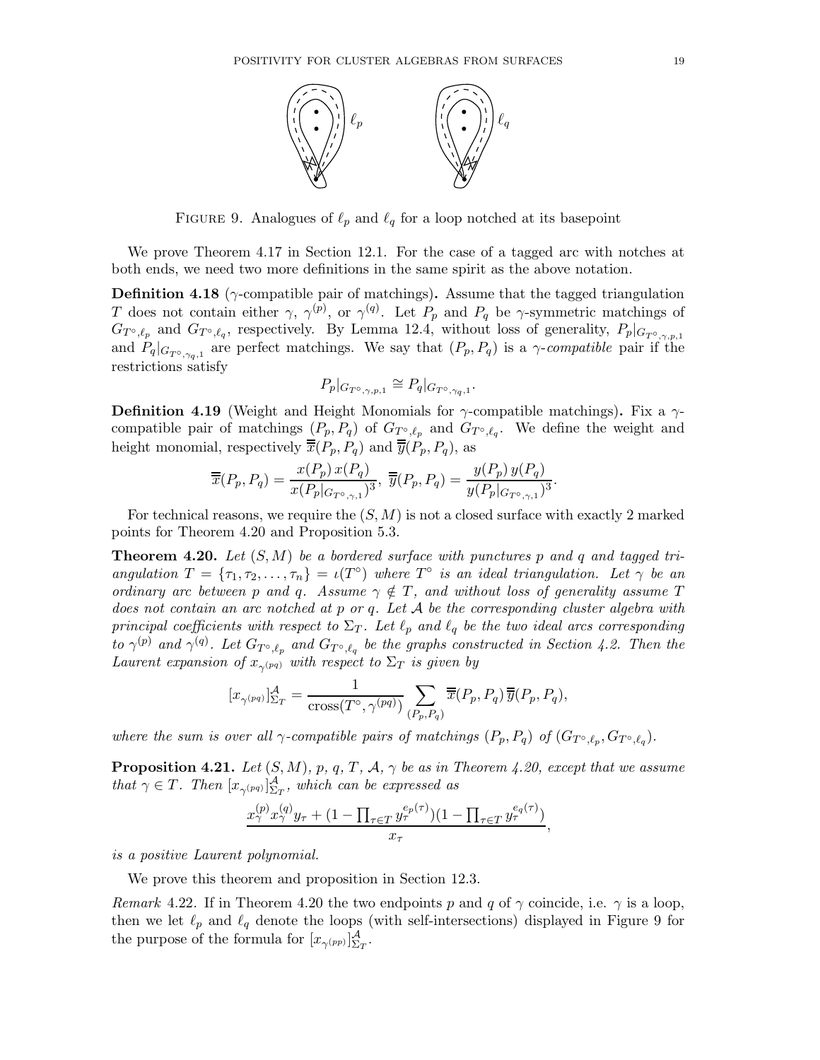$\ell_p$

$\ell_q$

FIGURE 9. Analogues of $\ell_p$ and $\ell_q$ for a loop notched at its basepoint

We prove Theorem 4.17 in Section 12.1. For the case of a tagged arc with notches at both ends, we need two more definitions in the same spirit as the above notation.

**Definition 4.18** ($\gamma$-compatible pair of matchings)**.** Assume that the tagged triangulation $T$ does not contain either $\gamma$, $\gamma^{(p)}$, or $\gamma^{(q)}$. Let $P_p$ and $P_q$ be $\gamma$-symmetric matchings of $G_{T^\circ,\ell_p}$ and $G_{T^\circ,\ell_q}$, respectively. By Lemma 12.4, without loss of generality, $P_p|_{G_{T^\circ,\gamma,p,1}}$ and $P_q|_{G_{T^\circ,\gamma_q,1}}$ are perfect matchings. We say that $(P_p, P_q)$ is a *$\gamma$-compatible* pair if the restrictions satisfy

$$P_p|_{G_{T^\circ,\gamma,p,1}} \cong P_q|_{G_{T^\circ,\gamma_q,1}}.$$

**Definition 4.19** (Weight and Height Monomials for $\gamma$-compatible matchings)**.** Fix a $\gamma$-compatible pair of matchings $(P_p, P_q)$ of $G_{T^\circ,\ell_p}$ and $G_{T^\circ,\ell_q}$. We define the weight and height monomial, respectively $\overline{\overline{x}}(P_p, P_q)$ and $\overline{\overline{y}}(P_p, P_q)$, as

$$\overline{\overline{x}}(P_p, P_q) = \frac{x(P_p)\, x(P_q)}{x(P_p|_{G_{T^\circ,\gamma,1}})^3},\ \overline{\overline{y}}(P_p, P_q) = \frac{y(P_p)\, y(P_q)}{y(P_p|_{G_{T^\circ,\gamma,1}})^3}.$$

For technical reasons, we require the $(S, M)$ is not a closed surface with exactly 2 marked points for Theorem 4.20 and Proposition 5.3.

**Theorem 4.20.** *Let $(S, M)$ be a bordered surface with punctures $p$ and $q$ and tagged triangulation $T = \{\tau_1, \tau_2, \ldots, \tau_n\} = \iota(T^\circ)$ where $T^\circ$ is an ideal triangulation. Let $\gamma$ be an ordinary arc between $p$ and $q$. Assume $\gamma \notin T$, and without loss of generality assume $T$ does not contain an arc notched at $p$ or $q$. Let $\mathcal{A}$ be the corresponding cluster algebra with principal coefficients with respect to $\Sigma_T$. Let $\ell_p$ and $\ell_q$ be the two ideal arcs corresponding to $\gamma^{(p)}$ and $\gamma^{(q)}$. Let $G_{T^\circ,\ell_p}$ and $G_{T^\circ,\ell_q}$ be the graphs constructed in Section 4.2. Then the Laurent expansion of $x_{\gamma^{(pq)}}$ with respect to $\Sigma_T$ is given by*

$$[x_{\gamma^{(pq)}}]^{\mathcal{A}}_{\Sigma_T} = \frac{1}{\mathrm{cross}(T^\circ, \gamma^{(pq)})} \sum_{(P_p,P_q)} \overline{\overline{x}}(P_p, P_q)\, \overline{\overline{y}}(P_p, P_q),$$

*where the sum is over all $\gamma$-compatible pairs of matchings $(P_p, P_q)$ of $(G_{T^\circ,\ell_p}, G_{T^\circ,\ell_q})$.*

**Proposition 4.21.** *Let $(S, M)$, $p$, $q$, $T$, $\mathcal{A}$, $\gamma$ be as in Theorem 4.20, except that we assume that $\gamma \in T$. Then $[x_{\gamma^{(pq)}}]^{\mathcal{A}}_{\Sigma_T}$, which can be expressed as*

$$\frac{x^{(p)}_\gamma x^{(q)}_\gamma y_\tau + (1 - \prod_{\tau\in T} y_\tau^{e_p(\tau)})(1 - \prod_{\tau\in T} y_\tau^{e_q(\tau)})}{x_\tau},$$

*is a positive Laurent polynomial.*

We prove this theorem and proposition in Section 12.3.

*Remark* 4.22. If in Theorem 4.20 the two endpoints $p$ and $q$ of $\gamma$ coincide, i.e. $\gamma$ is a loop, then we let $\ell_p$ and $\ell_q$ denote the loops (with self-intersections) displayed in Figure 9 for the purpose of the formula for $[x_{\gamma^{(pp)}}]^{\mathcal{A}}_{\Sigma_T}$.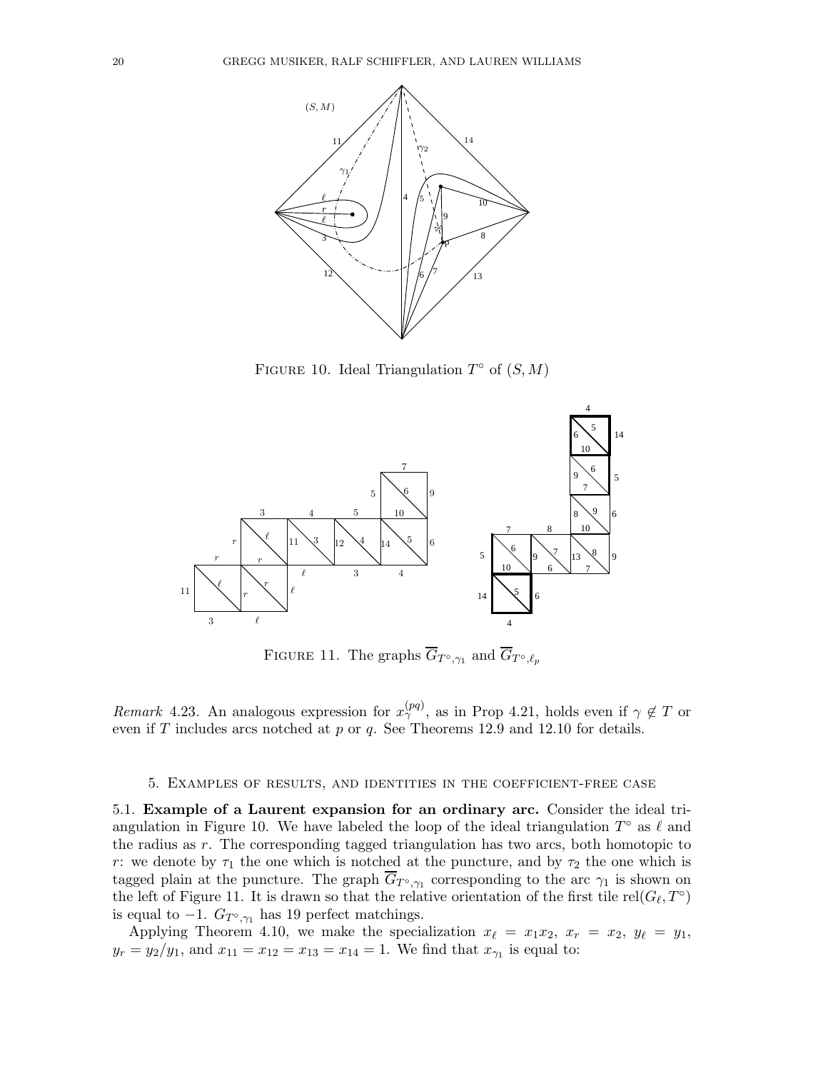FIGURE 10. Ideal Triangulation $T^\circ$ of $(S, M)$

FIGURE 11. The graphs $\overline{G}_{T^\circ,\gamma_1}$ and $\overline{G}_{T^\circ,\ell_p}$

*Remark* 4.23. An analogous expression for $x_\gamma^{(pq)}$, as in Prop 4.21, holds even if $\gamma \notin T$ or even if $T$ includes arcs notched at $p$ or $q$. See Theorems 12.9 and 12.10 for details.

## 5. Examples of results, and identities in the coefficient-free case

**5.1. Example of a Laurent expansion for an ordinary arc.** Consider the ideal triangulation in Figure 10. We have labeled the loop of the ideal triangulation $T^\circ$ as $\ell$ and the radius as $r$. The corresponding tagged triangulation has two arcs, both homotopic to $r$: we denote by $\tau_1$ the one which is notched at the puncture, and by $\tau_2$ the one which is tagged plain at the puncture. The graph $\overline{G}_{T^\circ,\gamma_1}$ corresponding to the arc $\gamma_1$ is shown on the left of Figure 11. It is drawn so that the relative orientation of the first tile $\text{rel}(G_\ell, T^\circ)$ is equal to $-1$. $G_{T^\circ,\gamma_1}$ has 19 perfect matchings.

Applying Theorem 4.10, we make the specialization $x_\ell = x_1 x_2$, $x_r = x_2$, $y_\ell = y_1$, $y_r = y_2/y_1$, and $x_{11} = x_{12} = x_{13} = x_{14} = 1$. We find that $x_{\gamma_1}$ is equal to: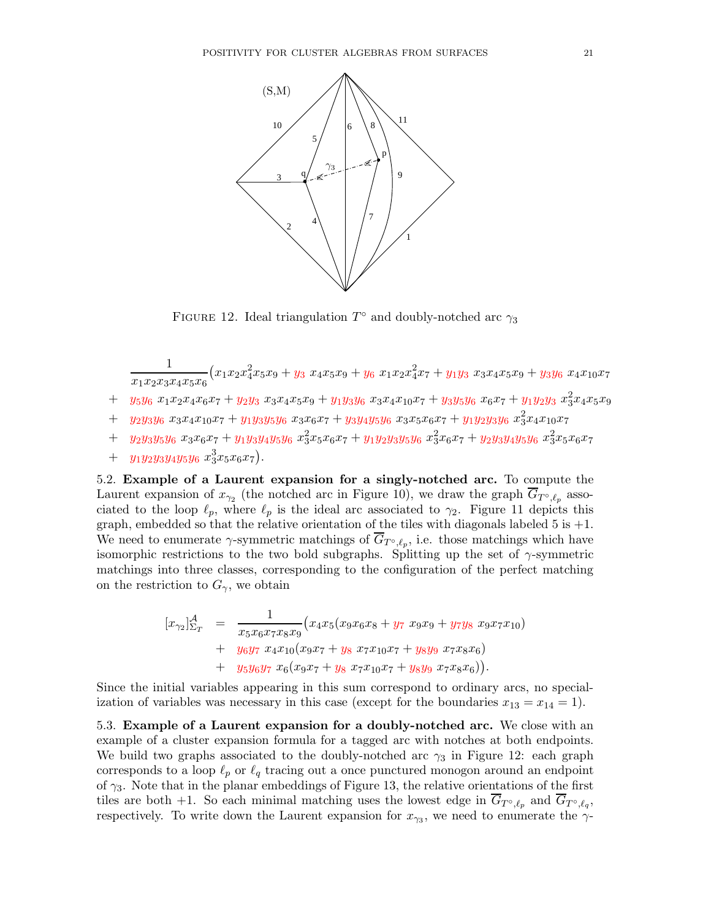(S,M)

10, 5, 6, 8, 11, p, $\gamma_3$, 3, q, 9, 2, 4, 7, 1

FIGURE 12. Ideal triangulation $T^\circ$ and doubly-notched arc $\gamma_3$

$$
\begin{aligned}
&\frac{1}{x_1x_2x_3x_4x_5x_6}\big(x_1x_2x_4^2x_5x_9 + y_3\ x_4x_5x_9 + y_6\ x_1x_2x_4^2x_7 + y_1y_3\ x_3x_4x_5x_9 + y_3y_6\ x_4x_{10}x_7 \\
+&\ y_5y_6\ x_1x_2x_4x_6x_7 + y_2y_3\ x_3x_4x_5x_9 + y_1y_3y_6\ x_3x_4x_{10}x_7 + y_3y_5y_6\ x_6x_7 + y_1y_2y_3\ x_3^2x_4x_5x_9 \\
+&\ y_2y_3y_6\ x_3x_4x_{10}x_7 + y_1y_3y_5y_6\ x_3x_6x_7 + y_3y_4y_5y_6\ x_3x_5x_6x_7 + y_1y_2y_3y_6\ x_3^2x_4x_{10}x_7 \\
+&\ y_2y_3y_5y_6\ x_3x_6x_7 + y_1y_3y_4y_5y_6\ x_3^2x_5x_6x_7 + y_1y_2y_3y_5y_6\ x_3^2x_6x_7 + y_2y_3y_4y_5y_6\ x_3^2x_5x_6x_7 \\
+&\ y_1y_2y_3y_4y_5y_6\ x_3^3x_5x_6x_7\big).
\end{aligned}
$$

**5.2. Example of a Laurent expansion for a singly-notched arc.** To compute the Laurent expansion of $x_{\gamma_2}$ (the notched arc in Figure 10), we draw the graph $\overline{G}_{T^\circ,\ell_p}$ associated to the loop $\ell_p$, where $\ell_p$ is the ideal arc associated to $\gamma_2$. Figure 11 depicts this graph, embedded so that the relative orientation of the tiles with diagonals labeled 5 is $+1$. We need to enumerate $\gamma$-symmetric matchings of $\overline{G}_{T^\circ,\ell_p}$, i.e. those matchings which have isomorphic restrictions to the two bold subgraphs. Splitting up the set of $\gamma$-symmetric matchings into three classes, corresponding to the configuration of the perfect matching on the restriction to $G_\gamma$, we obtain

$$
\begin{aligned}
[x_{\gamma_2}]^{\mathcal{A}}_{\Sigma_T} &= \frac{1}{x_5x_6x_7x_8x_9}\big(x_4x_5(x_9x_6x_8 + y_7\ x_9x_9 + y_7y_8\ x_9x_7x_{10}) \\
&+\ y_6y_7\ x_4x_{10}(x_9x_7 + y_8\ x_7x_{10}x_7 + y_8y_9\ x_7x_8x_6) \\
&+\ y_5y_6y_7\ x_6(x_9x_7 + y_8\ x_7x_{10}x_7 + y_8y_9\ x_7x_8x_6)\big).
\end{aligned}
$$

Since the initial variables appearing in this sum correspond to ordinary arcs, no specialization of variables was necessary in this case (except for the boundaries $x_{13} = x_{14} = 1$).

**5.3. Example of a Laurent expansion for a doubly-notched arc.** We close with an example of a cluster expansion formula for a tagged arc with notches at both endpoints. We build two graphs associated to the doubly-notched arc $\gamma_3$ in Figure 12: each graph corresponds to a loop $\ell_p$ or $\ell_q$ tracing out a once punctured monogon around an endpoint of $\gamma_3$. Note that in the planar embeddings of Figure 13, the relative orientations of the first tiles are both $+1$. So each minimal matching uses the lowest edge in $\overline{G}_{T^\circ,\ell_p}$ and $\overline{G}_{T^\circ,\ell_q}$, respectively. To write down the Laurent expansion for $x_{\gamma_3}$, we need to enumerate the $\gamma$-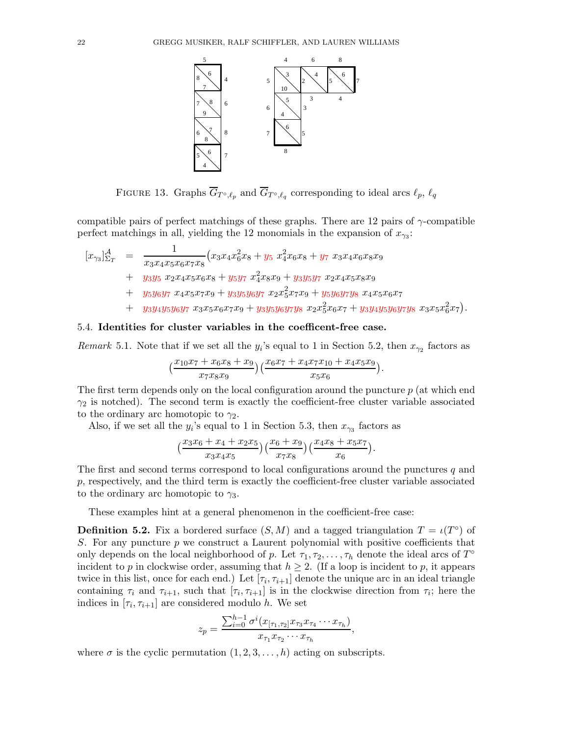FIGURE 13. Graphs $\overline{G}_{T^\circ,\ell_p}$ and $\overline{G}_{T^\circ,\ell_q}$ corresponding to ideal arcs $\ell_p$, $\ell_q$

compatible pairs of perfect matchings of these graphs. There are 12 pairs of $\gamma$-compatible perfect matchings in all, yielding the 12 monomials in the expansion of $x_{\gamma_3}$:

$$
\begin{aligned}
[x_{\gamma_3}]^{\mathcal{A}}_{\Sigma_T} \;=\; & \frac{1}{x_3x_4x_5x_6x_7x_8}\big(x_3x_4x_6^2x_8 + y_5\; x_4^2x_6x_8 + y_7\; x_3x_4x_6x_8x_9 \\
& + \; y_3y_5\; x_2x_4x_5x_6x_8 + y_5y_7\; x_4^2x_8x_9 + y_3y_5y_7\; x_2x_4x_5x_8x_9 \\
& + \; y_5y_6y_7\; x_4x_5x_7x_9 + y_3y_5y_6y_7\; x_2x_5^2x_7x_9 + y_5y_6y_7y_8\; x_4x_5x_6x_7 \\
& + \; y_3y_4y_5y_6y_7\; x_3x_5x_6x_7x_9 + y_3y_5y_6y_7y_8\; x_2x_5^2x_6x_7 + y_3y_4y_5y_6y_7y_8\; x_3x_5x_6^2x_7\big).
\end{aligned}
$$

### 5.4. Identities for cluster variables in the coefficent-free case.

*Remark* 5.1. Note that if we set all the $y_i$'s equal to 1 in Section 5.2, then $x_{\gamma_2}$ factors as

$$\Big(\frac{x_{10}x_7 + x_6x_8 + x_9}{x_7x_8x_9}\Big)\Big(\frac{x_6x_7 + x_4x_7x_{10} + x_4x_5x_9}{x_5x_6}\Big).$$

The first term depends only on the local configuration around the puncture $p$ (at which end $\gamma_2$ is notched). The second term is exactly the coefficient-free cluster variable associated to the ordinary arc homotopic to $\gamma_2$.

Also, if we set all the $y_i$'s equal to 1 in Section 5.3, then $x_{\gamma_3}$ factors as

$$\Big(\frac{x_3x_6 + x_4 + x_2x_5}{x_3x_4x_5}\Big)\Big(\frac{x_6 + x_9}{x_7x_8}\Big)\Big(\frac{x_4x_8 + x_5x_7}{x_6}\Big).$$

The first and second terms correspond to local configurations around the punctures $q$ and $p$, respectively, and the third term is exactly the coefficient-free cluster variable associated to the ordinary arc homotopic to $\gamma_3$.

These examples hint at a general phenomenon in the coefficient-free case:

**Definition 5.2.** Fix a bordered surface $(S, M)$ and a tagged triangulation $T = \iota(T^\circ)$ of $S$. For any puncture $p$ we construct a Laurent polynomial with positive coefficients that only depends on the local neighborhood of $p$. Let $\tau_1, \tau_2, \dots, \tau_h$ denote the ideal arcs of $T^\circ$ incident to $p$ in clockwise order, assuming that $h \geq 2$. (If a loop is incident to $p$, it appears twice in this list, once for each end.) Let $[\tau_i, \tau_{i+1}]$ denote the unique arc in an ideal triangle containing $\tau_i$ and $\tau_{i+1}$, such that $[\tau_i, \tau_{i+1}]$ is in the clockwise direction from $\tau_i$; here the indices in $[\tau_i, \tau_{i+1}]$ are considered modulo $h$. We set

$$z_p = \frac{\sum_{i=0}^{h-1} \sigma^i(x_{[\tau_1,\tau_2]}x_{\tau_3}x_{\tau_4}\cdots x_{\tau_h})}{x_{\tau_1}x_{\tau_2}\cdots x_{\tau_h}},$$

where $\sigma$ is the cyclic permutation $(1, 2, 3, \dots, h)$ acting on subscripts.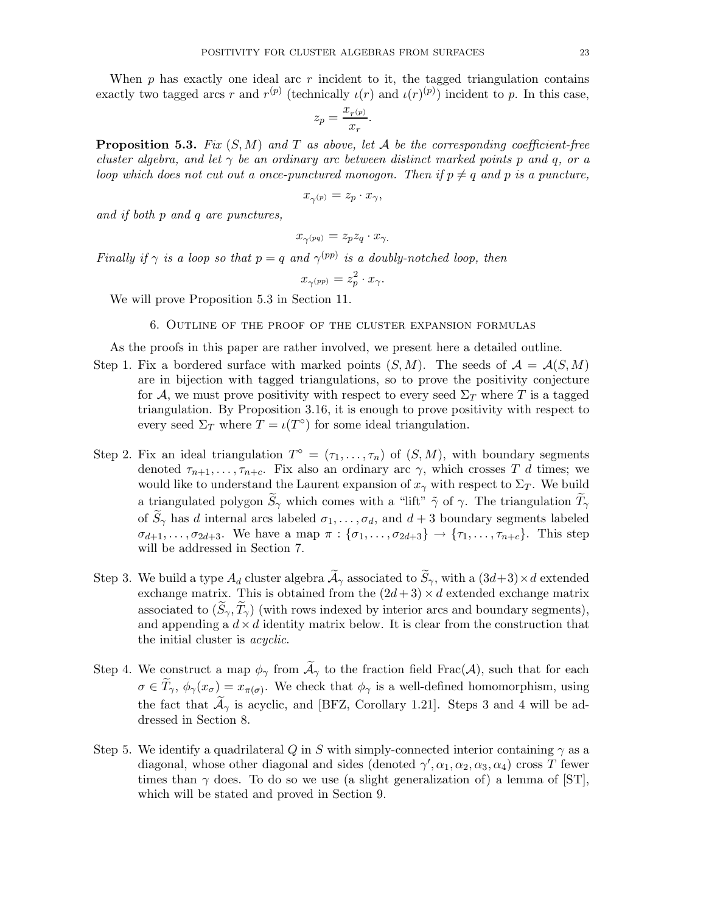When $p$ has exactly one ideal arc $r$ incident to it, the tagged triangulation contains exactly two tagged arcs $r$ and $r^{(p)}$ (technically $\iota(r)$ and $\iota(r)^{(p)}$) incident to $p$. In this case,

$$z_p = \frac{x_{r^{(p)}}}{x_r}.$$

**Proposition 5.3.** *Fix $(S, M)$ and $T$ as above, let $\mathcal{A}$ be the corresponding coefficient-free cluster algebra, and let $\gamma$ be an ordinary arc between distinct marked points $p$ and $q$, or a loop which does not cut out a once-punctured monogon. Then if $p \neq q$ and $p$ is a puncture,*

$$x_{\gamma^{(p)}} = z_p \cdot x_\gamma,$$

*and if both $p$ and $q$ are punctures,*

$$x_{\gamma^{(pq)}} = z_p z_q \cdot x_\gamma.$$

*Finally if $\gamma$ is a loop so that $p = q$ and $\gamma^{(pp)}$ is a doubly-notched loop, then*

$$x_{\gamma^{(pp)}} = z_p^2 \cdot x_\gamma.$$

We will prove Proposition 5.3 in Section 11.

## 6. Outline of the proof of the cluster expansion formulas

As the proofs in this paper are rather involved, we present here a detailed outline.

Step 1. Fix a bordered surface with marked points $(S, M)$. The seeds of $\mathcal{A} = \mathcal{A}(S, M)$ are in bijection with tagged triangulations, so to prove the positivity conjecture for $\mathcal{A}$, we must prove positivity with respect to every seed $\Sigma_T$ where $T$ is a tagged triangulation. By Proposition 3.16, it is enough to prove positivity with respect to every seed $\Sigma_T$ where $T = \iota(T^\circ)$ for some ideal triangulation.

Step 2. Fix an ideal triangulation $T^\circ = (\tau_1, \ldots, \tau_n)$ of $(S, M)$, with boundary segments denoted $\tau_{n+1}, \ldots, \tau_{n+c}$. Fix also an ordinary arc $\gamma$, which crosses $T$ $d$ times; we would like to understand the Laurent expansion of $x_\gamma$ with respect to $\Sigma_T$. We build a triangulated polygon $\widetilde{S}_\gamma$ which comes with a "lift" $\tilde{\gamma}$ of $\gamma$. The triangulation $\widetilde{T}_\gamma$ of $\widetilde{S}_\gamma$ has $d$ internal arcs labeled $\sigma_1, \ldots, \sigma_d$, and $d+3$ boundary segments labeled $\sigma_{d+1}, \ldots, \sigma_{2d+3}$. We have a map $\pi : \{\sigma_1, \ldots, \sigma_{2d+3}\} \to \{\tau_1, \ldots, \tau_{n+c}\}$. This step will be addressed in Section 7.

Step 3. We build a type $A_d$ cluster algebra $\widetilde{\mathcal{A}}_\gamma$ associated to $\widetilde{S}_\gamma$, with a $(3d+3) \times d$ extended exchange matrix. This is obtained from the $(2d+3) \times d$ extended exchange matrix associated to $(\widetilde{S}_\gamma, \widetilde{T}_\gamma)$ (with rows indexed by interior arcs and boundary segments), and appending a $d \times d$ identity matrix below. It is clear from the construction that the initial cluster is *acyclic*.

Step 4. We construct a map $\phi_\gamma$ from $\widetilde{\mathcal{A}}_\gamma$ to the fraction field $\mathrm{Frac}(\mathcal{A})$, such that for each $\sigma \in \widetilde{T}_\gamma$, $\phi_\gamma(x_\sigma) = x_{\pi(\sigma)}$. We check that $\phi_\gamma$ is a well-defined homomorphism, using the fact that $\widetilde{\mathcal{A}}_\gamma$ is acyclic, and [BFZ, Corollary 1.21]. Steps 3 and 4 will be addressed in Section 8.

Step 5. We identify a quadrilateral $Q$ in $S$ with simply-connected interior containing $\gamma$ as a diagonal, whose other diagonal and sides (denoted $\gamma', \alpha_1, \alpha_2, \alpha_3, \alpha_4$) cross $T$ fewer times than $\gamma$ does. To do so we use (a slight generalization of) a lemma of [ST], which will be stated and proved in Section 9.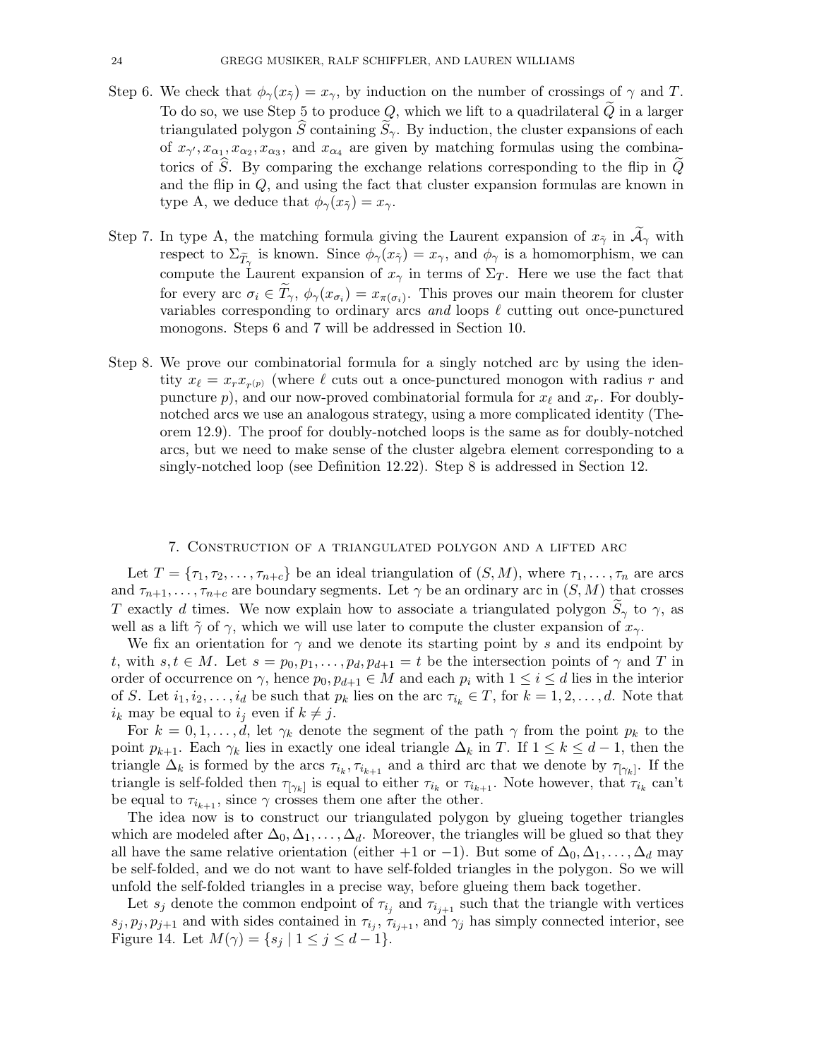Step 6. We check that $\phi_\gamma(x_{\tilde{\gamma}}) = x_\gamma$, by induction on the number of crossings of $\gamma$ and $T$. To do so, we use Step 5 to produce $Q$, which we lift to a quadrilateral $\widetilde{Q}$ in a larger triangulated polygon $\widehat{S}$ containing $\widetilde{S}_\gamma$. By induction, the cluster expansions of each of $x_{\gamma'}, x_{\alpha_1}, x_{\alpha_2}, x_{\alpha_3}$, and $x_{\alpha_4}$ are given by matching formulas using the combinatorics of $\widehat{S}$. By comparing the exchange relations corresponding to the flip in $\widetilde{Q}$ and the flip in $Q$, and using the fact that cluster expansion formulas are known in type A, we deduce that $\phi_\gamma(x_{\tilde{\gamma}}) = x_\gamma$.

Step 7. In type A, the matching formula giving the Laurent expansion of $x_{\tilde{\gamma}}$ in $\widetilde{\mathcal{A}}_\gamma$ with respect to $\Sigma_{\widetilde{T}_\gamma}$ is known. Since $\phi_\gamma(x_{\tilde{\gamma}}) = x_\gamma$, and $\phi_\gamma$ is a homomorphism, we can compute the Laurent expansion of $x_\gamma$ in terms of $\Sigma_T$. Here we use the fact that for every arc $\sigma_i \in \widetilde{T}_\gamma$, $\phi_\gamma(x_{\sigma_i}) = x_{\pi(\sigma_i)}$. This proves our main theorem for cluster variables corresponding to ordinary arcs *and* loops $\ell$ cutting out once-punctured monogons. Steps 6 and 7 will be addressed in Section 10.

Step 8. We prove our combinatorial formula for a singly notched arc by using the identity $x_\ell = x_r x_{r^{(p)}}$ (where $\ell$ cuts out a once-punctured monogon with radius $r$ and puncture $p$), and our now-proved combinatorial formula for $x_\ell$ and $x_r$. For doubly-notched arcs we use an analogous strategy, using a more complicated identity (Theorem 12.9). The proof for doubly-notched loops is the same as for doubly-notched arcs, but we need to make sense of the cluster algebra element corresponding to a singly-notched loop (see Definition 12.22). Step 8 is addressed in Section 12.

## 7. Construction of a triangulated polygon and a lifted arc

Let $T = \{\tau_1, \tau_2, \ldots, \tau_{n+c}\}$ be an ideal triangulation of $(S, M)$, where $\tau_1, \ldots, \tau_n$ are arcs and $\tau_{n+1}, \ldots, \tau_{n+c}$ are boundary segments. Let $\gamma$ be an ordinary arc in $(S, M)$ that crosses $T$ exactly $d$ times. We now explain how to associate a triangulated polygon $\widetilde{S}_\gamma$ to $\gamma$, as well as a lift $\tilde{\gamma}$ of $\gamma$, which we will use later to compute the cluster expansion of $x_\gamma$.

We fix an orientation for $\gamma$ and we denote its starting point by $s$ and its endpoint by $t$, with $s, t \in M$. Let $s = p_0, p_1, \ldots, p_d, p_{d+1} = t$ be the intersection points of $\gamma$ and $T$ in order of occurrence on $\gamma$, hence $p_0, p_{d+1} \in M$ and each $p_i$ with $1 \leq i \leq d$ lies in the interior of $S$. Let $i_1, i_2, \ldots, i_d$ be such that $p_k$ lies on the arc $\tau_{i_k} \in T$, for $k = 1, 2, \ldots, d$. Note that $i_k$ may be equal to $i_j$ even if $k \neq j$.

For $k = 0, 1, \ldots, d$, let $\gamma_k$ denote the segment of the path $\gamma$ from the point $p_k$ to the point $p_{k+1}$. Each $\gamma_k$ lies in exactly one ideal triangle $\Delta_k$ in $T$. If $1 \leq k \leq d-1$, then the triangle $\Delta_k$ is formed by the arcs $\tau_{i_k}, \tau_{i_{k+1}}$ and a third arc that we denote by $\tau_{[\gamma_k]}$. If the triangle is self-folded then $\tau_{[\gamma_k]}$ is equal to either $\tau_{i_k}$ or $\tau_{i_{k+1}}$. Note however, that $\tau_{i_k}$ can't be equal to $\tau_{i_{k+1}}$, since $\gamma$ crosses them one after the other.

The idea now is to construct our triangulated polygon by glueing together triangles which are modeled after $\Delta_0, \Delta_1, \ldots, \Delta_d$. Moreover, the triangles will be glued so that they all have the same relative orientation (either $+1$ or $-1$). But some of $\Delta_0, \Delta_1, \ldots, \Delta_d$ may be self-folded, and we do not want to have self-folded triangles in the polygon. So we will unfold the self-folded triangles in a precise way, before glueing them back together.

Let $s_j$ denote the common endpoint of $\tau_{i_j}$ and $\tau_{i_{j+1}}$ such that the triangle with vertices $s_j, p_j, p_{j+1}$ and with sides contained in $\tau_{i_j}$, $\tau_{i_{j+1}}$, and $\gamma_j$ has simply connected interior, see Figure 14. Let $M(\gamma) = \{s_j \mid 1 \leq j \leq d-1\}$.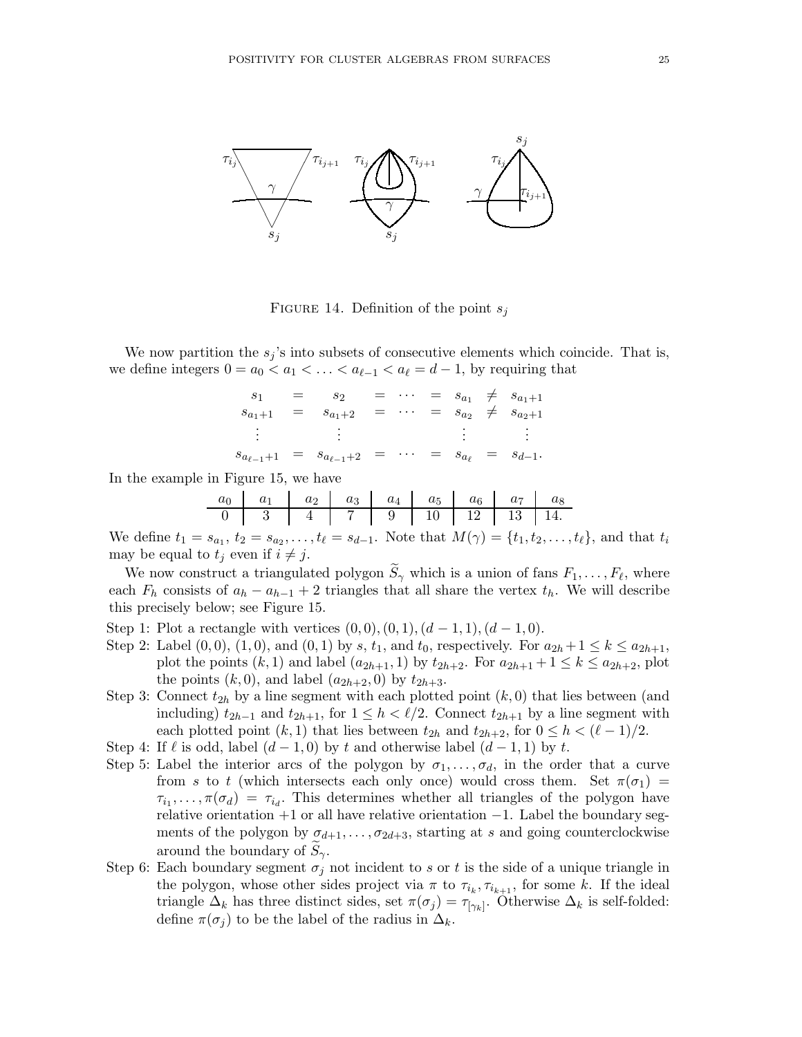$\tau_{i_j}$ $\tau_{i_{j+1}}$ $\gamma$ $s_j$

$\tau_{i_j}$ $\tau_{i_{j+1}}$ $\gamma$ $s_j$

$s_j$ $\tau_{i_j}$ $\gamma$ $\tau_{i_{j+1}}$

Figure 14. Definition of the point $s_j$

We now partition the $s_j$'s into subsets of consecutive elements which coincide. That is, we define integers $0 = a_0 < a_1 < \ldots < a_{\ell-1} < a_\ell = d-1$, by requiring that

$$\begin{array}{ccccccccc}
s_1 & = & s_2 & = & \cdots & = & s_{a_1} & \neq & s_{a_1+1} \\
s_{a_1+1} & = & s_{a_1+2} & = & \cdots & = & s_{a_2} & \neq & s_{a_2+1} \\
\vdots & & \vdots & & & & \vdots & & \vdots \\
s_{a_{\ell-1}+1} & = & s_{a_{\ell-1}+2} & = & \cdots & = & s_{a_\ell} & = & s_{d-1}.
\end{array}$$

In the example in Figure 15, we have

| $a_0$ | $a_1$ | $a_2$ | $a_3$ | $a_4$ | $a_5$ | $a_6$ | $a_7$ | $a_8$ |
|---|---|---|---|---|---|---|---|---|
| 0 | 3 | 4 | 7 | 9 | 10 | 12 | 13 | 14. |

We define $t_1 = s_{a_1}$, $t_2 = s_{a_2}, \ldots, t_\ell = s_{d-1}$. Note that $M(\gamma) = \{t_1, t_2, \ldots, t_\ell\}$, and that $t_i$ may be equal to $t_j$ even if $i \neq j$.

We now construct a triangulated polygon $\widetilde{S}_\gamma$ which is a union of fans $F_1, \ldots, F_\ell$, where each $F_h$ consists of $a_h - a_{h-1} + 2$ triangles that all share the vertex $t_h$. We will describe this precisely below; see Figure 15.

Step 1: Plot a rectangle with vertices $(0,0), (0,1), (d-1,1), (d-1,0)$.

Step 2: Label $(0,0)$, $(1,0)$, and $(0,1)$ by $s$, $t_1$, and $t_0$, respectively. For $a_{2h}+1 \leq k \leq a_{2h+1}$, plot the points $(k,1)$ and label $(a_{2h+1},1)$ by $t_{2h+2}$. For $a_{2h+1}+1 \leq k \leq a_{2h+2}$, plot the points $(k,0)$, and label $(a_{2h+2},0)$ by $t_{2h+3}$.

Step 3: Connect $t_{2h}$ by a line segment with each plotted point $(k,0)$ that lies between (and including) $t_{2h-1}$ and $t_{2h+1}$, for $1 \leq h < \ell/2$. Connect $t_{2h+1}$ by a line segment with each plotted point $(k,1)$ that lies between $t_{2h}$ and $t_{2h+2}$, for $0 \leq h < (\ell-1)/2$.

Step 4: If $\ell$ is odd, label $(d-1,0)$ by $t$ and otherwise label $(d-1,1)$ by $t$.

Step 5: Label the interior arcs of the polygon by $\sigma_1, \ldots, \sigma_d$, in the order that a curve from $s$ to $t$ (which intersects each only once) would cross them. Set $\pi(\sigma_1) = \tau_{i_1}, \ldots, \pi(\sigma_d) = \tau_{i_d}$. This determines whether all triangles of the polygon have relative orientation $+1$ or all have relative orientation $-1$. Label the boundary segments of the polygon by $\sigma_{d+1}, \ldots, \sigma_{2d+3}$, starting at $s$ and going counterclockwise around the boundary of $\widetilde{S}_\gamma$.

Step 6: Each boundary segment $\sigma_j$ not incident to $s$ or $t$ is the side of a unique triangle in the polygon, whose other sides project via $\pi$ to $\tau_{i_k}, \tau_{i_{k+1}}$, for some $k$. If the ideal triangle $\Delta_k$ has three distinct sides, set $\pi(\sigma_j) = \tau_{[\gamma_k]}$. Otherwise $\Delta_k$ is self-folded: define $\pi(\sigma_j)$ to be the label of the radius in $\Delta_k$.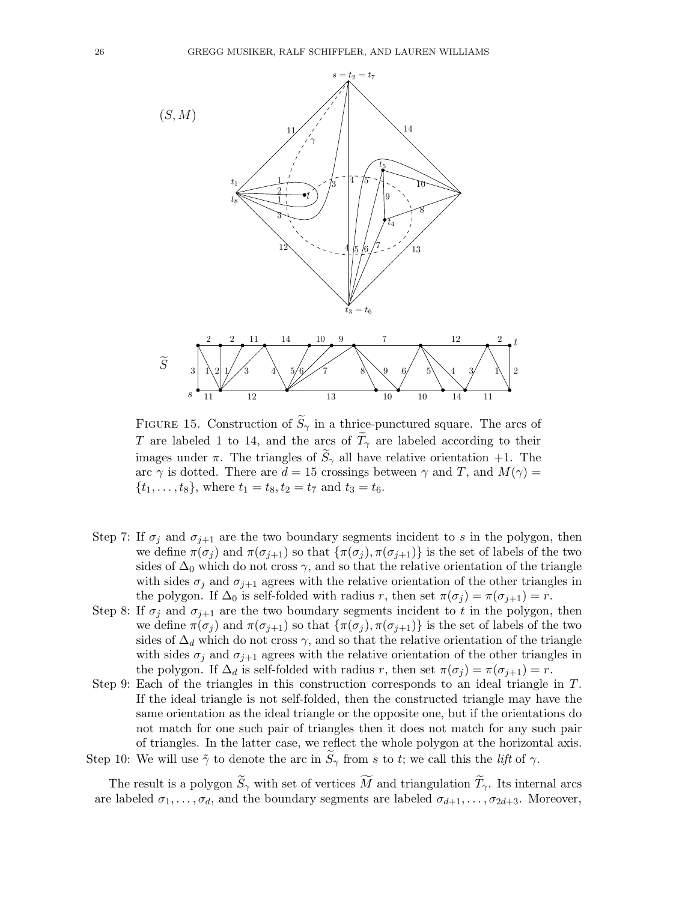$(S, M)$

$s = t_2 = t_7$

$t_1$

$t_8$

$t_5$

$t_4$

$t$

$\gamma$

$t_3 = t_6$

$\widetilde{S}$

$s$

$t$

FIGURE 15. Construction of $\widetilde{S}_\gamma$ in a thrice-punctured square. The arcs of $T$ are labeled 1 to 14, and the arcs of $\widetilde{T}_\gamma$ are labeled according to their images under $\pi$. The triangles of $\widetilde{S}_\gamma$ all have relative orientation $+1$. The arc $\gamma$ is dotted. There are $d = 15$ crossings between $\gamma$ and $T$, and $M(\gamma) = \{t_1, \ldots, t_8\}$, where $t_1 = t_8, t_2 = t_7$ and $t_3 = t_6$.

- Step 7: If $\sigma_j$ and $\sigma_{j+1}$ are the two boundary segments incident to $s$ in the polygon, then we define $\pi(\sigma_j)$ and $\pi(\sigma_{j+1})$ so that $\{\pi(\sigma_j), \pi(\sigma_{j+1})\}$ is the set of labels of the two sides of $\Delta_0$ which do not cross $\gamma$, and so that the relative orientation of the triangle with sides $\sigma_j$ and $\sigma_{j+1}$ agrees with the relative orientation of the other triangles in the polygon. If $\Delta_0$ is self-folded with radius $r$, then set $\pi(\sigma_j) = \pi(\sigma_{j+1}) = r$.
- Step 8: If $\sigma_j$ and $\sigma_{j+1}$ are the two boundary segments incident to $t$ in the polygon, then we define $\pi(\sigma_j)$ and $\pi(\sigma_{j+1})$ so that $\{\pi(\sigma_j), \pi(\sigma_{j+1})\}$ is the set of labels of the two sides of $\Delta_d$ which do not cross $\gamma$, and so that the relative orientation of the triangle with sides $\sigma_j$ and $\sigma_{j+1}$ agrees with the relative orientation of the other triangles in the polygon. If $\Delta_d$ is self-folded with radius $r$, then set $\pi(\sigma_j) = \pi(\sigma_{j+1}) = r$.
- Step 9: Each of the triangles in this construction corresponds to an ideal triangle in $T$. If the ideal triangle is not self-folded, then the constructed triangle may have the same orientation as the ideal triangle or the opposite one, but if the orientations do not match for one such pair of triangles then it does not match for any such pair of triangles. In the latter case, we reflect the whole polygon at the horizontal axis.
- Step 10: We will use $\tilde{\gamma}$ to denote the arc in $\widetilde{S}_\gamma$ from $s$ to $t$; we call this the *lift* of $\gamma$.

The result is a polygon $\widetilde{S}_\gamma$ with set of vertices $\widetilde{M}$ and triangulation $\widetilde{T}_\gamma$. Its internal arcs are labeled $\sigma_1, \ldots, \sigma_d$, and the boundary segments are labeled $\sigma_{d+1}, \ldots, \sigma_{2d+3}$. Moreover,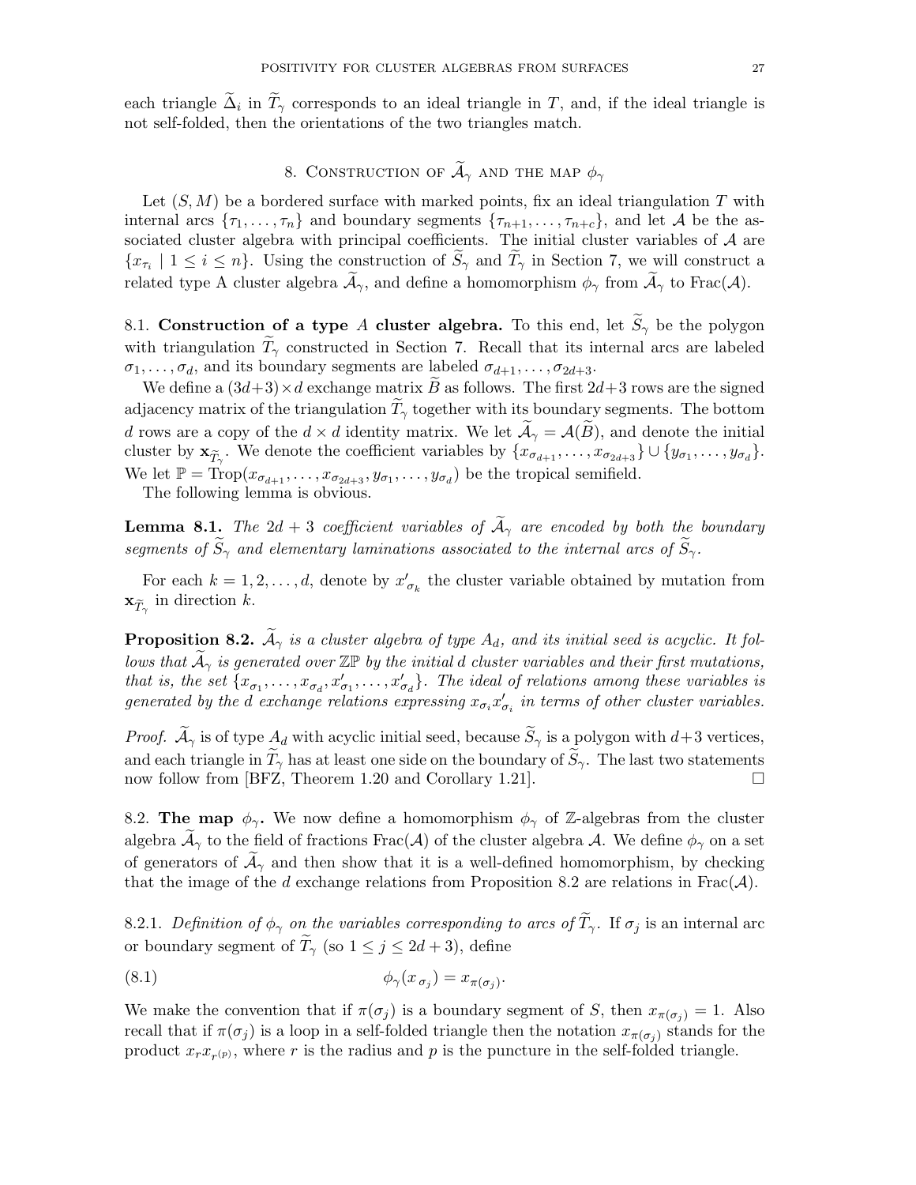each triangle $\widetilde{\Delta}_i$ in $\widetilde{T}_\gamma$ corresponds to an ideal triangle in $T$, and, if the ideal triangle is not self-folded, then the orientations of the two triangles match.

## 8. Construction of $\widetilde{\mathcal{A}}_\gamma$ and the map $\phi_\gamma$

Let $(S, M)$ be a bordered surface with marked points, fix an ideal triangulation $T$ with internal arcs $\{\tau_1, \ldots, \tau_n\}$ and boundary segments $\{\tau_{n+1}, \ldots, \tau_{n+c}\}$, and let $\mathcal{A}$ be the associated cluster algebra with principal coefficients. The initial cluster variables of $\mathcal{A}$ are $\{x_{\tau_i} \mid 1 \le i \le n\}$. Using the construction of $\widetilde{S}_\gamma$ and $\widetilde{T}_\gamma$ in Section 7, we will construct a related type A cluster algebra $\widetilde{\mathcal{A}}_\gamma$, and define a homomorphism $\phi_\gamma$ from $\widetilde{\mathcal{A}}_\gamma$ to $\mathrm{Frac}(\mathcal{A})$.

### 8.1. Construction of a type $A$ cluster algebra.

To this end, let $\widetilde{S}_\gamma$ be the polygon with triangulation $\widetilde{T}_\gamma$ constructed in Section 7. Recall that its internal arcs are labeled $\sigma_1, \ldots, \sigma_d$, and its boundary segments are labeled $\sigma_{d+1}, \ldots, \sigma_{2d+3}$.

We define a $(3d+3) \times d$ exchange matrix $\widetilde{B}$ as follows. The first $2d+3$ rows are the signed adjacency matrix of the triangulation $\widetilde{T}_\gamma$ together with its boundary segments. The bottom $d$ rows are a copy of the $d \times d$ identity matrix. We let $\widetilde{\mathcal{A}}_\gamma = \mathcal{A}(\widetilde{B})$, and denote the initial cluster by $\mathbf{x}_{\widetilde{T}_\gamma}$. We denote the coefficient variables by $\{x_{\sigma_{d+1}}, \ldots, x_{\sigma_{2d+3}}\} \cup \{y_{\sigma_1}, \ldots, y_{\sigma_d}\}$. We let $\mathbb{P} = \mathrm{Trop}(x_{\sigma_{d+1}}, \ldots, x_{\sigma_{2d+3}}, y_{\sigma_1}, \ldots, y_{\sigma_d})$ be the tropical semifield.

The following lemma is obvious.

**Lemma 8.1.** *The $2d+3$ coefficient variables of $\widetilde{\mathcal{A}}_\gamma$ are encoded by both the boundary segments of $\widetilde{S}_\gamma$ and elementary laminations associated to the internal arcs of $\widetilde{S}_\gamma$.*

For each $k = 1, 2, \ldots, d$, denote by $x'_{\sigma_k}$ the cluster variable obtained by mutation from $\mathbf{x}_{\widetilde{T}_\gamma}$ in direction $k$.

**Proposition 8.2.** *$\widetilde{\mathcal{A}}_\gamma$ is a cluster algebra of type $A_d$, and its initial seed is acyclic. It follows that $\widetilde{\mathcal{A}}_\gamma$ is generated over $\mathbb{ZP}$ by the initial $d$ cluster variables and their first mutations, that is, the set $\{x_{\sigma_1}, \ldots, x_{\sigma_d}, x'_{\sigma_1}, \ldots, x'_{\sigma_d}\}$. The ideal of relations among these variables is generated by the $d$ exchange relations expressing $x_{\sigma_i} x'_{\sigma_i}$ in terms of other cluster variables.*

*Proof.* $\widetilde{\mathcal{A}}_\gamma$ is of type $A_d$ with acyclic initial seed, because $\widetilde{S}_\gamma$ is a polygon with $d+3$ vertices, and each triangle in $\widetilde{T}_\gamma$ has at least one side on the boundary of $\widetilde{S}_\gamma$. The last two statements now follow from [BFZ, Theorem 1.20 and Corollary 1.21]. □

### 8.2. The map $\phi_\gamma$.

We now define a homomorphism $\phi_\gamma$ of $\mathbb{Z}$-algebras from the cluster algebra $\widetilde{\mathcal{A}}_\gamma$ to the field of fractions $\mathrm{Frac}(\mathcal{A})$ of the cluster algebra $\mathcal{A}$. We define $\phi_\gamma$ on a set of generators of $\widetilde{\mathcal{A}}_\gamma$ and then show that it is a well-defined homomorphism, by checking that the image of the $d$ exchange relations from Proposition 8.2 are relations in $\mathrm{Frac}(\mathcal{A})$.

8.2.1. *Definition of $\phi_\gamma$ on the variables corresponding to arcs of $\widetilde{T}_\gamma$.* If $\sigma_j$ is an internal arc or boundary segment of $\widetilde{T}_\gamma$ (so $1 \le j \le 2d+3$), define

$$\phi_\gamma(x_{\sigma_j}) = x_{\pi(\sigma_j)}. \tag{8.1}$$

We make the convention that if $\pi(\sigma_j)$ is a boundary segment of $S$, then $x_{\pi(\sigma_j)} = 1$. Also recall that if $\pi(\sigma_j)$ is a loop in a self-folded triangle then the notation $x_{\pi(\sigma_j)}$ stands for the product $x_r x_{r^{(p)}}$, where $r$ is the radius and $p$ is the puncture in the self-folded triangle.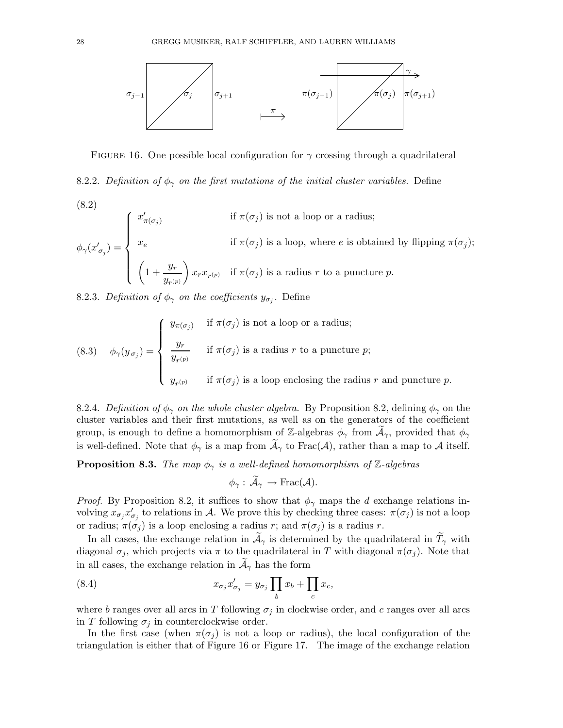$\sigma_{j-1}$ $\sigma_j$ $\sigma_{j+1}$ $\stackrel{\pi}{\longmapsto}$ $\pi(\sigma_{j-1})$ $\pi(\sigma_j)$ $\pi(\sigma_{j+1})$ $\gamma$

FIGURE 16. One possible local configuration for $\gamma$ crossing through a quadrilateral

8.2.2. *Definition of $\phi_\gamma$ on the first mutations of the initial cluster variables.* Define

(8.2)

$$\phi_\gamma(x'_{\sigma_j}) = \begin{cases} x'_{\pi(\sigma_j)} & \text{if } \pi(\sigma_j) \text{ is not a loop or a radius;} \\ x_e & \text{if } \pi(\sigma_j) \text{ is a loop, where } e \text{ is obtained by flipping } \pi(\sigma_j); \\ \left(1 + \dfrac{y_r}{y_{r^{(p)}}}\right) x_r x_{r^{(p)}} & \text{if } \pi(\sigma_j) \text{ is a radius } r \text{ to a puncture } p. \end{cases}$$

8.2.3. *Definition of $\phi_\gamma$ on the coefficients $y_{\sigma_j}$.* Define

$$\phi_\gamma(y_{\sigma_j}) = \begin{cases} y_{\pi(\sigma_j)} & \text{if } \pi(\sigma_j) \text{ is not a loop or a radius;} \\ \dfrac{y_r}{y_{r^{(p)}}} & \text{if } \pi(\sigma_j) \text{ is a radius } r \text{ to a puncture } p; \\ y_{r^{(p)}} & \text{if } \pi(\sigma_j) \text{ is a loop enclosing the radius } r \text{ and puncture } p. \end{cases} \tag{8.3}$$

8.2.4. *Definition of $\phi_\gamma$ on the whole cluster algebra.* By Proposition 8.2, defining $\phi_\gamma$ on the cluster variables and their first mutations, as well as on the generators of the coefficient group, is enough to define a homomorphism of $\mathbb{Z}$-algebras $\phi_\gamma$ from $\widetilde{\mathcal{A}}_\gamma$, provided that $\phi_\gamma$ is well-defined. Note that $\phi_\gamma$ is a map from $\widetilde{\mathcal{A}}_\gamma$ to $\mathrm{Frac}(\mathcal{A})$, rather than a map to $\mathcal{A}$ itself.

**Proposition 8.3.** *The map $\phi_\gamma$ is a well-defined homomorphism of $\mathbb{Z}$-algebras*

$$\phi_\gamma : \widetilde{\mathcal{A}}_\gamma \to \mathrm{Frac}(\mathcal{A}).$$

*Proof.* By Proposition 8.2, it suffices to show that $\phi_\gamma$ maps the $d$ exchange relations involving $x_{\sigma_j} x'_{\sigma_j}$ to relations in $\mathcal{A}$. We prove this by checking three cases: $\pi(\sigma_j)$ is not a loop or radius; $\pi(\sigma_j)$ is a loop enclosing a radius $r$; and $\pi(\sigma_j)$ is a radius $r$.

In all cases, the exchange relation in $\widetilde{\mathcal{A}}_\gamma$ is determined by the quadrilateral in $\widetilde{T}_\gamma$ with diagonal $\sigma_j$, which projects via $\pi$ to the quadrilateral in $T$ with diagonal $\pi(\sigma_j)$. Note that in all cases, the exchange relation in $\widetilde{\mathcal{A}}_\gamma$ has the form

$$x_{\sigma_j} x'_{\sigma_j} = y_{\sigma_j} \prod_b x_b + \prod_c x_c, \tag{8.4}$$

where $b$ ranges over all arcs in $T$ following $\sigma_j$ in clockwise order, and $c$ ranges over all arcs in $T$ following $\sigma_j$ in counterclockwise order.

In the first case (when $\pi(\sigma_j)$ is not a loop or radius), the local configuration of the triangulation is either that of Figure 16 or Figure 17. The image of the exchange relation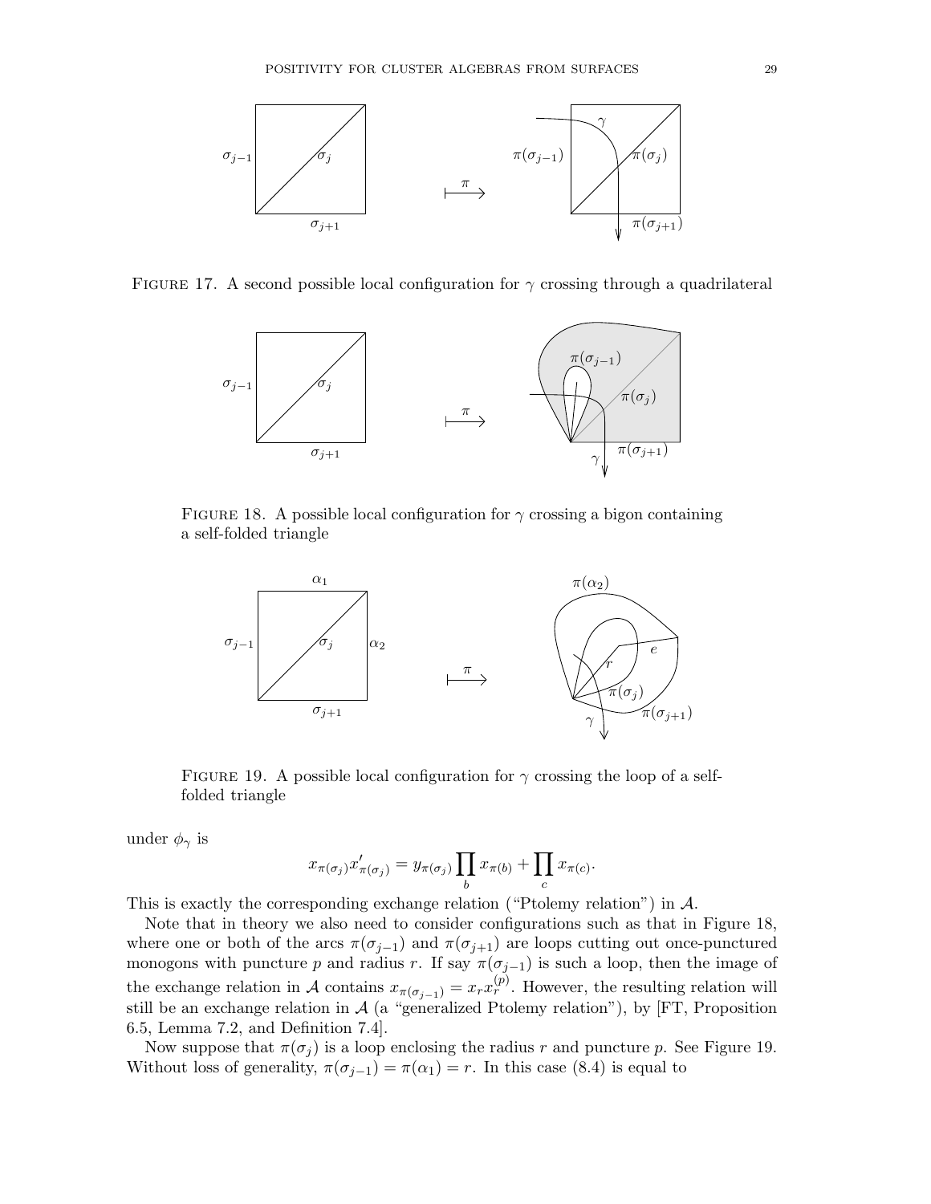FIGURE 17. A second possible local configuration for $\gamma$ crossing through a quadrilateral

FIGURE 18. A possible local configuration for $\gamma$ crossing a bigon containing a self-folded triangle

FIGURE 19. A possible local configuration for $\gamma$ crossing the loop of a self-folded triangle

under $\phi_\gamma$ is

$$x_{\pi(\sigma_j)} x'_{\pi(\sigma_j)} = y_{\pi(\sigma_j)} \prod_b x_{\pi(b)} + \prod_c x_{\pi(c)}.$$

This is exactly the corresponding exchange relation ("Ptolemy relation") in $\mathcal{A}$.

Note that in theory we also need to consider configurations such as that in Figure 18, where one or both of the arcs $\pi(\sigma_{j-1})$ and $\pi(\sigma_{j+1})$ are loops cutting out once-punctured monogons with puncture $p$ and radius $r$. If say $\pi(\sigma_{j-1})$ is such a loop, then the image of the exchange relation in $\mathcal{A}$ contains $x_{\pi(\sigma_{j-1})} = x_r x_r^{(p)}$. However, the resulting relation will still be an exchange relation in $\mathcal{A}$ (a "generalized Ptolemy relation"), by [FT, Proposition 6.5, Lemma 7.2, and Definition 7.4].

Now suppose that $\pi(\sigma_j)$ is a loop enclosing the radius $r$ and puncture $p$. See Figure 19. Without loss of generality, $\pi(\sigma_{j-1}) = \pi(\alpha_1) = r$. In this case (8.4) is equal to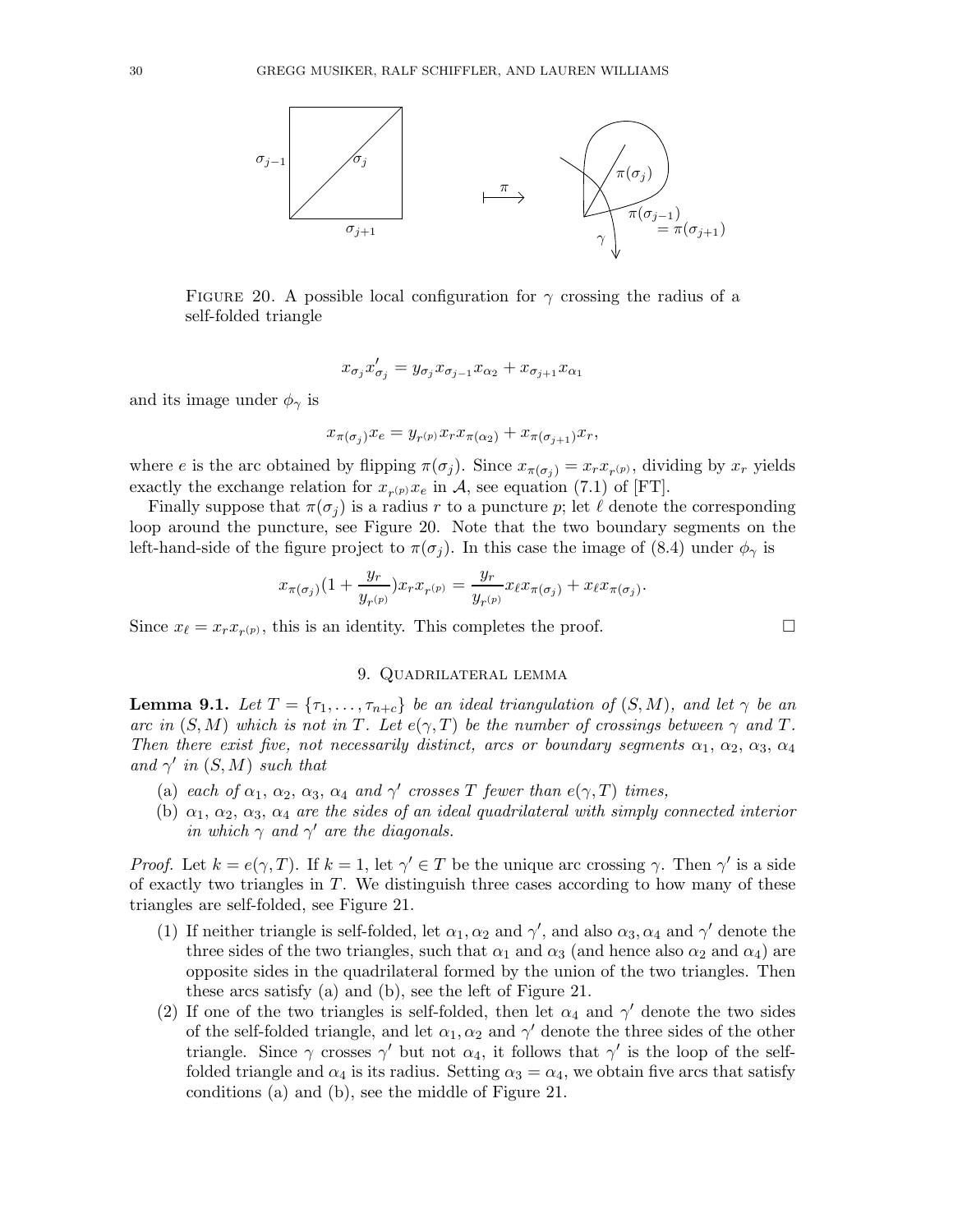$\sigma_{j-1}$

$\sigma_j$

$\sigma_{j+1}$

$\pi$

$\pi(\sigma_j)$

$\pi(\sigma_{j-1})$
$= \pi(\sigma_{j+1})$

$\gamma$

Figure 20. A possible local configuration for $\gamma$ crossing the radius of a self-folded triangle

$$x_{\sigma_j} x'_{\sigma_j} = y_{\sigma_j} x_{\sigma_{j-1}} x_{\alpha_2} + x_{\sigma_{j+1}} x_{\alpha_1}$$

and its image under $\phi_\gamma$ is

$$x_{\pi(\sigma_j)} x_e = y_{r^{(p)}} x_r x_{\pi(\alpha_2)} + x_{\pi(\sigma_{j+1})} x_r,$$

where $e$ is the arc obtained by flipping $\pi(\sigma_j)$. Since $x_{\pi(\sigma_j)} = x_r x_{r^{(p)}}$, dividing by $x_r$ yields exactly the exchange relation for $x_{r^{(p)}} x_e$ in $\mathcal{A}$, see equation (7.1) of [FT].

Finally suppose that $\pi(\sigma_j)$ is a radius $r$ to a puncture $p$; let $\ell$ denote the corresponding loop around the puncture, see Figure 20. Note that the two boundary segments on the left-hand-side of the figure project to $\pi(\sigma_j)$. In this case the image of (8.4) under $\phi_\gamma$ is

$$x_{\pi(\sigma_j)}(1 + \frac{y_r}{y_{r^{(p)}}}) x_r x_{r^{(p)}} = \frac{y_r}{y_{r^{(p)}}} x_\ell x_{\pi(\sigma_j)} + x_\ell x_{\pi(\sigma_j)}.$$

Since $x_\ell = x_r x_{r^{(p)}}$, this is an identity. This completes the proof. $\square$

## 9. Quadrilateral lemma

**Lemma 9.1.** *Let $T = \{\tau_1, \ldots, \tau_{n+c}\}$ be an ideal triangulation of $(S, M)$, and let $\gamma$ be an arc in $(S, M)$ which is not in $T$. Let $e(\gamma, T)$ be the number of crossings between $\gamma$ and $T$. Then there exist five, not necessarily distinct, arcs or boundary segments $\alpha_1$, $\alpha_2$, $\alpha_3$, $\alpha_4$ and $\gamma'$ in $(S, M)$ such that*

- (a) *each of $\alpha_1$, $\alpha_2$, $\alpha_3$, $\alpha_4$ and $\gamma'$ crosses $T$ fewer than $e(\gamma, T)$ times,*
- (b) *$\alpha_1$, $\alpha_2$, $\alpha_3$, $\alpha_4$ are the sides of an ideal quadrilateral with simply connected interior in which $\gamma$ and $\gamma'$ are the diagonals.*

*Proof.* Let $k = e(\gamma, T)$. If $k = 1$, let $\gamma' \in T$ be the unique arc crossing $\gamma$. Then $\gamma'$ is a side of exactly two triangles in $T$. We distinguish three cases according to how many of these triangles are self-folded, see Figure 21.

1. If neither triangle is self-folded, let $\alpha_1, \alpha_2$ and $\gamma'$, and also $\alpha_3, \alpha_4$ and $\gamma'$ denote the three sides of the two triangles, such that $\alpha_1$ and $\alpha_3$ (and hence also $\alpha_2$ and $\alpha_4$) are opposite sides in the quadrilateral formed by the union of the two triangles. Then these arcs satisfy (a) and (b), see the left of Figure 21.
2. If one of the two triangles is self-folded, then let $\alpha_4$ and $\gamma'$ denote the two sides of the self-folded triangle, and let $\alpha_1, \alpha_2$ and $\gamma'$ denote the three sides of the other triangle. Since $\gamma$ crosses $\gamma'$ but not $\alpha_4$, it follows that $\gamma'$ is the loop of the self-folded triangle and $\alpha_4$ is its radius. Setting $\alpha_3 = \alpha_4$, we obtain five arcs that satisfy conditions (a) and (b), see the middle of Figure 21.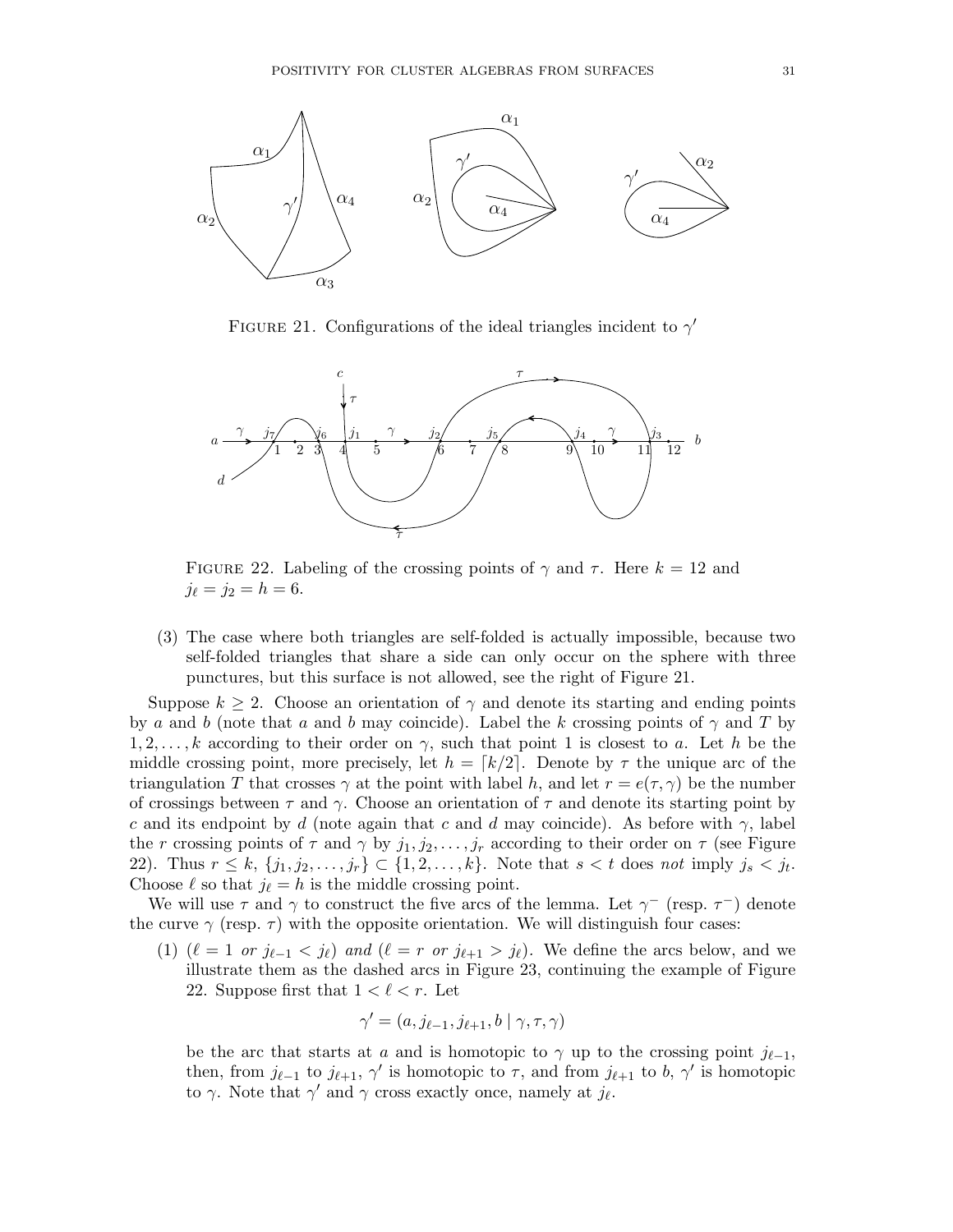$\alpha_1$

$\gamma'$

$\alpha_4$

$\alpha_2$

$\alpha_3$

$\alpha_1$

$\gamma'$

$\alpha_2$

$\alpha_4$

$\gamma'$

$\alpha_2$

$\alpha_4$

FIGURE 21. Configurations of the ideal triangles incident to $\gamma'$

$c$ $\tau$ $\tau$

$a$ $\gamma$ $j_7$ $j_6$ $j_1$ $\gamma$ $j_2$ $j_5$ $j_4$ $\gamma$ $j_3$ $b$

1 2 3 4 5 6 7 8 9 10 11 12

$d$

$\tau$

FIGURE 22. Labeling of the crossing points of $\gamma$ and $\tau$. Here $k = 12$ and $j_\ell = j_2 = h = 6$.

(3) The case where both triangles are self-folded is actually impossible, because two self-folded triangles that share a side can only occur on the sphere with three punctures, but this surface is not allowed, see the right of Figure 21.

Suppose $k \geq 2$. Choose an orientation of $\gamma$ and denote its starting and ending points by $a$ and $b$ (note that $a$ and $b$ may coincide). Label the $k$ crossing points of $\gamma$ and $T$ by $1, 2, \ldots, k$ according to their order on $\gamma$, such that point 1 is closest to $a$. Let $h$ be the middle crossing point, more precisely, let $h = \lceil k/2 \rceil$. Denote by $\tau$ the unique arc of the triangulation $T$ that crosses $\gamma$ at the point with label $h$, and let $r = e(\tau, \gamma)$ be the number of crossings between $\tau$ and $\gamma$. Choose an orientation of $\tau$ and denote its starting point by $c$ and its endpoint by $d$ (note again that $c$ and $d$ may coincide). As before with $\gamma$, label the $r$ crossing points of $\tau$ and $\gamma$ by $j_1, j_2, \ldots, j_r$ according to their order on $\tau$ (see Figure 22). Thus $r \leq k$, $\{j_1, j_2, \ldots, j_r\} \subset \{1, 2, \ldots, k\}$. Note that $s < t$ does *not* imply $j_s < j_t$. Choose $\ell$ so that $j_\ell = h$ is the middle crossing point.

We will use $\tau$ and $\gamma$ to construct the five arcs of the lemma. Let $\gamma^-$ (resp. $\tau^-$) denote the curve $\gamma$ (resp. $\tau$) with the opposite orientation. We will distinguish four cases:

(1) ($\ell = 1$ *or* $j_{\ell-1} < j_\ell$) *and* ($\ell = r$ *or* $j_{\ell+1} > j_\ell$). We define the arcs below, and we illustrate them as the dashed arcs in Figure 23, continuing the example of Figure 22. Suppose first that $1 < \ell < r$. Let

$$\gamma' = (a, j_{\ell-1}, j_{\ell+1}, b \mid \gamma, \tau, \gamma)$$

be the arc that starts at $a$ and is homotopic to $\gamma$ up to the crossing point $j_{\ell-1}$, then, from $j_{\ell-1}$ to $j_{\ell+1}$, $\gamma'$ is homotopic to $\tau$, and from $j_{\ell+1}$ to $b$, $\gamma'$ is homotopic to $\gamma$. Note that $\gamma'$ and $\gamma$ cross exactly once, namely at $j_\ell$.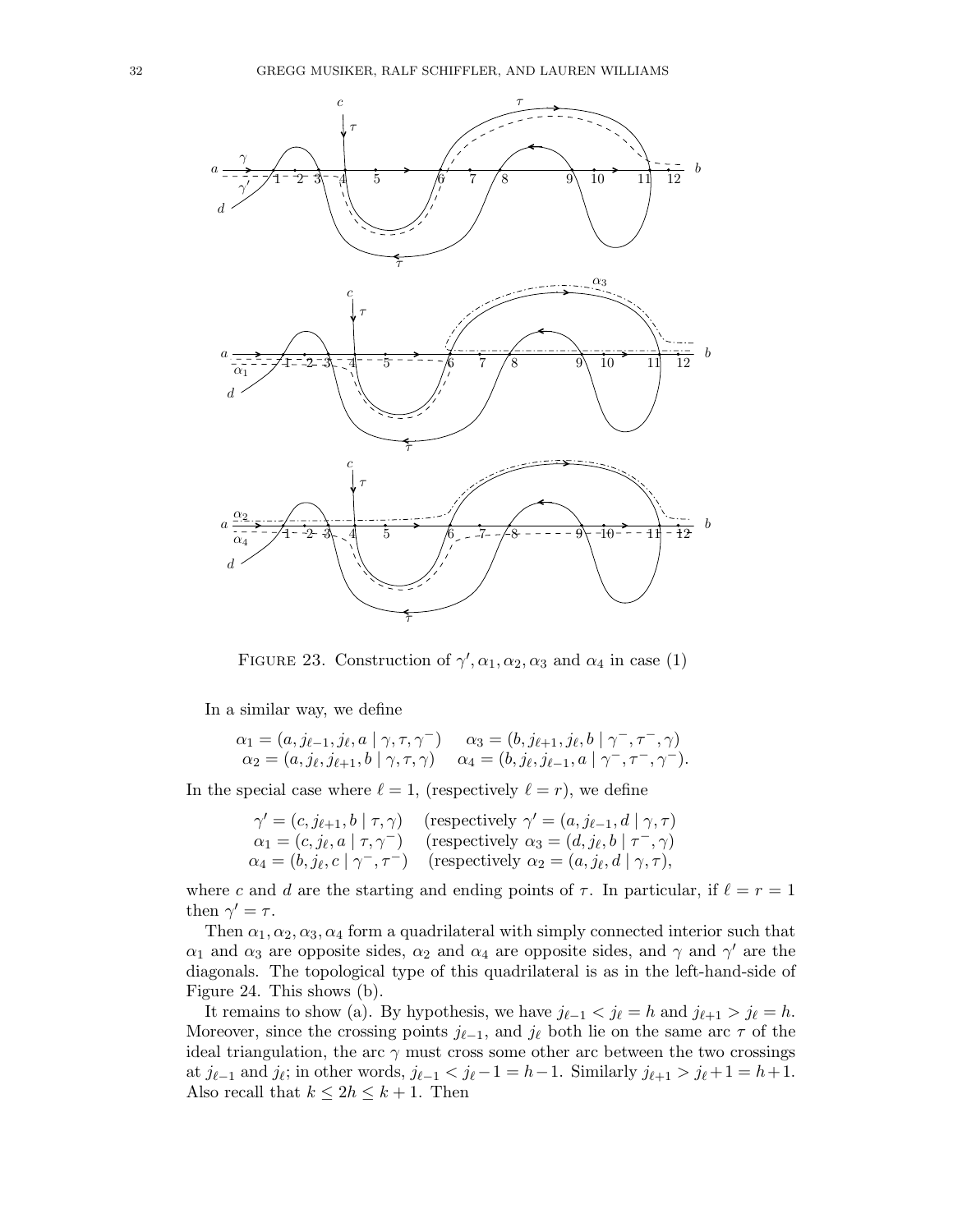a
b
c
d
γ
γ′
τ
1 2 3 4 5 6 7 8 9 10 11 12

a
b
c
d
α₁
α₃
τ
1 2 3 4 5 6 7 8 9 10 11 12

a
b
c
d
α₂
α₄
τ
1 2 3 4 5 6 7 8 9 10 11 12

FIGURE 23. Construction of $\gamma', \alpha_1, \alpha_2, \alpha_3$ and $\alpha_4$ in case (1)

In a similar way, we define

$$\alpha_1 = (a, j_{\ell-1}, j_\ell, a \mid \gamma, \tau, \gamma^-) \qquad \alpha_3 = (b, j_{\ell+1}, j_\ell, b \mid \gamma^-, \tau^-, \gamma)$$
$$\alpha_2 = (a, j_\ell, j_{\ell+1}, b \mid \gamma, \tau, \gamma) \qquad \alpha_4 = (b, j_\ell, j_{\ell-1}, a \mid \gamma^-, \tau^-, \gamma^-).$$

In the special case where $\ell = 1$, (respectively $\ell = r$), we define

$$\gamma' = (c, j_{\ell+1}, b \mid \tau, \gamma) \quad \text{(respectively } \gamma' = (a, j_{\ell-1}, d \mid \gamma, \tau)$$
$$\alpha_1 = (c, j_\ell, a \mid \tau, \gamma^-) \quad \text{(respectively } \alpha_3 = (d, j_\ell, b \mid \tau^-, \gamma)$$
$$\alpha_4 = (b, j_\ell, c \mid \gamma^-, \tau^-) \quad \text{(respectively } \alpha_2 = (a, j_\ell, d \mid \gamma, \tau),$$

where $c$ and $d$ are the starting and ending points of $\tau$. In particular, if $\ell = r = 1$ then $\gamma' = \tau$.

Then $\alpha_1, \alpha_2, \alpha_3, \alpha_4$ form a quadrilateral with simply connected interior such that $\alpha_1$ and $\alpha_3$ are opposite sides, $\alpha_2$ and $\alpha_4$ are opposite sides, and $\gamma$ and $\gamma'$ are the diagonals. The topological type of this quadrilateral is as in the left-hand-side of Figure 24. This shows (b).

It remains to show (a). By hypothesis, we have $j_{\ell-1} < j_\ell = h$ and $j_{\ell+1} > j_\ell = h$. Moreover, since the crossing points $j_{\ell-1}$, and $j_\ell$ both lie on the same arc $\tau$ of the ideal triangulation, the arc $\gamma$ must cross some other arc between the two crossings at $j_{\ell-1}$ and $j_\ell$; in other words, $j_{\ell-1} < j_\ell - 1 = h-1$. Similarly $j_{\ell+1} > j_\ell + 1 = h+1$. Also recall that $k \leq 2h \leq k+1$. Then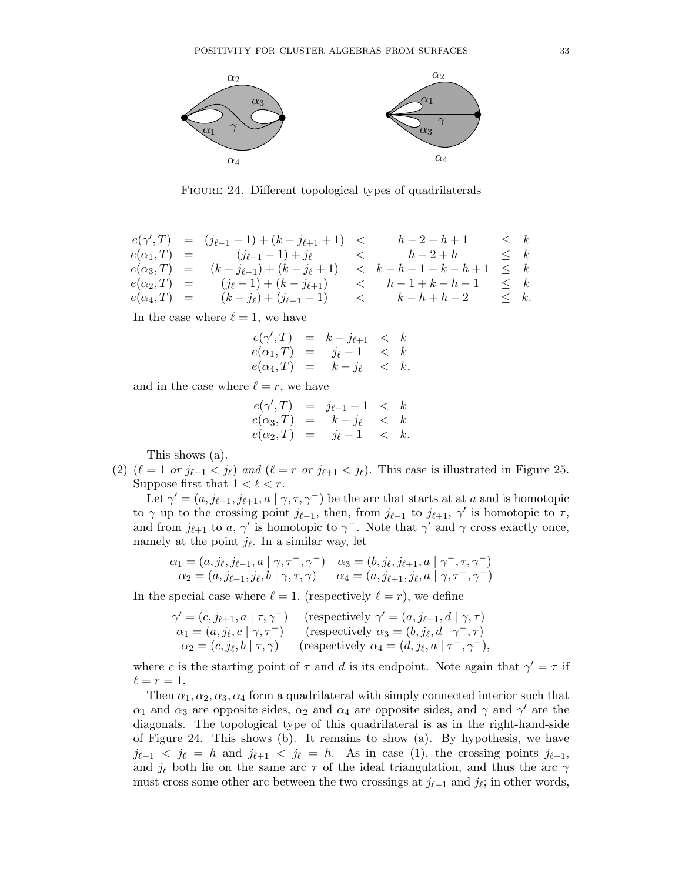α₂ α₃ α₁ γ α₄

α₂ α₁ γ α₃ α₄

FIGURE 24. Different topological types of quadrilaterals

$$
\begin{array}{rclcccl}
e(\gamma',T) &=& (j_{\ell-1}-1)+(k-j_{\ell+1}+1) &<& h-2+h+1 &\leq& k\\
e(\alpha_1,T) &=& (j_{\ell-1}-1)+j_\ell &<& h-2+h &\leq& k\\
e(\alpha_3,T) &=& (k-j_{\ell+1})+(k-j_\ell+1) &<& k-h-1+k-h+1 &\leq& k\\
e(\alpha_2,T) &=& (j_\ell-1)+(k-j_{\ell+1}) &<& h-1+k-h-1 &\leq& k\\
e(\alpha_4,T) &=& (k-j_\ell)+(j_{\ell-1}-1) &<& k-h+h-2 &\leq& k.
\end{array}
$$

In the case where $\ell=1$, we have

$$
\begin{array}{rclcl}
e(\gamma',T) &=& k-j_{\ell+1} &<& k\\
e(\alpha_1,T) &=& j_\ell-1 &<& k\\
e(\alpha_4,T) &=& k-j_\ell &<& k,
\end{array}
$$

and in the case where $\ell=r$, we have

$$
\begin{array}{rclcl}
e(\gamma',T) &=& j_{\ell-1}-1 &<& k\\
e(\alpha_3,T) &=& k-j_\ell &<& k\\
e(\alpha_2,T) &=& j_\ell-1 &<& k.
\end{array}
$$

This shows (a).

(2) *($\ell=1$ or $j_{\ell-1}<j_\ell$) and ($\ell=r$ or $j_{\ell+1}<j_\ell$).* This case is illustrated in Figure 25. Suppose first that $1<\ell<r$.

Let $\gamma'=(a,j_{\ell-1},j_{\ell+1},a\mid\gamma,\tau,\gamma^-)$ be the arc that starts at at $a$ and is homotopic to $\gamma$ up to the crossing point $j_{\ell-1}$, then, from $j_{\ell-1}$ to $j_{\ell+1}$, $\gamma'$ is homotopic to $\tau$, and from $j_{\ell+1}$ to $a$, $\gamma'$ is homotopic to $\gamma^-$. Note that $\gamma'$ and $\gamma$ cross exactly once, namely at the point $j_\ell$. In a similar way, let

$$
\begin{array}{ll}
\alpha_1=(a,j_\ell,j_{\ell-1},a\mid\gamma,\tau^-,\gamma^-) & \alpha_3=(b,j_\ell,j_{\ell+1},a\mid\gamma^-,\tau,\gamma^-)\\
\alpha_2=(a,j_{\ell-1},j_\ell,b\mid\gamma,\tau,\gamma) & \alpha_4=(a,j_{\ell+1},j_\ell,a\mid\gamma,\tau^-,\gamma^-)
\end{array}
$$

In the special case where $\ell=1$, (respectively $\ell=r$), we define

$$
\begin{array}{ll}
\gamma'=(c,j_{\ell+1},a\mid\tau,\gamma^-) & (\text{respectively } \gamma'=(a,j_{\ell-1},d\mid\gamma,\tau)\\
\alpha_1=(a,j_\ell,c\mid\gamma,\tau^-) & (\text{respectively } \alpha_3=(b,j_\ell,d\mid\gamma^-,\tau)\\
\alpha_2=(c,j_\ell,b\mid\tau,\gamma) & (\text{respectively } \alpha_4=(d,j_\ell,a\mid\tau^-,\gamma^-),
\end{array}
$$

where $c$ is the starting point of $\tau$ and $d$ is its endpoint. Note again that $\gamma'=\tau$ if $\ell=r=1$.

Then $\alpha_1,\alpha_2,\alpha_3,\alpha_4$ form a quadrilateral with simply connected interior such that $\alpha_1$ and $\alpha_3$ are opposite sides, $\alpha_2$ and $\alpha_4$ are opposite sides, and $\gamma$ and $\gamma'$ are the diagonals. The topological type of this quadrilateral is as in the right-hand-side of Figure 24. This shows (b). It remains to show (a). By hypothesis, we have $j_{\ell-1}<j_\ell=h$ and $j_{\ell+1}<j_\ell=h$. As in case (1), the crossing points $j_{\ell-1}$, and $j_\ell$ both lie on the same arc $\tau$ of the ideal triangulation, and thus the arc $\gamma$ must cross some other arc between the two crossings at $j_{\ell-1}$ and $j_\ell$; in other words,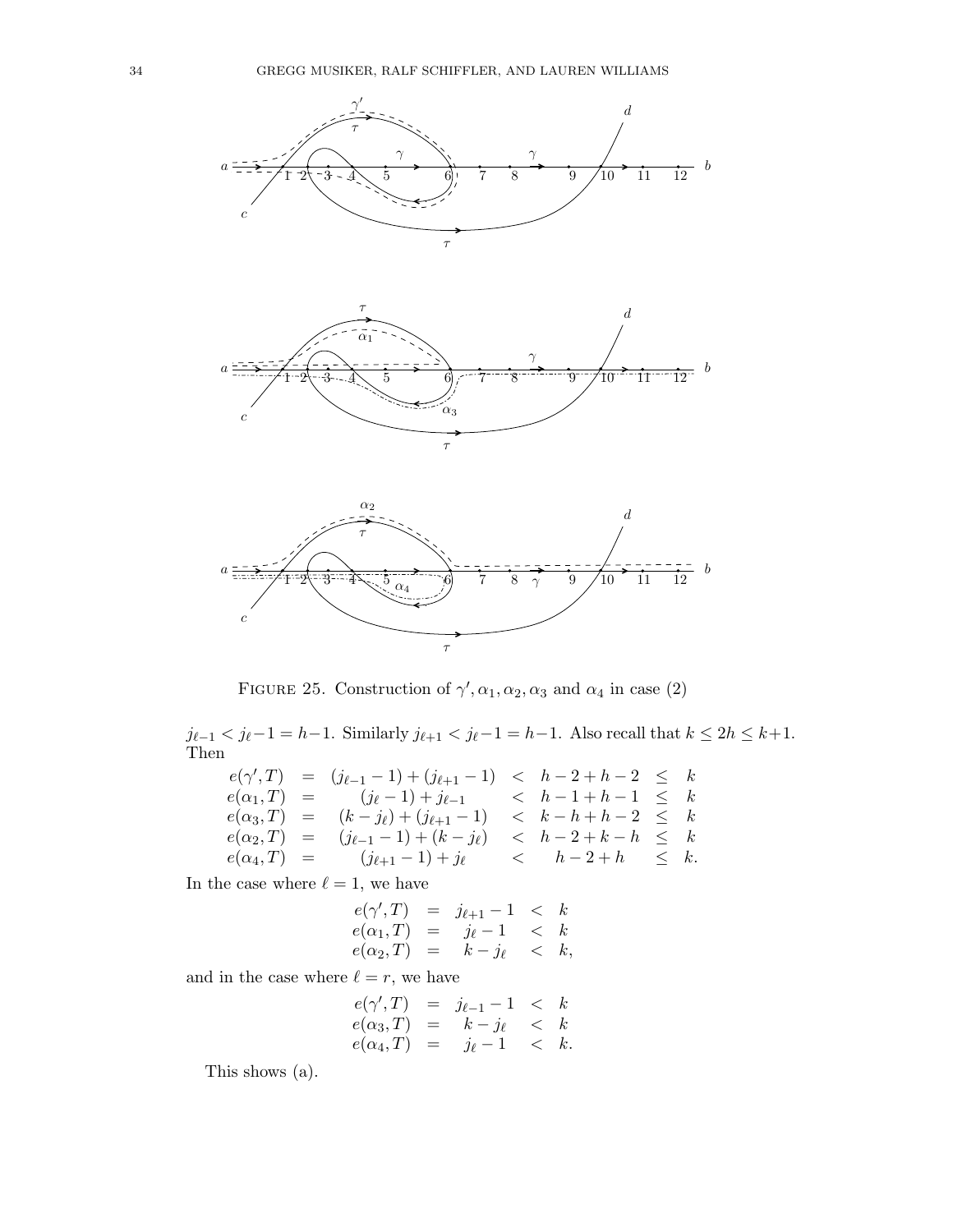a b c d γ' τ γ γ 1 2 3 4 5 6 7 8 9 10 11 12 τ

a b c d τ α1 γ α3 1 2 3 4 5 6 7 8 9 10 11 12 τ

a b c d α2 τ α4 γ 1 2 3 4 5 6 7 8 9 10 11 12 τ

FIGURE 25. Construction of $\gamma', \alpha_1, \alpha_2, \alpha_3$ and $\alpha_4$ in case (2)

$j_{\ell-1} < j_\ell - 1 = h-1$. Similarly $j_{\ell+1} < j_\ell - 1 = h-1$. Also recall that $k \le 2h \le k+1$. Then

$$
\begin{array}{rclcll}
e(\gamma', T) & = & (j_{\ell-1}-1)+(j_{\ell+1}-1) & < & h-2+h-2 & \le \; k \\
e(\alpha_1, T) & = & (j_\ell - 1) + j_{\ell-1} & < & h-1+h-1 & \le \; k \\
e(\alpha_3, T) & = & (k-j_\ell)+(j_{\ell+1}-1) & < & k-h+h-2 & \le \; k \\
e(\alpha_2, T) & = & (j_{\ell-1}-1)+(k-j_\ell) & < & h-2+k-h & \le \; k \\
e(\alpha_4, T) & = & (j_{\ell+1}-1)+j_\ell & < & h-2+h & \le \; k.
\end{array}
$$

In the case where $\ell = 1$, we have

$$
\begin{array}{rclcl}
e(\gamma', T) & = & j_{\ell+1}-1 & < & k \\
e(\alpha_1, T) & = & j_\ell - 1 & < & k \\
e(\alpha_2, T) & = & k - j_\ell & < & k,
\end{array}
$$

and in the case where $\ell = r$, we have

$$
\begin{array}{rclcl}
e(\gamma', T) & = & j_{\ell-1}-1 & < & k \\
e(\alpha_3, T) & = & k - j_\ell & < & k \\
e(\alpha_4, T) & = & j_\ell - 1 & < & k.
\end{array}
$$

This shows (a).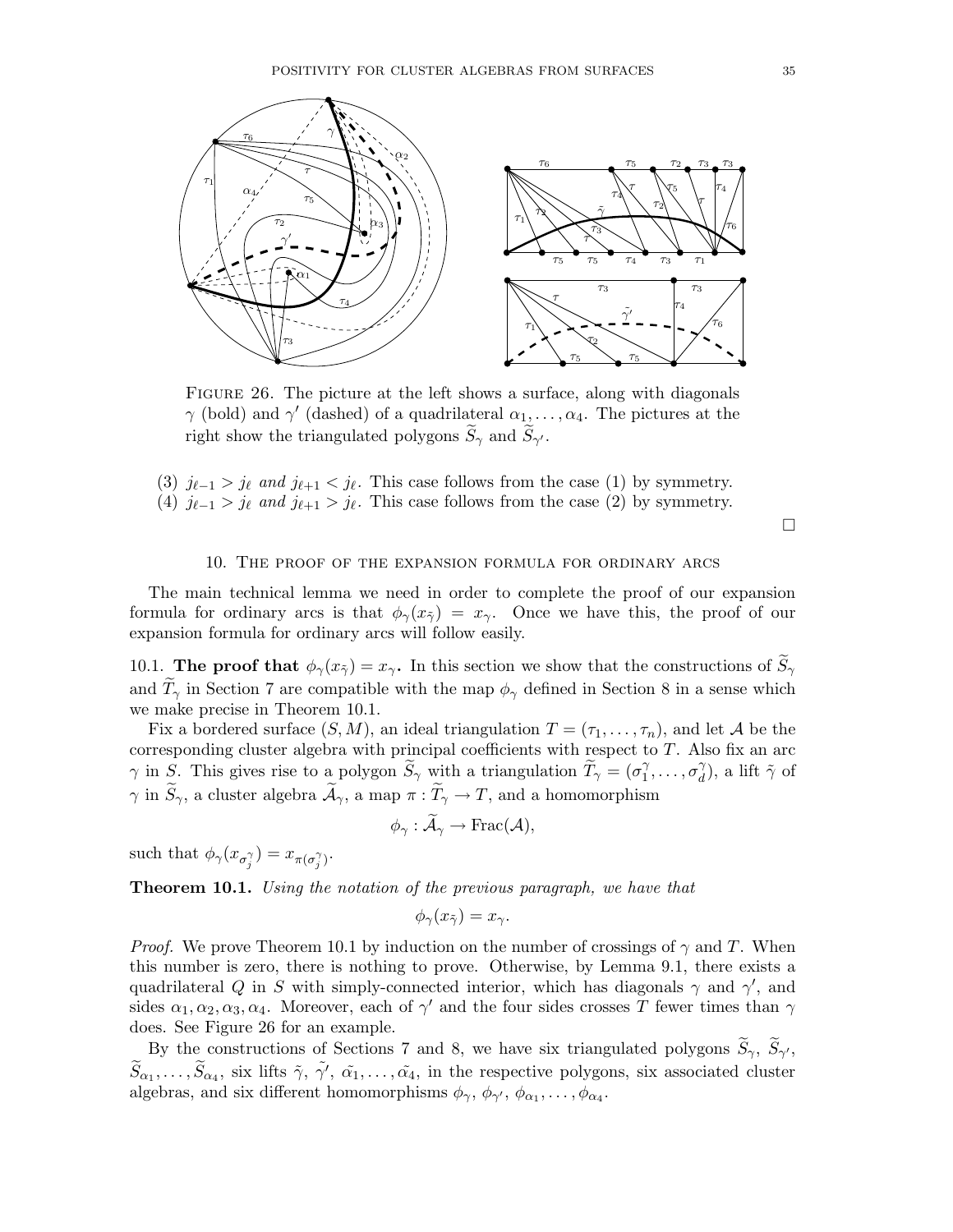FIGURE 26. The picture at the left shows a surface, along with diagonals $\gamma$ (bold) and $\gamma'$ (dashed) of a quadrilateral $\alpha_1, \ldots, \alpha_4$. The pictures at the right show the triangulated polygons $\widetilde{S}_\gamma$ and $\widetilde{S}_{\gamma'}$.

(3) $j_{\ell-1} > j_\ell$ *and* $j_{\ell+1} < j_\ell$. This case follows from the case (1) by symmetry.

(4) $j_{\ell-1} > j_\ell$ *and* $j_{\ell+1} > j_\ell$. This case follows from the case (2) by symmetry.

□

## 10. The proof of the expansion formula for ordinary arcs

The main technical lemma we need in order to complete the proof of our expansion formula for ordinary arcs is that $\phi_\gamma(x_{\tilde{\gamma}}) = x_\gamma$. Once we have this, the proof of our expansion formula for ordinary arcs will follow easily.

**10.1. The proof that $\phi_\gamma(x_{\tilde{\gamma}}) = x_\gamma$.** In this section we show that the constructions of $\widetilde{S}_\gamma$ and $\widetilde{T}_\gamma$ in Section 7 are compatible with the map $\phi_\gamma$ defined in Section 8 in a sense which we make precise in Theorem 10.1.

Fix a bordered surface $(S, M)$, an ideal triangulation $T = (\tau_1, \ldots, \tau_n)$, and let $\mathcal{A}$ be the corresponding cluster algebra with principal coefficients with respect to $T$. Also fix an arc $\gamma$ in $S$. This gives rise to a polygon $\widetilde{S}_\gamma$ with a triangulation $\widetilde{T}_\gamma = (\sigma_1^\gamma, \ldots, \sigma_d^\gamma)$, a lift $\tilde{\gamma}$ of $\gamma$ in $\widetilde{S}_\gamma$, a cluster algebra $\widetilde{\mathcal{A}}_\gamma$, a map $\pi : \widetilde{T}_\gamma \to T$, and a homomorphism

$$\phi_\gamma : \widetilde{\mathcal{A}}_\gamma \to \mathrm{Frac}(\mathcal{A}),$$

such that $\phi_\gamma(x_{\sigma_j^\gamma}) = x_{\pi(\sigma_j^\gamma)}$.

**Theorem 10.1.** *Using the notation of the previous paragraph, we have that*

$$\phi_\gamma(x_{\tilde{\gamma}}) = x_\gamma.$$

*Proof.* We prove Theorem 10.1 by induction on the number of crossings of $\gamma$ and $T$. When this number is zero, there is nothing to prove. Otherwise, by Lemma 9.1, there exists a quadrilateral $Q$ in $S$ with simply-connected interior, which has diagonals $\gamma$ and $\gamma'$, and sides $\alpha_1, \alpha_2, \alpha_3, \alpha_4$. Moreover, each of $\gamma'$ and the four sides crosses $T$ fewer times than $\gamma$ does. See Figure 26 for an example.

By the constructions of Sections 7 and 8, we have six triangulated polygons $\widetilde{S}_\gamma$, $\widetilde{S}_{\gamma'}$, $\widetilde{S}_{\alpha_1}, \ldots, \widetilde{S}_{\alpha_4}$, six lifts $\tilde{\gamma}$, $\tilde{\gamma}'$, $\tilde{\alpha_1}, \ldots, \tilde{\alpha_4}$, in the respective polygons, six associated cluster algebras, and six different homomorphisms $\phi_\gamma$, $\phi_{\gamma'}$, $\phi_{\alpha_1}, \ldots, \phi_{\alpha_4}$.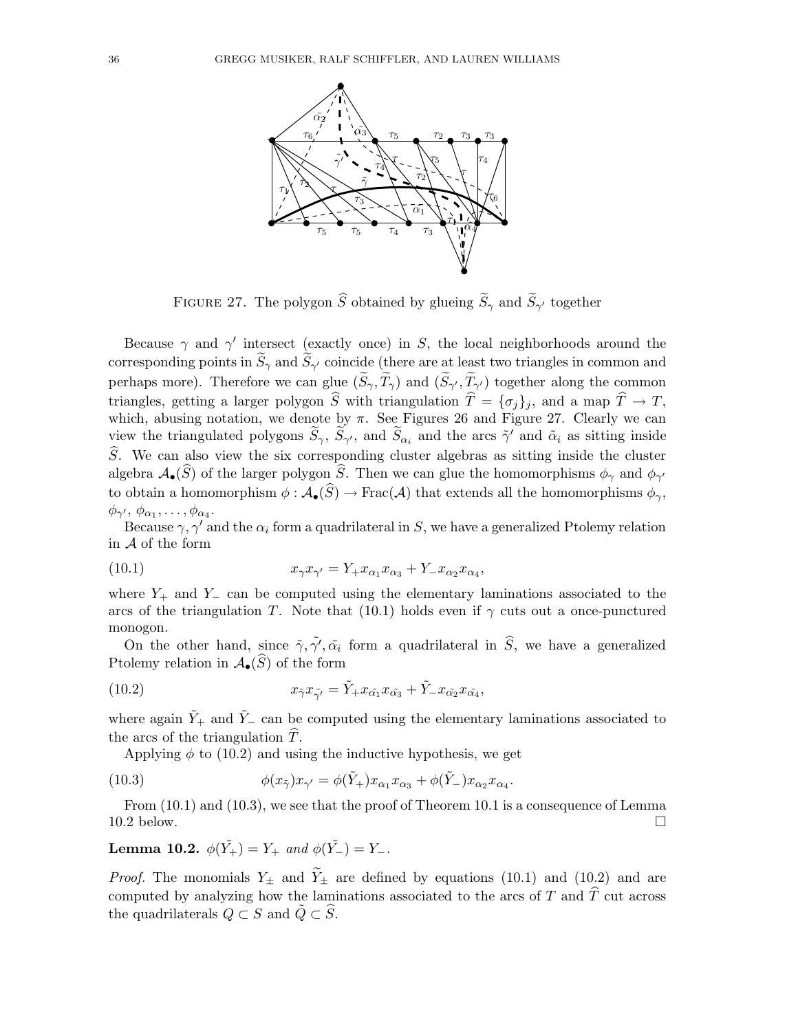FIGURE 27. The polygon $\widehat{S}$ obtained by glueing $\widetilde{S}_\gamma$ and $\widetilde{S}_{\gamma'}$ together

Because $\gamma$ and $\gamma'$ intersect (exactly once) in $S$, the local neighborhoods around the corresponding points in $\widetilde{S}_\gamma$ and $\widetilde{S}_{\gamma'}$ coincide (there are at least two triangles in common and perhaps more). Therefore we can glue $(\widetilde{S}_\gamma, \widetilde{T}_\gamma)$ and $(\widetilde{S}_{\gamma'}, \widetilde{T}_{\gamma'})$ together along the common triangles, getting a larger polygon $\widehat{S}$ with triangulation $\widehat{T} = \{\sigma_j\}_j$, and a map $\widehat{T} \to T$, which, abusing notation, we denote by $\pi$. See Figures 26 and Figure 27. Clearly we can view the triangulated polygons $\widetilde{S}_\gamma$, $\widetilde{S}_{\gamma'}$, and $\widetilde{S}_{\alpha_i}$ and the arcs $\tilde{\gamma}'$ and $\tilde{\alpha}_i$ as sitting inside $\widehat{S}$. We can also view the six corresponding cluster algebras as sitting inside the cluster algebra $\mathcal{A}_\bullet(\widehat{S})$ of the larger polygon $\widehat{S}$. Then we can glue the homomorphisms $\phi_\gamma$ and $\phi_{\gamma'}$ to obtain a homomorphism $\phi : \mathcal{A}_\bullet(\widehat{S}) \to \mathrm{Frac}(\mathcal{A})$ that extends all the homomorphisms $\phi_\gamma$, $\phi_{\gamma'}$, $\phi_{\alpha_1}, \ldots, \phi_{\alpha_4}$.

Because $\gamma, \gamma'$ and the $\alpha_i$ form a quadrilateral in $S$, we have a generalized Ptolemy relation in $\mathcal{A}$ of the form

$$x_\gamma x_{\gamma'} = Y_+ x_{\alpha_1} x_{\alpha_3} + Y_- x_{\alpha_2} x_{\alpha_4}, \tag{10.1}$$

where $Y_+$ and $Y_-$ can be computed using the elementary laminations associated to the arcs of the triangulation $T$. Note that (10.1) holds even if $\gamma$ cuts out a once-punctured monogon.

On the other hand, since $\tilde{\gamma}, \tilde{\gamma'}, \tilde{\alpha_i}$ form a quadrilateral in $\widehat{S}$, we have a generalized Ptolemy relation in $\mathcal{A}_\bullet(\widehat{S})$ of the form

$$x_{\tilde{\gamma}} x_{\tilde{\gamma'}} = \tilde{Y}_+ x_{\tilde{\alpha_1}} x_{\tilde{\alpha_3}} + \tilde{Y}_- x_{\tilde{\alpha_2}} x_{\tilde{\alpha_4}}, \tag{10.2}$$

where again $\tilde{Y}_+$ and $\tilde{Y}_-$ can be computed using the elementary laminations associated to the arcs of the triangulation $\widehat{T}$.

Applying $\phi$ to (10.2) and using the inductive hypothesis, we get

$$\phi(x_{\tilde{\gamma}}) x_{\gamma'} = \phi(\tilde{Y}_+) x_{\alpha_1} x_{\alpha_3} + \phi(\tilde{Y}_-) x_{\alpha_2} x_{\alpha_4}. \tag{10.3}$$

From (10.1) and (10.3), we see that the proof of Theorem 10.1 is a consequence of Lemma 10.2 below. $\square$

**Lemma 10.2.** *$\phi(\tilde{Y_+}) = Y_+$ and $\phi(\tilde{Y_-}) = Y_-$.*

*Proof.* The monomials $Y_\pm$ and $\widetilde{Y}_\pm$ are defined by equations (10.1) and (10.2) and are computed by analyzing how the laminations associated to the arcs of $T$ and $\widehat{T}$ cut across the quadrilaterals $Q \subset S$ and $\tilde{Q} \subset \widehat{S}$.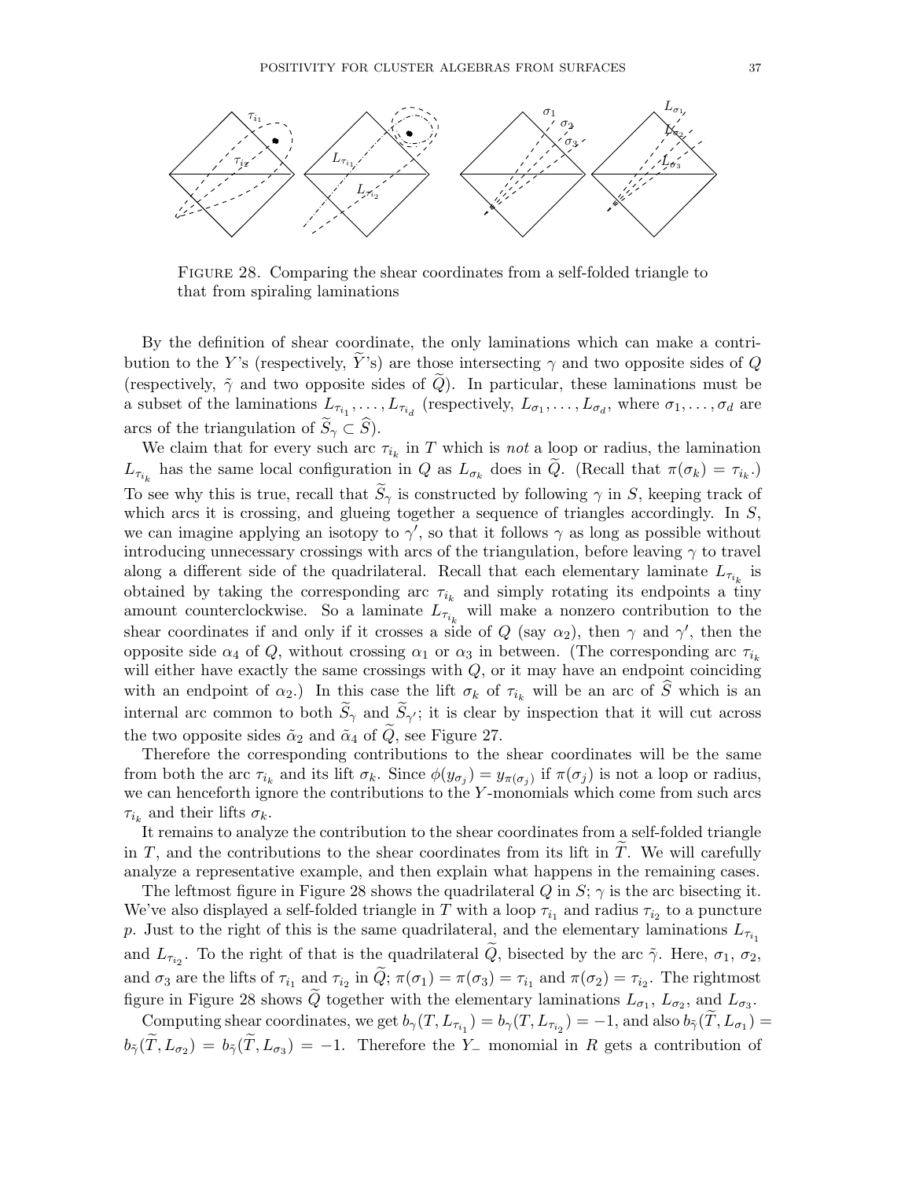Figure 28. Comparing the shear coordinates from a self-folded triangle to that from spiraling laminations

By the definition of shear coordinate, the only laminations which can make a contribution to the $Y$'s (respectively, $\widetilde{Y}$'s) are those intersecting $\gamma$ and two opposite sides of $Q$ (respectively, $\tilde{\gamma}$ and two opposite sides of $\widetilde{Q}$). In particular, these laminations must be a subset of the laminations $L_{\tau_{i_1}}, \ldots, L_{\tau_{i_d}}$ (respectively, $L_{\sigma_1}, \ldots, L_{\sigma_d}$, where $\sigma_1, \ldots, \sigma_d$ are arcs of the triangulation of $\widetilde{S}_\gamma \subset \widehat{S}$).

We claim that for every such arc $\tau_{i_k}$ in $T$ which is *not* a loop or radius, the lamination $L_{\tau_{i_k}}$ has the same local configuration in $Q$ as $L_{\sigma_k}$ does in $\widetilde{Q}$. (Recall that $\pi(\sigma_k) = \tau_{i_k}$.) To see why this is true, recall that $\widetilde{S}_\gamma$ is constructed by following $\gamma$ in $S$, keeping track of which arcs it is crossing, and glueing together a sequence of triangles accordingly. In $S$, we can imagine applying an isotopy to $\gamma'$, so that it follows $\gamma$ as long as possible without introducing unnecessary crossings with arcs of the triangulation, before leaving $\gamma$ to travel along a different side of the quadrilateral. Recall that each elementary laminate $L_{\tau_{i_k}}$ is obtained by taking the corresponding arc $\tau_{i_k}$ and simply rotating its endpoints a tiny amount counterclockwise. So a laminate $L_{\tau_{i_k}}$ will make a nonzero contribution to the shear coordinates if and only if it crosses a side of $Q$ (say $\alpha_2$), then $\gamma$ and $\gamma'$, then the opposite side $\alpha_4$ of $Q$, without crossing $\alpha_1$ or $\alpha_3$ in between. (The corresponding arc $\tau_{i_k}$ will either have exactly the same crossings with $Q$, or it may have an endpoint coinciding with an endpoint of $\alpha_2$.) In this case the lift $\sigma_k$ of $\tau_{i_k}$ will be an arc of $\widehat{S}$ which is an internal arc common to both $\widetilde{S}_\gamma$ and $\widetilde{S}_{\gamma'}$; it is clear by inspection that it will cut across the two opposite sides $\tilde{\alpha}_2$ and $\tilde{\alpha}_4$ of $\widetilde{Q}$, see Figure 27.

Therefore the corresponding contributions to the shear coordinates will be the same from both the arc $\tau_{i_k}$ and its lift $\sigma_k$. Since $\phi(y_{\sigma_j}) = y_{\pi(\sigma_j)}$ if $\pi(\sigma_j)$ is not a loop or radius, we can henceforth ignore the contributions to the $Y$-monomials which come from such arcs $\tau_{i_k}$ and their lifts $\sigma_k$.

It remains to analyze the contribution to the shear coordinates from a self-folded triangle in $T$, and the contributions to the shear coordinates from its lift in $\widetilde{T}$. We will carefully analyze a representative example, and then explain what happens in the remaining cases.

The leftmost figure in Figure 28 shows the quadrilateral $Q$ in $S$; $\gamma$ is the arc bisecting it. We've also displayed a self-folded triangle in $T$ with a loop $\tau_{i_1}$ and radius $\tau_{i_2}$ to a puncture $p$. Just to the right of this is the same quadrilateral, and the elementary laminations $L_{\tau_{i_1}}$ and $L_{\tau_{i_2}}$. To the right of that is the quadrilateral $\widetilde{Q}$, bisected by the arc $\tilde{\gamma}$. Here, $\sigma_1$, $\sigma_2$, and $\sigma_3$ are the lifts of $\tau_{i_1}$ and $\tau_{i_2}$ in $\widetilde{Q}$; $\pi(\sigma_1) = \pi(\sigma_3) = \tau_{i_1}$ and $\pi(\sigma_2) = \tau_{i_2}$. The rightmost figure in Figure 28 shows $\widetilde{Q}$ together with the elementary laminations $L_{\sigma_1}$, $L_{\sigma_2}$, and $L_{\sigma_3}$.

Computing shear coordinates, we get $b_\gamma(T, L_{\tau_{i_1}}) = b_\gamma(T, L_{\tau_{i_2}}) = -1$, and also $b_{\tilde{\gamma}}(\widetilde{T}, L_{\sigma_1}) = b_{\tilde{\gamma}}(\widetilde{T}, L_{\sigma_2}) = b_{\tilde{\gamma}}(\widetilde{T}, L_{\sigma_3}) = -1$. Therefore the $Y_-$ monomial in $R$ gets a contribution of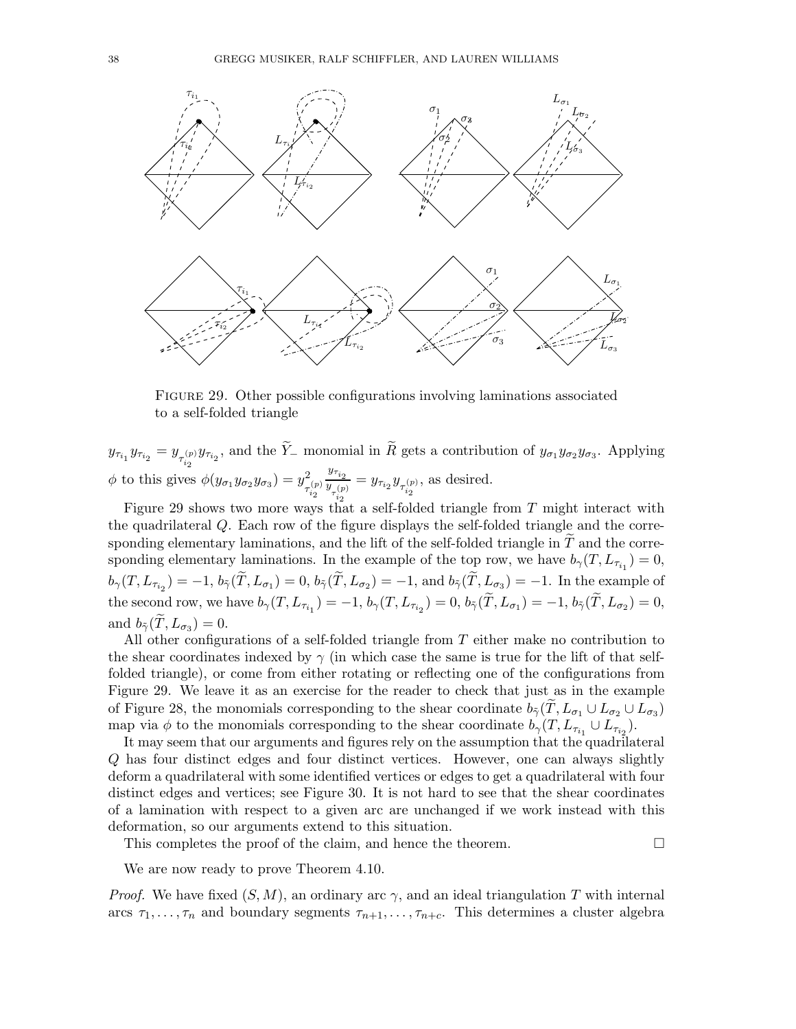FIGURE 29. Other possible configurations involving laminations associated to a self-folded triangle

$y_{\tau_{i_1}} y_{\tau_{i_2}} = y_{\tau_{i_2}^{(p)}} y_{\tau_{i_2}}$, and the $\widetilde{Y}_-$ monomial in $\widetilde{R}$ gets a contribution of $y_{\sigma_1} y_{\sigma_2} y_{\sigma_3}$. Applying $\phi$ to this gives $\phi(y_{\sigma_1} y_{\sigma_2} y_{\sigma_3}) = y^2_{\tau_{i_2}^{(p)}} \frac{y_{\tau_{i_2}}}{y_{\tau_{i_2}^{(p)}}} = y_{\tau_{i_2}} y_{\tau_{i_2}^{(p)}}$, as desired.

Figure 29 shows two more ways that a self-folded triangle from $T$ might interact with the quadrilateral $Q$. Each row of the figure displays the self-folded triangle and the corresponding elementary laminations, and the lift of the self-folded triangle in $\widetilde{T}$ and the corresponding elementary laminations. In the example of the top row, we have $b_\gamma(T, L_{\tau_{i_1}}) = 0$, $b_\gamma(T, L_{\tau_{i_2}}) = -1$, $b_{\tilde{\gamma}}(\widetilde{T}, L_{\sigma_1}) = 0$, $b_{\tilde{\gamma}}(\widetilde{T}, L_{\sigma_2}) = -1$, and $b_{\tilde{\gamma}}(\widetilde{T}, L_{\sigma_3}) = -1$. In the example of the second row, we have $b_\gamma(T, L_{\tau_{i_1}}) = -1$, $b_\gamma(T, L_{\tau_{i_2}}) = 0$, $b_{\tilde{\gamma}}(\widetilde{T}, L_{\sigma_1}) = -1$, $b_{\tilde{\gamma}}(\widetilde{T}, L_{\sigma_2}) = 0$, and $b_{\tilde{\gamma}}(\widetilde{T}, L_{\sigma_3}) = 0$.

All other configurations of a self-folded triangle from $T$ either make no contribution to the shear coordinates indexed by $\gamma$ (in which case the same is true for the lift of that self-folded triangle), or come from either rotating or reflecting one of the configurations from Figure 29. We leave it as an exercise for the reader to check that just as in the example of Figure 28, the monomials corresponding to the shear coordinate $b_{\tilde{\gamma}}(\widetilde{T}, L_{\sigma_1} \cup L_{\sigma_2} \cup L_{\sigma_3})$ map via $\phi$ to the monomials corresponding to the shear coordinate $b_\gamma(T, L_{\tau_{i_1}} \cup L_{\tau_{i_2}})$.

It may seem that our arguments and figures rely on the assumption that the quadrilateral $Q$ has four distinct edges and four distinct vertices. However, one can always slightly deform a quadrilateral with some identified vertices or edges to get a quadrilateral with four distinct edges and vertices; see Figure 30. It is not hard to see that the shear coordinates of a lamination with respect to a given arc are unchanged if we work instead with this deformation, so our arguments extend to this situation.

This completes the proof of the claim, and hence the theorem. □

We are now ready to prove Theorem 4.10.

*Proof.* We have fixed $(S, M)$, an ordinary arc $\gamma$, and an ideal triangulation $T$ with internal arcs $\tau_1, \ldots, \tau_n$ and boundary segments $\tau_{n+1}, \ldots, \tau_{n+c}$. This determines a cluster algebra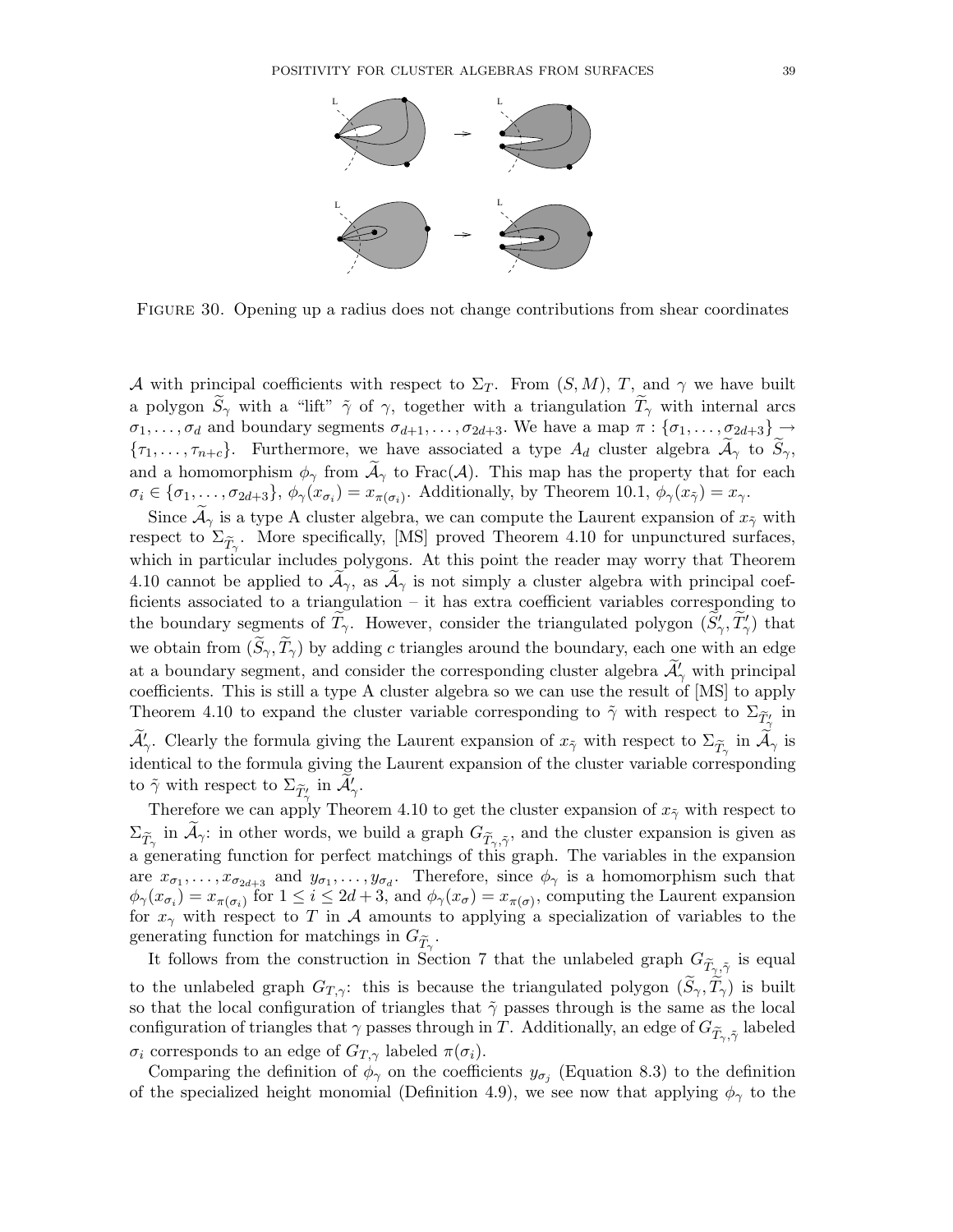Figure 30. Opening up a radius does not change contributions from shear coordinates

$\mathcal{A}$ with principal coefficients with respect to $\Sigma_T$. From $(S, M)$, $T$, and $\gamma$ we have built a polygon $\widetilde{S}_\gamma$ with a "lift" $\tilde{\gamma}$ of $\gamma$, together with a triangulation $\widetilde{T}_\gamma$ with internal arcs $\sigma_1, \dots, \sigma_d$ and boundary segments $\sigma_{d+1}, \dots, \sigma_{2d+3}$. We have a map $\pi : \{\sigma_1, \dots, \sigma_{2d+3}\} \to \{\tau_1, \dots, \tau_{n+c}\}$. Furthermore, we have associated a type $A_d$ cluster algebra $\widetilde{\mathcal{A}}_\gamma$ to $\widetilde{S}_\gamma$, and a homomorphism $\phi_\gamma$ from $\widetilde{\mathcal{A}}_\gamma$ to $\mathrm{Frac}(\mathcal{A})$. This map has the property that for each $\sigma_i \in \{\sigma_1, \dots, \sigma_{2d+3}\}$, $\phi_\gamma(x_{\sigma_i}) = x_{\pi(\sigma_i)}$. Additionally, by Theorem 10.1, $\phi_\gamma(x_{\tilde{\gamma}}) = x_\gamma$.

Since $\widetilde{\mathcal{A}}_\gamma$ is a type A cluster algebra, we can compute the Laurent expansion of $x_{\tilde{\gamma}}$ with respect to $\Sigma_{\widetilde{T}_\gamma}$. More specifically, [MS] proved Theorem 4.10 for unpunctured surfaces, which in particular includes polygons. At this point the reader may worry that Theorem 4.10 cannot be applied to $\widetilde{\mathcal{A}}_\gamma$, as $\widetilde{\mathcal{A}}_\gamma$ is not simply a cluster algebra with principal coefficients associated to a triangulation – it has extra coefficient variables corresponding to the boundary segments of $\widetilde{T}_\gamma$. However, consider the triangulated polygon $(\widetilde{S}'_\gamma, \widetilde{T}'_\gamma)$ that we obtain from $(\widetilde{S}_\gamma, \widetilde{T}_\gamma)$ by adding $c$ triangles around the boundary, each one with an edge at a boundary segment, and consider the corresponding cluster algebra $\widetilde{\mathcal{A}}'_\gamma$ with principal coefficients. This is still a type A cluster algebra so we can use the result of [MS] to apply Theorem 4.10 to expand the cluster variable corresponding to $\tilde{\gamma}$ with respect to $\Sigma_{\widetilde{T}'_\gamma}$ in $\widetilde{\mathcal{A}}'_\gamma$. Clearly the formula giving the Laurent expansion of $x_{\tilde{\gamma}}$ with respect to $\Sigma_{\widetilde{T}_\gamma}$ in $\widetilde{\mathcal{A}}_\gamma$ is identical to the formula giving the Laurent expansion of the cluster variable corresponding to $\tilde{\gamma}$ with respect to $\Sigma_{\widetilde{T}'_\gamma}$ in $\widetilde{\mathcal{A}}'_\gamma$.

Therefore we can apply Theorem 4.10 to get the cluster expansion of $x_{\tilde{\gamma}}$ with respect to $\Sigma_{\widetilde{T}_\gamma}$ in $\widetilde{\mathcal{A}}_\gamma$: in other words, we build a graph $G_{\widetilde{T}_\gamma, \tilde{\gamma}}$, and the cluster expansion is given as a generating function for perfect matchings of this graph. The variables in the expansion are $x_{\sigma_1}, \dots, x_{\sigma_{2d+3}}$ and $y_{\sigma_1}, \dots, y_{\sigma_d}$. Therefore, since $\phi_\gamma$ is a homomorphism such that $\phi_\gamma(x_{\sigma_i}) = x_{\pi(\sigma_i)}$ for $1 \le i \le 2d+3$, and $\phi_\gamma(x_\sigma) = x_{\pi(\sigma)}$, computing the Laurent expansion for $x_\gamma$ with respect to $T$ in $\mathcal{A}$ amounts to applying a specialization of variables to the generating function for matchings in $G_{\widetilde{T}_\gamma}$.

It follows from the construction in Section 7 that the unlabeled graph $G_{\widetilde{T}_\gamma, \tilde{\gamma}}$ is equal to the unlabeled graph $G_{T,\gamma}$: this is because the triangulated polygon $(\widetilde{S}_\gamma, \widetilde{T}_\gamma)$ is built so that the local configuration of triangles that $\tilde{\gamma}$ passes through is the same as the local configuration of triangles that $\gamma$ passes through in $T$. Additionally, an edge of $G_{\widetilde{T}_\gamma, \tilde{\gamma}}$ labeled $\sigma_i$ corresponds to an edge of $G_{T,\gamma}$ labeled $\pi(\sigma_i)$.

Comparing the definition of $\phi_\gamma$ on the coefficients $y_{\sigma_j}$ (Equation 8.3) to the definition of the specialized height monomial (Definition 4.9), we see now that applying $\phi_\gamma$ to the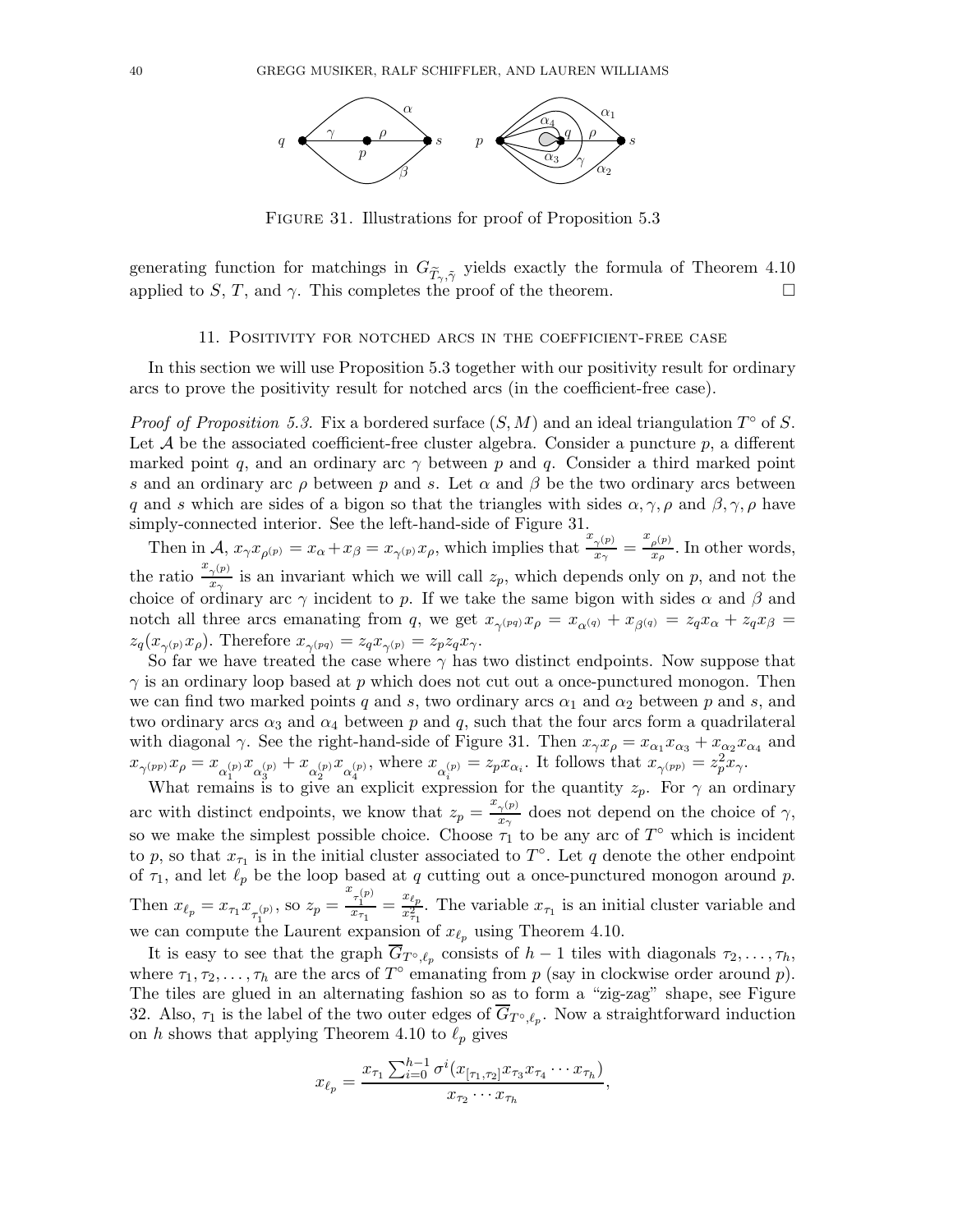FIGURE 31. Illustrations for proof of Proposition 5.3

generating function for matchings in $G_{\widetilde{T}_\gamma,\tilde{\gamma}}$ yields exactly the formula of Theorem 4.10 applied to $S$, $T$, and $\gamma$. This completes the proof of the theorem. □

## 11. Positivity for notched arcs in the coefficient-free case

In this section we will use Proposition 5.3 together with our positivity result for ordinary arcs to prove the positivity result for notched arcs (in the coefficient-free case).

*Proof of Proposition 5.3.* Fix a bordered surface $(S,M)$ and an ideal triangulation $T^\circ$ of $S$. Let $\mathcal{A}$ be the associated coefficient-free cluster algebra. Consider a puncture $p$, a different marked point $q$, and an ordinary arc $\gamma$ between $p$ and $q$. Consider a third marked point $s$ and an ordinary arc $\rho$ between $p$ and $s$. Let $\alpha$ and $\beta$ be the two ordinary arcs between $q$ and $s$ which are sides of a bigon so that the triangles with sides $\alpha, \gamma, \rho$ and $\beta, \gamma, \rho$ have simply-connected interior. See the left-hand-side of Figure 31.

Then in $\mathcal{A}$, $x_\gamma x_{\rho^{(p)}} = x_\alpha + x_\beta = x_{\gamma^{(p)}} x_\rho$, which implies that $\frac{x_{\gamma^{(p)}}}{x_\gamma} = \frac{x_{\rho^{(p)}}}{x_\rho}$. In other words, the ratio $\frac{x_{\gamma^{(p)}}}{x_\gamma}$ is an invariant which we will call $z_p$, which depends only on $p$, and not the choice of ordinary arc $\gamma$ incident to $p$. If we take the same bigon with sides $\alpha$ and $\beta$ and notch all three arcs emanating from $q$, we get $x_{\gamma^{(pq)}} x_\rho = x_{\alpha^{(q)}} + x_{\beta^{(q)}} = z_q x_\alpha + z_q x_\beta = z_q(x_{\gamma^{(p)}} x_\rho)$. Therefore $x_{\gamma^{(pq)}} = z_q x_{\gamma^{(p)}} = z_p z_q x_\gamma$.

So far we have treated the case where $\gamma$ has two distinct endpoints. Now suppose that $\gamma$ is an ordinary loop based at $p$ which does not cut out a once-punctured monogon. Then we can find two marked points $q$ and $s$, two ordinary arcs $\alpha_1$ and $\alpha_2$ between $p$ and $s$, and two ordinary arcs $\alpha_3$ and $\alpha_4$ between $p$ and $q$, such that the four arcs form a quadrilateral with diagonal $\gamma$. See the right-hand-side of Figure 31. Then $x_\gamma x_\rho = x_{\alpha_1} x_{\alpha_3} + x_{\alpha_2} x_{\alpha_4}$ and $x_{\gamma^{(pp)}} x_\rho = x_{\alpha_1^{(p)}} x_{\alpha_3^{(p)}} + x_{\alpha_2^{(p)}} x_{\alpha_4^{(p)}}$, where $x_{\alpha_i^{(p)}} = z_p x_{\alpha_i}$. It follows that $x_{\gamma^{(pp)}} = z_p^2 x_\gamma$.

What remains is to give an explicit expression for the quantity $z_p$. For $\gamma$ an ordinary arc with distinct endpoints, we know that $z_p = \frac{x_{\gamma^{(p)}}}{x_\gamma}$ does not depend on the choice of $\gamma$, so we make the simplest possible choice. Choose $\tau_1$ to be any arc of $T^\circ$ which is incident to $p$, so that $x_{\tau_1}$ is in the initial cluster associated to $T^\circ$. Let $q$ denote the other endpoint of $\tau_1$, and let $\ell_p$ be the loop based at $q$ cutting out a once-punctured monogon around $p$. Then $x_{\ell_p} = x_{\tau_1} x_{\tau_1^{(p)}}$, so $z_p = \frac{x_{\tau_1^{(p)}}}{x_{\tau_1}} = \frac{x_{\ell_p}}{x_{\tau_1}^2}$. The variable $x_{\tau_1}$ is an initial cluster variable and we can compute the Laurent expansion of $x_{\ell_p}$ using Theorem 4.10.

It is easy to see that the graph $\overline{G}_{T^\circ,\ell_p}$ consists of $h-1$ tiles with diagonals $\tau_2, \ldots, \tau_h$, where $\tau_1, \tau_2, \ldots, \tau_h$ are the arcs of $T^\circ$ emanating from $p$ (say in clockwise order around $p$). The tiles are glued in an alternating fashion so as to form a "zig-zag" shape, see Figure 32. Also, $\tau_1$ is the label of the two outer edges of $\overline{G}_{T^\circ,\ell_p}$. Now a straightforward induction on $h$ shows that applying Theorem 4.10 to $\ell_p$ gives

$$x_{\ell_p} = \frac{x_{\tau_1} \sum_{i=0}^{h-1} \sigma^i (x_{[\tau_1,\tau_2]} x_{\tau_3} x_{\tau_4} \cdots x_{\tau_h})}{x_{\tau_2} \cdots x_{\tau_h}},$$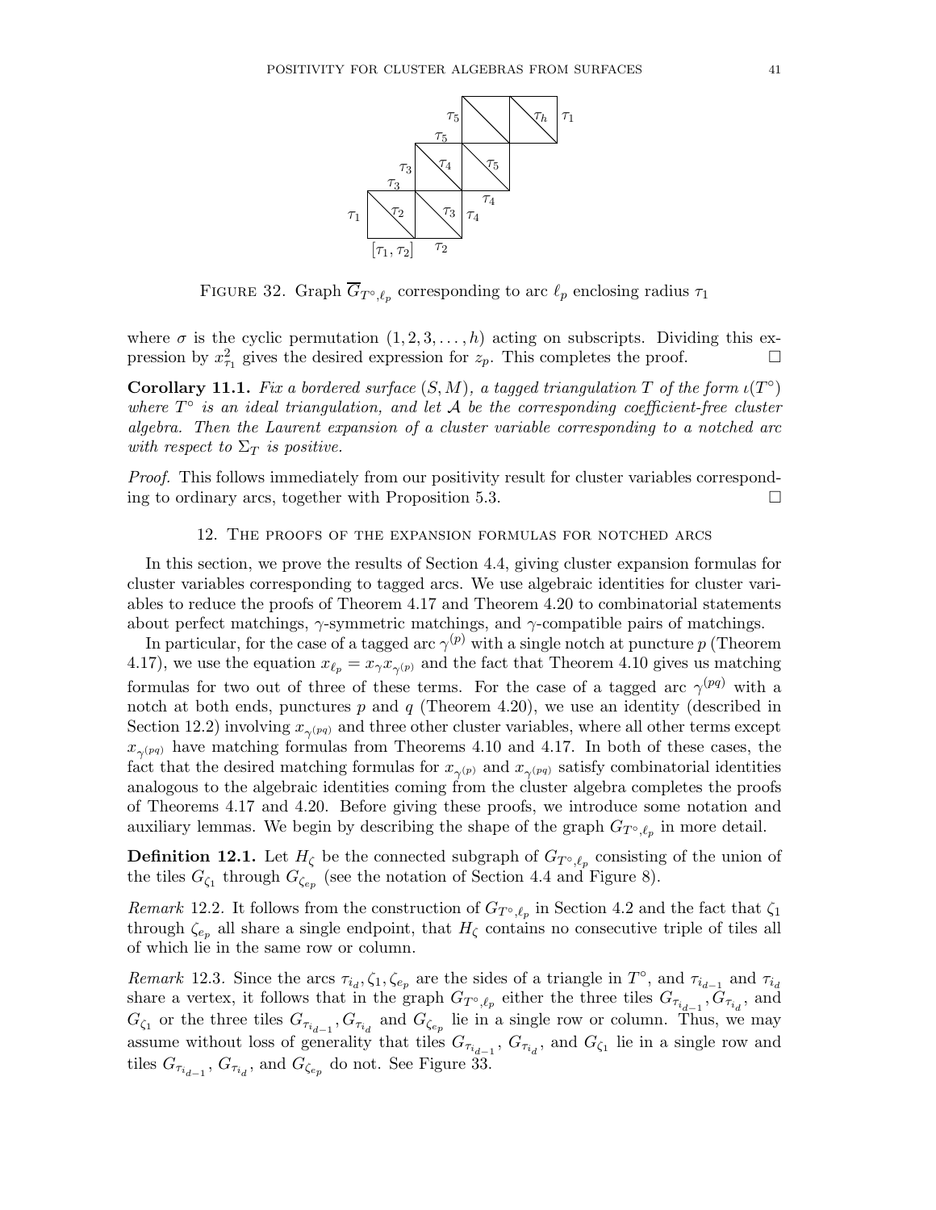FIGURE 32. Graph $\overline{G}_{T^\circ,\ell_p}$ corresponding to arc $\ell_p$ enclosing radius $\tau_1$

where $\sigma$ is the cyclic permutation $(1, 2, 3, \dots, h)$ acting on subscripts. Dividing this expression by $x_{\tau_1}^2$ gives the desired expression for $z_p$. This completes the proof. □

**Corollary 11.1.** *Fix a bordered surface $(S, M)$, a tagged triangulation $T$ of the form $\iota(T^\circ)$ where $T^\circ$ is an ideal triangulation, and let $\mathcal{A}$ be the corresponding coefficient-free cluster algebra. Then the Laurent expansion of a cluster variable corresponding to a notched arc with respect to $\Sigma_T$ is positive.*

*Proof.* This follows immediately from our positivity result for cluster variables corresponding to ordinary arcs, together with Proposition 5.3. □

## 12. The proofs of the expansion formulas for notched arcs

In this section, we prove the results of Section 4.4, giving cluster expansion formulas for cluster variables corresponding to tagged arcs. We use algebraic identities for cluster variables to reduce the proofs of Theorem 4.17 and Theorem 4.20 to combinatorial statements about perfect matchings, $\gamma$-symmetric matchings, and $\gamma$-compatible pairs of matchings.

In particular, for the case of a tagged arc $\gamma^{(p)}$ with a single notch at puncture $p$ (Theorem 4.17), we use the equation $x_{\ell_p} = x_\gamma x_{\gamma^{(p)}}$ and the fact that Theorem 4.10 gives us matching formulas for two out of three of these terms. For the case of a tagged arc $\gamma^{(pq)}$ with a notch at both ends, punctures $p$ and $q$ (Theorem 4.20), we use an identity (described in Section 12.2) involving $x_{\gamma^{(pq)}}$ and three other cluster variables, where all other terms except $x_{\gamma^{(pq)}}$ have matching formulas from Theorems 4.10 and 4.17. In both of these cases, the fact that the desired matching formulas for $x_{\gamma^{(p)}}$ and $x_{\gamma^{(pq)}}$ satisfy combinatorial identities analogous to the algebraic identities coming from the cluster algebra completes the proofs of Theorems 4.17 and 4.20. Before giving these proofs, we introduce some notation and auxiliary lemmas. We begin by describing the shape of the graph $G_{T^\circ,\ell_p}$ in more detail.

**Definition 12.1.** Let $H_\zeta$ be the connected subgraph of $G_{T^\circ,\ell_p}$ consisting of the union of the tiles $G_{\zeta_1}$ through $G_{\zeta_{e_p}}$ (see the notation of Section 4.4 and Figure 8).

*Remark* 12.2. It follows from the construction of $G_{T^\circ,\ell_p}$ in Section 4.2 and the fact that $\zeta_1$ through $\zeta_{e_p}$ all share a single endpoint, that $H_\zeta$ contains no consecutive triple of tiles all of which lie in the same row or column.

*Remark* 12.3. Since the arcs $\tau_{i_d}, \zeta_1, \zeta_{e_p}$ are the sides of a triangle in $T^\circ$, and $\tau_{i_{d-1}}$ and $\tau_{i_d}$ share a vertex, it follows that in the graph $G_{T^\circ,\ell_p}$ either the three tiles $G_{\tau_{i_{d-1}}}, G_{\tau_{i_d}}$, and $G_{\zeta_1}$ or the three tiles $G_{\tau_{i_{d-1}}}, G_{\tau_{i_d}}$ and $G_{\zeta_{e_p}}$ lie in a single row or column. Thus, we may assume without loss of generality that tiles $G_{\tau_{i_{d-1}}}$, $G_{\tau_{i_d}}$, and $G_{\zeta_1}$ lie in a single row and tiles $G_{\tau_{i_{d-1}}}$, $G_{\tau_{i_d}}$, and $G_{\zeta_{e_p}}$ do not. See Figure 33.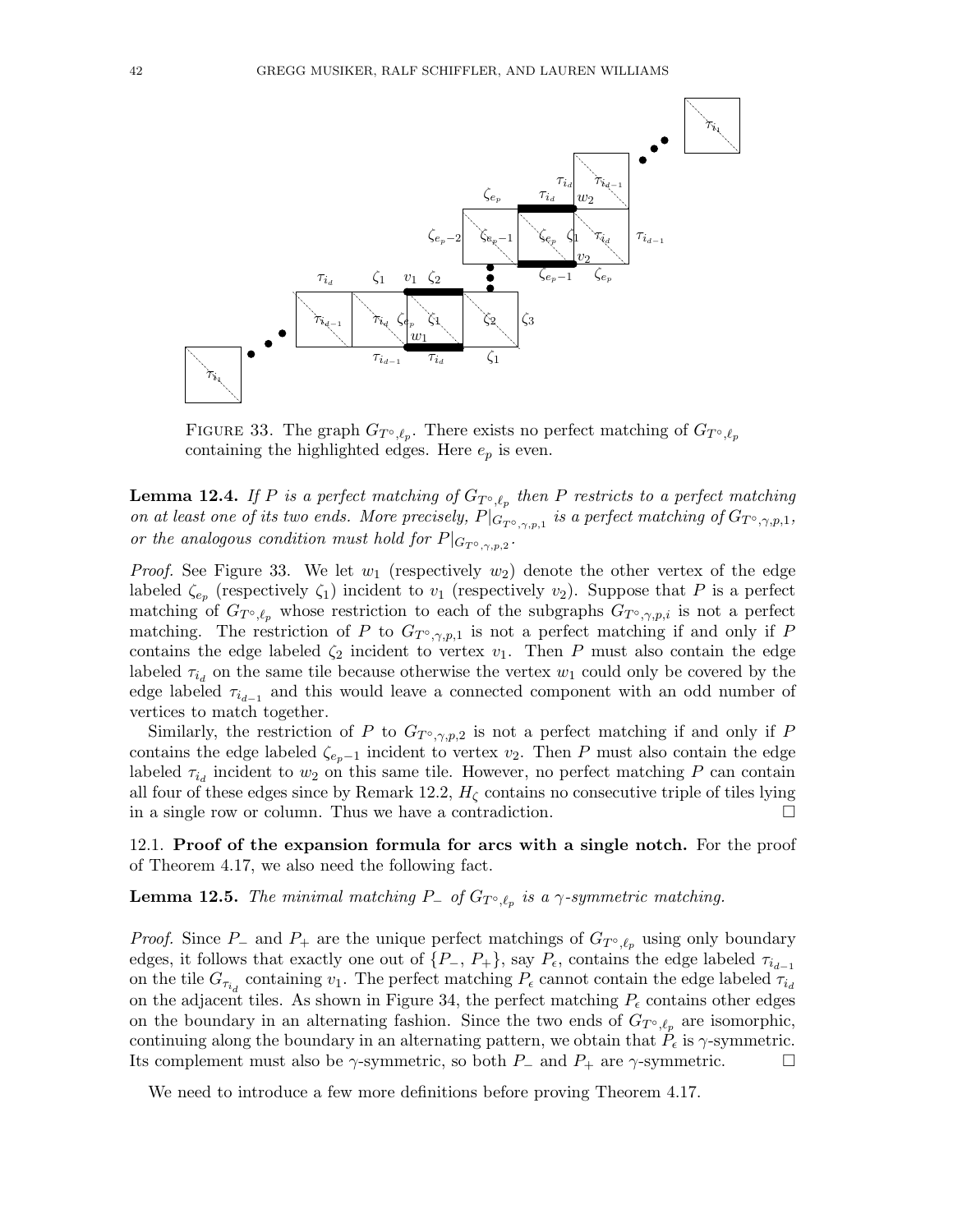FIGURE 33. The graph $G_{T^\circ,\ell_p}$. There exists no perfect matching of $G_{T^\circ,\ell_p}$ containing the highlighted edges. Here $e_p$ is even.

**Lemma 12.4.** *If $P$ is a perfect matching of $G_{T^\circ,\ell_p}$ then $P$ restricts to a perfect matching on at least one of its two ends. More precisely, $P|_{G_{T^\circ,\gamma,p,1}}$ is a perfect matching of $G_{T^\circ,\gamma,p,1}$, or the analogous condition must hold for $P|_{G_{T^\circ,\gamma,p,2}}$.*

*Proof.* See Figure 33. We let $w_1$ (respectively $w_2$) denote the other vertex of the edge labeled $\zeta_{e_p}$ (respectively $\zeta_1$) incident to $v_1$ (respectively $v_2$). Suppose that $P$ is a perfect matching of $G_{T^\circ,\ell_p}$ whose restriction to each of the subgraphs $G_{T^\circ,\gamma,p,i}$ is not a perfect matching. The restriction of $P$ to $G_{T^\circ,\gamma,p,1}$ is not a perfect matching if and only if $P$ contains the edge labeled $\zeta_2$ incident to vertex $v_1$. Then $P$ must also contain the edge labeled $\tau_{i_d}$ on the same tile because otherwise the vertex $w_1$ could only be covered by the edge labeled $\tau_{i_{d-1}}$ and this would leave a connected component with an odd number of vertices to match together.

Similarly, the restriction of $P$ to $G_{T^\circ,\gamma,p,2}$ is not a perfect matching if and only if $P$ contains the edge labeled $\zeta_{e_p-1}$ incident to vertex $v_2$. Then $P$ must also contain the edge labeled $\tau_{i_d}$ incident to $w_2$ on this same tile. However, no perfect matching $P$ can contain all four of these edges since by Remark 12.2, $H_\zeta$ contains no consecutive triple of tiles lying in a single row or column. Thus we have a contradiction. □

## 12.1. Proof of the expansion formula for arcs with a single notch.

For the proof of Theorem 4.17, we also need the following fact.

**Lemma 12.5.** *The minimal matching $P_-$ of $G_{T^\circ,\ell_p}$ is a $\gamma$-symmetric matching.*

*Proof.* Since $P_-$ and $P_+$ are the unique perfect matchings of $G_{T^\circ,\ell_p}$ using only boundary edges, it follows that exactly one out of $\{P_-, P_+\}$, say $P_\epsilon$, contains the edge labeled $\tau_{i_{d-1}}$ on the tile $G_{\tau_{i_d}}$ containing $v_1$. The perfect matching $P_\epsilon$ cannot contain the edge labeled $\tau_{i_d}$ on the adjacent tiles. As shown in Figure 34, the perfect matching $P_\epsilon$ contains other edges on the boundary in an alternating fashion. Since the two ends of $G_{T^\circ,\ell_p}$ are isomorphic, continuing along the boundary in an alternating pattern, we obtain that $P_\epsilon$ is $\gamma$-symmetric. Its complement must also be $\gamma$-symmetric, so both $P_-$ and $P_+$ are $\gamma$-symmetric. □

We need to introduce a few more definitions before proving Theorem 4.17.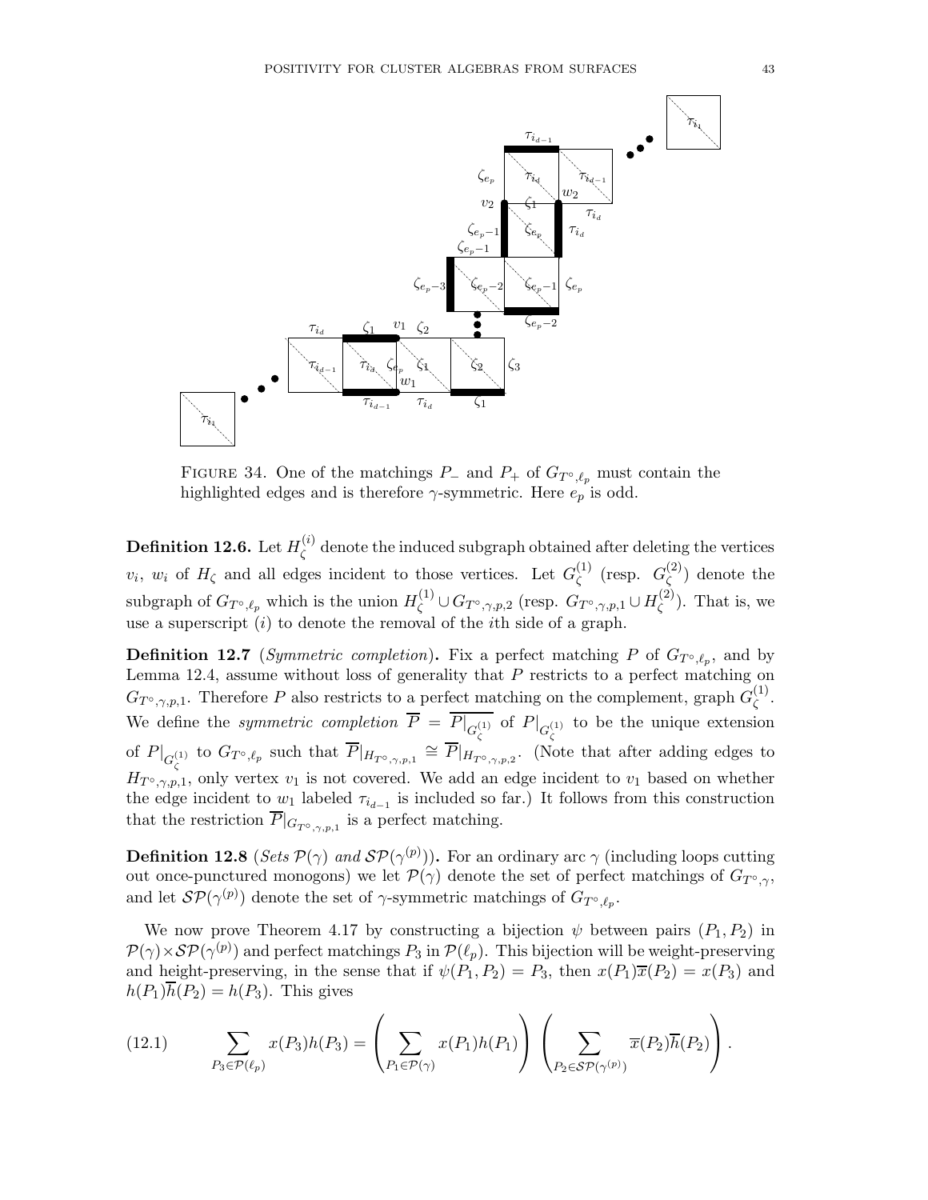FIGURE 34. One of the matchings $P_-$ and $P_+$ of $G_{T^\circ,\ell_p}$ must contain the highlighted edges and is therefore $\gamma$-symmetric. Here $e_p$ is odd.

**Definition 12.6.** Let $H_\zeta^{(i)}$ denote the induced subgraph obtained after deleting the vertices $v_i$, $w_i$ of $H_\zeta$ and all edges incident to those vertices. Let $G_\zeta^{(1)}$ (resp. $G_\zeta^{(2)}$) denote the subgraph of $G_{T^\circ,\ell_p}$ which is the union $H_\zeta^{(1)} \cup G_{T^\circ,\gamma,p,2}$ (resp. $G_{T^\circ,\gamma,p,1} \cup H_\zeta^{(2)}$). That is, we use a superscript $(i)$ to denote the removal of the $i$th side of a graph.

**Definition 12.7** (*Symmetric completion*)**.** Fix a perfect matching $P$ of $G_{T^\circ,\ell_p}$, and by Lemma 12.4, assume without loss of generality that $P$ restricts to a perfect matching on $G_{T^\circ,\gamma,p,1}$. Therefore $P$ also restricts to a perfect matching on the complement, graph $G_\zeta^{(1)}$. We define the *symmetric completion* $\overline{P} = \overline{P|_{G_\zeta^{(1)}}}$ of $P|_{G_\zeta^{(1)}}$ to be the unique extension of $P|_{G_\zeta^{(1)}}$ to $G_{T^\circ,\ell_p}$ such that $\overline{P}|_{H_{T^\circ,\gamma,p,1}} \cong \overline{P}|_{H_{T^\circ,\gamma,p,2}}$. (Note that after adding edges to $H_{T^\circ,\gamma,p,1}$, only vertex $v_1$ is not covered. We add an edge incident to $v_1$ based on whether the edge incident to $w_1$ labeled $\tau_{i_{d-1}}$ is included so far.) It follows from this construction that the restriction $\overline{P}|_{G_{T^\circ,\gamma,p,1}}$ is a perfect matching.

**Definition 12.8** (*Sets $\mathcal{P}(\gamma)$ and $\mathcal{SP}(\gamma^{(p)})$*)**.** For an ordinary arc $\gamma$ (including loops cutting out once-punctured monogons) we let $\mathcal{P}(\gamma)$ denote the set of perfect matchings of $G_{T^\circ,\gamma}$, and let $\mathcal{SP}(\gamma^{(p)})$ denote the set of $\gamma$-symmetric matchings of $G_{T^\circ,\ell_p}$.

We now prove Theorem 4.17 by constructing a bijection $\psi$ between pairs $(P_1, P_2)$ in $\mathcal{P}(\gamma)\times\mathcal{SP}(\gamma^{(p)})$ and perfect matchings $P_3$ in $\mathcal{P}(\ell_p)$. This bijection will be weight-preserving and height-preserving, in the sense that if $\psi(P_1,P_2) = P_3$, then $x(P_1)\overline{x}(P_2) = x(P_3)$ and $h(P_1)\overline{h}(P_2) = h(P_3)$. This gives

$$\sum_{P_3\in\mathcal{P}(\ell_p)} x(P_3)h(P_3) = \left(\sum_{P_1\in\mathcal{P}(\gamma)} x(P_1)h(P_1)\right)\left(\sum_{P_2\in\mathcal{SP}(\gamma^{(p)})} \overline{x}(P_2)\overline{h}(P_2)\right). \tag{12.1}$$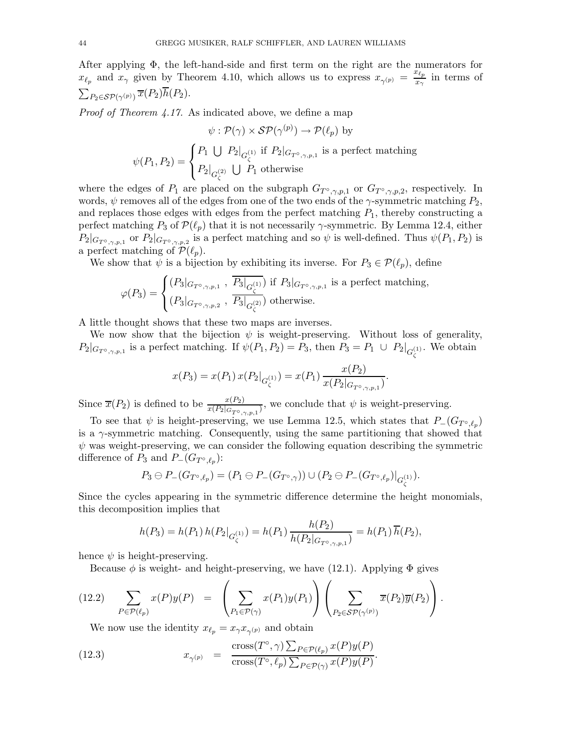After applying $\Phi$, the left-hand-side and first term on the right are the numerators for $x_{\ell_p}$ and $x_\gamma$ given by Theorem 4.10, which allows us to express $x_{\gamma^{(p)}} = \frac{x_{\ell_p}}{x_\gamma}$ in terms of $\sum_{P_2 \in \mathcal{SP}(\gamma^{(p)})} \overline{x}(P_2)\overline{h}(P_2)$.

*Proof of Theorem 4.17.* As indicated above, we define a map

$$\psi : \mathcal{P}(\gamma) \times \mathcal{SP}(\gamma^{(p)}) \to \mathcal{P}(\ell_p) \text{ by}$$

$$\psi(P_1, P_2) = \begin{cases} P_1 \bigcup P_2|_{G_\zeta^{(1)}} \text{ if } P_2|_{G_{T^\circ,\gamma,p,1}} \text{ is a perfect matching} \\ P_2|_{G_\zeta^{(2)}} \bigcup P_1 \text{ otherwise} \end{cases}$$

where the edges of $P_1$ are placed on the subgraph $G_{T^\circ,\gamma,p,1}$ or $G_{T^\circ,\gamma,p,2}$, respectively. In words, $\psi$ removes all of the edges from one of the two ends of the $\gamma$-symmetric matching $P_2$, and replaces those edges with edges from the perfect matching $P_1$, thereby constructing a perfect matching $P_3$ of $\mathcal{P}(\ell_p)$ that it is not necessarily $\gamma$-symmetric. By Lemma 12.4, either $P_2|_{G_{T^\circ,\gamma,p,1}}$ or $P_2|_{G_{T^\circ,\gamma,p,2}}$ is a perfect matching and so $\psi$ is well-defined. Thus $\psi(P_1,P_2)$ is a perfect matching of $\mathcal{P}(\ell_p)$.

We show that $\psi$ is a bijection by exhibiting its inverse. For $P_3 \in \mathcal{P}(\ell_p)$, define

$$\varphi(P_3) = \begin{cases} (P_3|_{G_{T^\circ,\gamma,p,1}} \,,\, \overline{P_3|_{G_\zeta^{(1)}}}) \text{ if } P_3|_{G_{T^\circ,\gamma,p,1}} \text{ is a perfect matching,} \\ (P_3|_{G_{T^\circ,\gamma,p,2}} \,,\, \overline{P_3|_{G_\zeta^{(2)}}}) \text{ otherwise.} \end{cases}$$

A little thought shows that these two maps are inverses.

We now show that the bijection $\psi$ is weight-preserving. Without loss of generality, $P_2|_{G_{T^\circ,\gamma,p,1}}$ is a perfect matching. If $\psi(P_1,P_2) = P_3$, then $P_3 = P_1 \cup P_2|_{G_\zeta^{(1)}}$. We obtain

$$x(P_3) = x(P_1)\, x(P_2|_{G_\zeta^{(1)}}) = x(P_1)\, \frac{x(P_2)}{x(P_2|_{G_{T^\circ,\gamma,p,1}})}.$$

Since $\overline{x}(P_2)$ is defined to be $\frac{x(P_2)}{x(P_2|_{G_{T^\circ,\gamma,p,1}})}$, we conclude that $\psi$ is weight-preserving.

To see that $\psi$ is height-preserving, we use Lemma 12.5, which states that $P_-(G_{T^\circ,\ell_p})$ is a $\gamma$-symmetric matching. Consequently, using the same partitioning that showed that $\psi$ was weight-preserving, we can consider the following equation describing the symmetric difference of $P_3$ and $P_-(G_{T^\circ,\ell_p})$:

$$P_3 \ominus P_-(G_{T^\circ,\ell_p}) = (P_1 \ominus P_-(G_{T^\circ,\gamma})) \cup (P_2 \ominus P_-(G_{T^\circ,\ell_p})|_{G_\zeta^{(1)}}).$$

Since the cycles appearing in the symmetric difference determine the height monomials, this decomposition implies that

$$h(P_3) = h(P_1)\, h(P_2|_{G_\zeta^{(1)}}) = h(P_1)\, \frac{h(P_2)}{h(P_2|_{G_{T^\circ,\gamma,p,1}})} = h(P_1)\, \overline{h}(P_2),$$

hence $\psi$ is height-preserving.

Because $\phi$ is weight- and height-preserving, we have (12.1). Applying $\Phi$ gives

$$\sum_{P \in \mathcal{P}(\ell_p)} x(P)y(P) \;=\; \left( \sum_{P_1 \in \mathcal{P}(\gamma)} x(P_1)y(P_1) \right) \left( \sum_{P_2 \in \mathcal{SP}(\gamma^{(p)})} \overline{x}(P_2)\overline{y}(P_2) \right). \tag{12.2}$$

We now use the identity $x_{\ell_p} = x_\gamma x_{\gamma^{(p)}}$ and obtain

$$x_{\gamma^{(p)}} \;=\; \frac{\text{cross}(T^\circ,\gamma) \sum_{P \in \mathcal{P}(\ell_p)} x(P)y(P)}{\text{cross}(T^\circ,\ell_p) \sum_{P \in \mathcal{P}(\gamma)} x(P)y(P)}. \tag{12.3}$$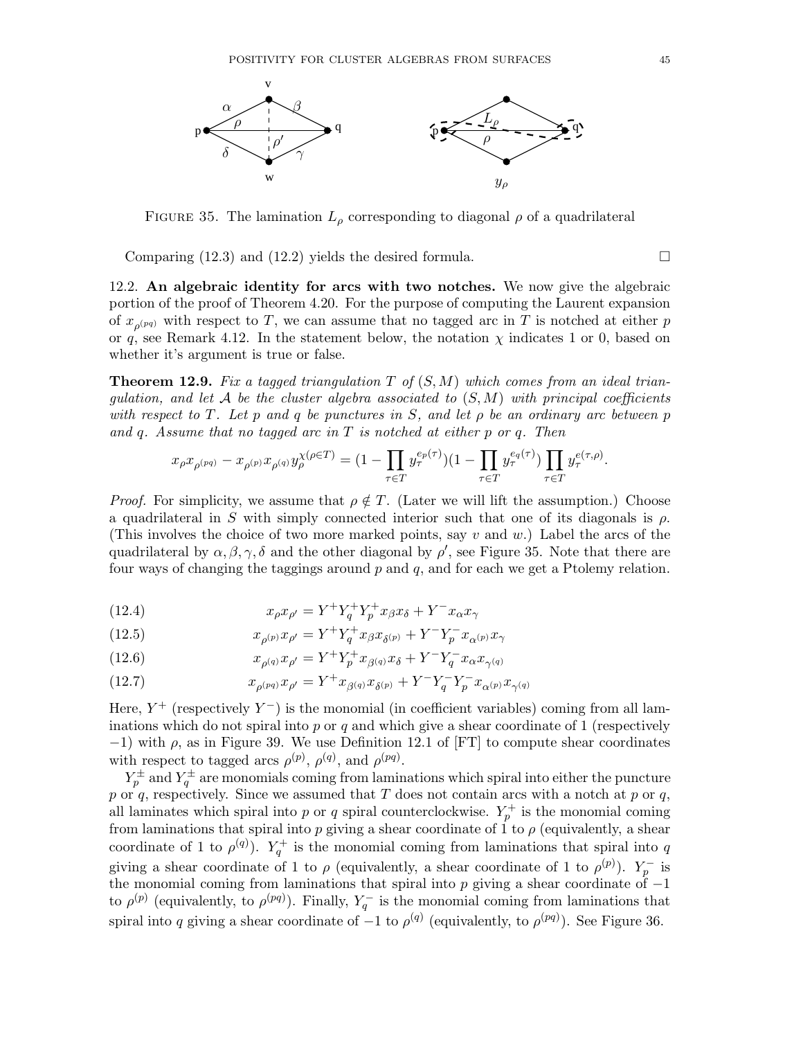FIGURE 35. The lamination $L_\rho$ corresponding to diagonal $\rho$ of a quadrilateral

Comparing (12.3) and (12.2) yields the desired formula. $\square$

**12.2. An algebraic identity for arcs with two notches.** We now give the algebraic portion of the proof of Theorem 4.20. For the purpose of computing the Laurent expansion of $x_{\rho^{(pq)}}$ with respect to $T$, we can assume that no tagged arc in $T$ is notched at either $p$ or $q$, see Remark 4.12. In the statement below, the notation $\chi$ indicates 1 or 0, based on whether it's argument is true or false.

**Theorem 12.9.** *Fix a tagged triangulation $T$ of $(S, M)$ which comes from an ideal triangulation, and let $\mathcal{A}$ be the cluster algebra associated to $(S, M)$ with principal coefficients with respect to $T$. Let $p$ and $q$ be punctures in $S$, and let $\rho$ be an ordinary arc between $p$ and $q$. Assume that no tagged arc in $T$ is notched at either $p$ or $q$. Then*

$$x_\rho x_{\rho^{(pq)}} - x_{\rho^{(p)}} x_{\rho^{(q)}} y_\rho^{\chi(\rho \in T)} = (1 - \prod_{\tau \in T} y_\tau^{e_p(\tau)})(1 - \prod_{\tau \in T} y_\tau^{e_q(\tau)}) \prod_{\tau \in T} y_\tau^{e(\tau, \rho)}.$$

*Proof.* For simplicity, we assume that $\rho \notin T$. (Later we will lift the assumption.) Choose a quadrilateral in $S$ with simply connected interior such that one of its diagonals is $\rho$. (This involves the choice of two more marked points, say $v$ and $w$.) Label the arcs of the quadrilateral by $\alpha, \beta, \gamma, \delta$ and the other diagonal by $\rho'$, see Figure 35. Note that there are four ways of changing the taggings around $p$ and $q$, and for each we get a Ptolemy relation.

$$x_\rho x_{\rho'} = Y^+ Y_q^+ Y_p^+ x_\beta x_\delta + Y^- x_\alpha x_\gamma \tag{12.4}$$

$$x_{\rho^{(p)}} x_{\rho'} = Y^+ Y_q^+ x_\beta x_{\delta^{(p)}} + Y^- Y_p^- x_{\alpha^{(p)}} x_\gamma \tag{12.5}$$

$$x_{\rho^{(q)}} x_{\rho'} = Y^+ Y_p^+ x_{\beta^{(q)}} x_\delta + Y^- Y_q^- x_\alpha x_{\gamma^{(q)}} \tag{12.6}$$

$$x_{\rho^{(pq)}} x_{\rho'} = Y^+ x_{\beta^{(q)}} x_{\delta^{(p)}} + Y^- Y_q^- Y_p^- x_{\alpha^{(p)}} x_{\gamma^{(q)}} \tag{12.7}$$

Here, $Y^+$ (respectively $Y^-$) is the monomial (in coefficient variables) coming from all laminations which do not spiral into $p$ or $q$ and which give a shear coordinate of 1 (respectively $-1$) with $\rho$, as in Figure 39. We use Definition 12.1 of [FT] to compute shear coordinates with respect to tagged arcs $\rho^{(p)}$, $\rho^{(q)}$, and $\rho^{(pq)}$.

$Y_p^\pm$ and $Y_q^\pm$ are monomials coming from laminations which spiral into either the puncture $p$ or $q$, respectively. Since we assumed that $T$ does not contain arcs with a notch at $p$ or $q$, all laminates which spiral into $p$ or $q$ spiral counterclockwise. $Y_p^+$ is the monomial coming from laminations that spiral into $p$ giving a shear coordinate of 1 to $\rho$ (equivalently, a shear coordinate of 1 to $\rho^{(q)}$). $Y_q^+$ is the monomial coming from laminations that spiral into $q$ giving a shear coordinate of 1 to $\rho$ (equivalently, a shear coordinate of 1 to $\rho^{(p)}$). $Y_p^-$ is the monomial coming from laminations that spiral into $p$ giving a shear coordinate of $-1$ to $\rho^{(p)}$ (equivalently, to $\rho^{(pq)}$). Finally, $Y_q^-$ is the monomial coming from laminations that spiral into $q$ giving a shear coordinate of $-1$ to $\rho^{(q)}$ (equivalently, to $\rho^{(pq)}$). See Figure 36.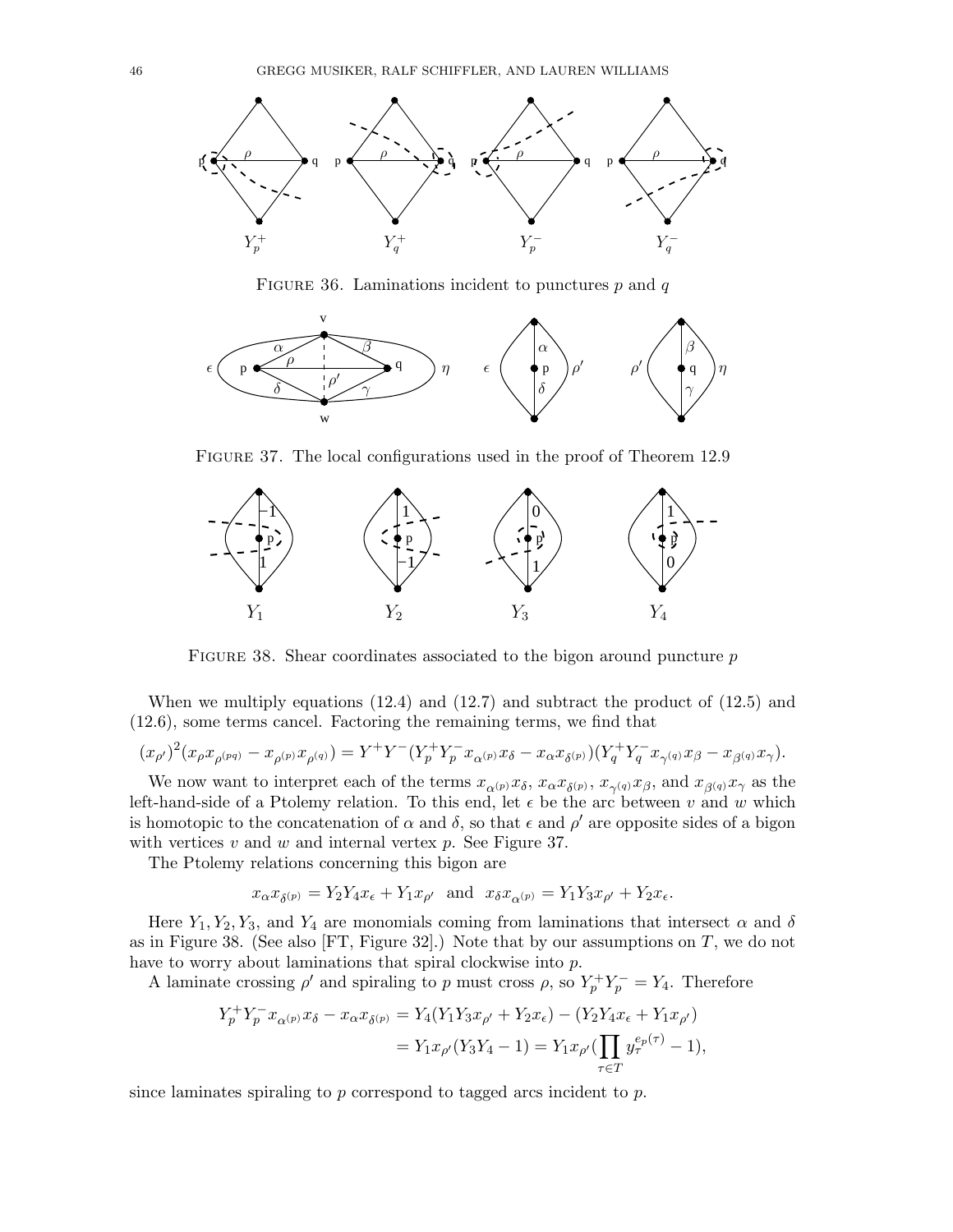$Y_p^+$ $Y_q^+$ $Y_p^-$ $Y_q^-$

FIGURE 36. Laminations incident to punctures $p$ and $q$

FIGURE 37. The local configurations used in the proof of Theorem 12.9

$Y_1$ $Y_2$ $Y_3$ $Y_4$

FIGURE 38. Shear coordinates associated to the bigon around puncture $p$

When we multiply equations (12.4) and (12.7) and subtract the product of (12.5) and (12.6), some terms cancel. Factoring the remaining terms, we find that

$$(x_{\rho'})^2(x_\rho x_{\rho^{(pq)}} - x_{\rho^{(p)}}x_{\rho^{(q)}}) = Y^+Y^-(Y_p^+Y_p^- x_{\alpha^{(p)}}x_\delta - x_\alpha x_{\delta^{(p)}})(Y_q^+Y_q^- x_{\gamma^{(q)}}x_\beta - x_{\beta^{(q)}}x_\gamma).$$

We now want to interpret each of the terms $x_{\alpha^{(p)}}x_\delta$, $x_\alpha x_{\delta^{(p)}}$, $x_{\gamma^{(q)}}x_\beta$, and $x_{\beta^{(q)}}x_\gamma$ as the left-hand-side of a Ptolemy relation. To this end, let $\epsilon$ be the arc between $v$ and $w$ which is homotopic to the concatenation of $\alpha$ and $\delta$, so that $\epsilon$ and $\rho'$ are opposite sides of a bigon with vertices $v$ and $w$ and internal vertex $p$. See Figure 37.

The Ptolemy relations concerning this bigon are

$$x_\alpha x_{\delta^{(p)}} = Y_2Y_4x_\epsilon + Y_1x_{\rho'} \quad \text{and} \quad x_\delta x_{\alpha^{(p)}} = Y_1Y_3x_{\rho'} + Y_2x_\epsilon.$$

Here $Y_1, Y_2, Y_3$, and $Y_4$ are monomials coming from laminations that intersect $\alpha$ and $\delta$ as in Figure 38. (See also [FT, Figure 32].) Note that by our assumptions on $T$, we do not have to worry about laminations that spiral clockwise into $p$.

A laminate crossing $\rho'$ and spiraling to $p$ must cross $\rho$, so $Y_p^+Y_p^- = Y_4$. Therefore

$$\begin{aligned}
Y_p^+Y_p^- x_{\alpha^{(p)}}x_\delta - x_\alpha x_{\delta^{(p)}} &= Y_4(Y_1Y_3x_{\rho'} + Y_2x_\epsilon) - (Y_2Y_4x_\epsilon + Y_1x_{\rho'}) \\
&= Y_1x_{\rho'}(Y_3Y_4 - 1) = Y_1x_{\rho'}\left(\prod_{\tau \in T} y_\tau^{e_p(\tau)} - 1\right),
\end{aligned}$$

since laminates spiraling to $p$ correspond to tagged arcs incident to $p$.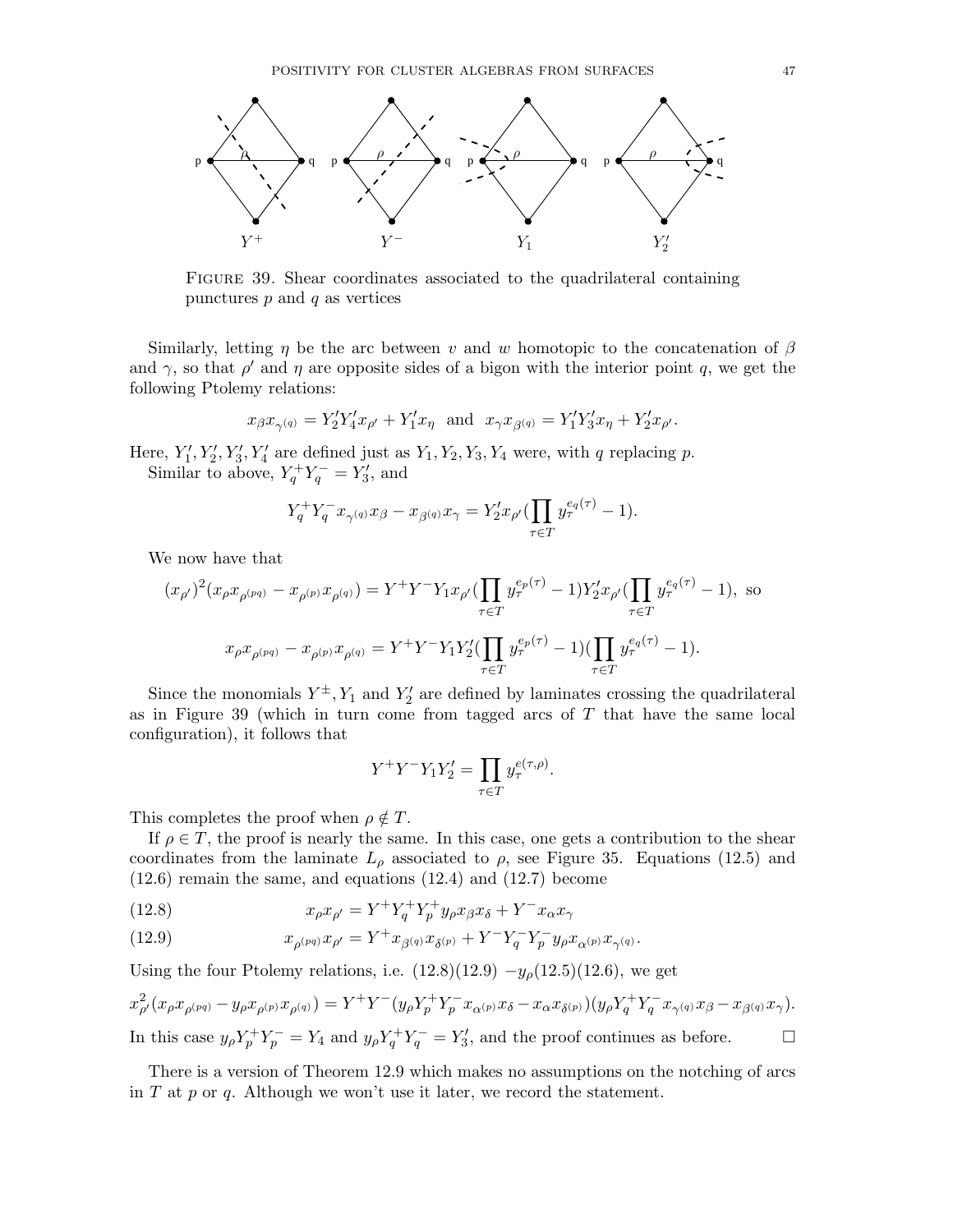p q p q p q p q

$Y^+$ $Y^-$ $Y_1$ $Y_2'$

FIGURE 39. Shear coordinates associated to the quadrilateral containing punctures $p$ and $q$ as vertices

Similarly, letting $\eta$ be the arc between $v$ and $w$ homotopic to the concatenation of $\beta$ and $\gamma$, so that $\rho'$ and $\eta$ are opposite sides of a bigon with the interior point $q$, we get the following Ptolemy relations:

$$x_\beta x_{\gamma^{(q)}} = Y_2' Y_4' x_{\rho'} + Y_1' x_\eta \text{ and } x_\gamma x_{\beta^{(q)}} = Y_1' Y_3' x_\eta + Y_2' x_{\rho'}.$$

Here, $Y_1', Y_2', Y_3', Y_4'$ are defined just as $Y_1, Y_2, Y_3, Y_4$ were, with $q$ replacing $p$.

Similar to above, $Y_q^+ Y_q^- = Y_3'$, and

$$Y_q^+ Y_q^- x_{\gamma^{(q)}} x_\beta - x_{\beta^{(q)}} x_\gamma = Y_2' x_{\rho'} (\prod_{\tau \in T} y_\tau^{e_q(\tau)} - 1).$$

We now have that

$$(x_{\rho'})^2 (x_\rho x_{\rho^{(pq)}} - x_{\rho^{(p)}} x_{\rho^{(q)}}) = Y^+ Y^- Y_1 x_{\rho'} (\prod_{\tau \in T} y_\tau^{e_p(\tau)} - 1) Y_2' x_{\rho'} (\prod_{\tau \in T} y_\tau^{e_q(\tau)} - 1), \text{ so}$$

$$x_\rho x_{\rho^{(pq)}} - x_{\rho^{(p)}} x_{\rho^{(q)}} = Y^+ Y^- Y_1 Y_2' (\prod_{\tau \in T} y_\tau^{e_p(\tau)} - 1)(\prod_{\tau \in T} y_\tau^{e_q(\tau)} - 1).$$

Since the monomials $Y^\pm, Y_1$ and $Y_2'$ are defined by laminates crossing the quadrilateral as in Figure 39 (which in turn come from tagged arcs of $T$ that have the same local configuration), it follows that

$$Y^+ Y^- Y_1 Y_2' = \prod_{\tau \in T} y_\tau^{e(\tau, \rho)}.$$

This completes the proof when $\rho \notin T$.

If $\rho \in T$, the proof is nearly the same. In this case, one gets a contribution to the shear coordinates from the laminate $L_\rho$ associated to $\rho$, see Figure 35. Equations (12.5) and (12.6) remain the same, and equations (12.4) and (12.7) become

$$x_\rho x_{\rho'} = Y^+ Y_q^+ Y_p^+ y_\rho x_\beta x_\delta + Y^- x_\alpha x_\gamma \tag{12.8}$$

$$x_{\rho^{(pq)}} x_{\rho'} = Y^+ x_{\beta^{(q)}} x_{\delta^{(p)}} + Y^- Y_q^- Y_p^- y_\rho x_{\alpha^{(p)}} x_{\gamma^{(q)}}. \tag{12.9}$$

Using the four Ptolemy relations, i.e. (12.8)(12.9) $-y_\rho$(12.5)(12.6), we get

$$x_{\rho'}^2 (x_\rho x_{\rho^{(pq)}} - y_\rho x_{\rho^{(p)}} x_{\rho^{(q)}}) = Y^+ Y^- (y_\rho Y_p^+ Y_p^- x_{\alpha^{(p)}} x_\delta - x_\alpha x_{\delta^{(p)}})(y_\rho Y_q^+ Y_q^- x_{\gamma^{(q)}} x_\beta - x_{\beta^{(q)}} x_\gamma).$$

In this case $y_\rho Y_p^+ Y_p^- = Y_4$ and $y_\rho Y_q^+ Y_q^- = Y_3'$, and the proof continues as before. $\square$

There is a version of Theorem 12.9 which makes no assumptions on the notching of arcs in $T$ at $p$ or $q$. Although we won't use it later, we record the statement.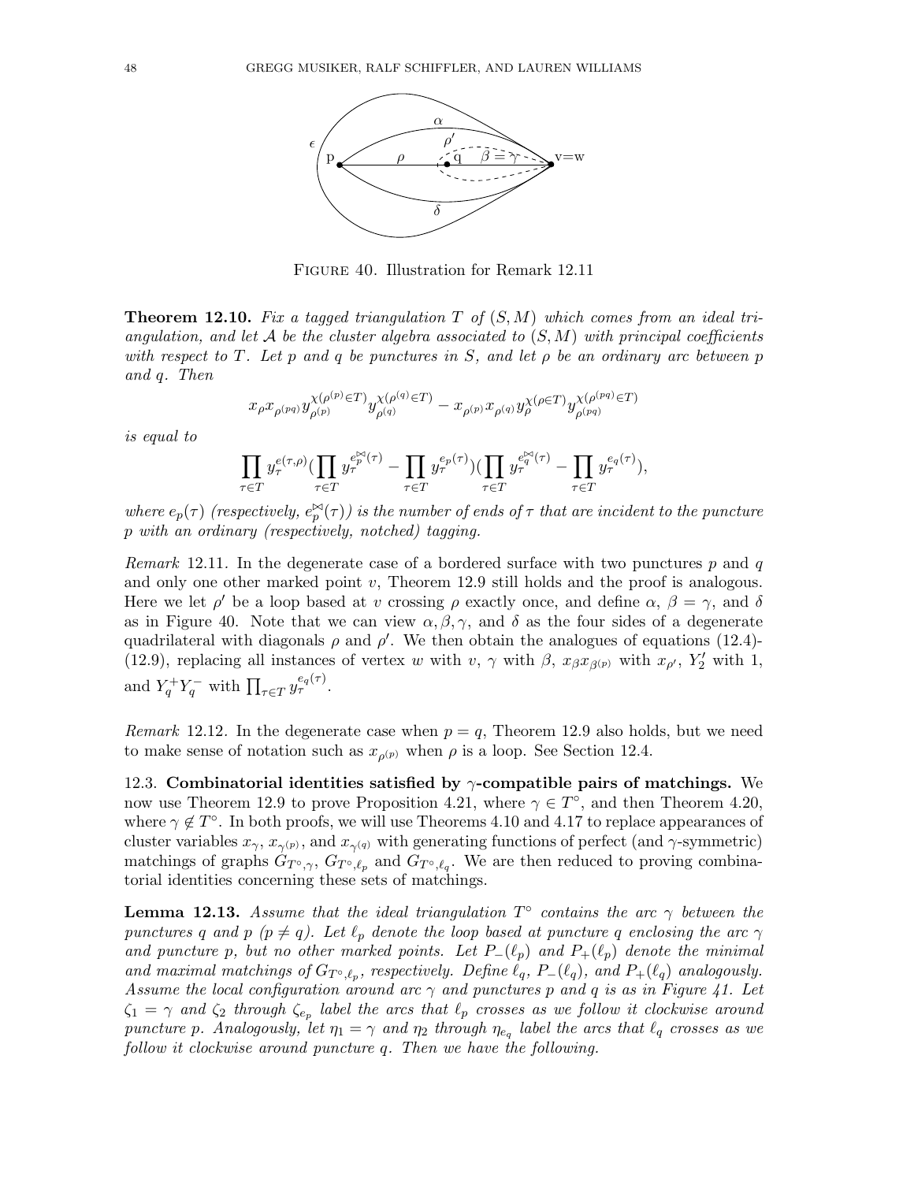FIGURE 40. Illustration for Remark 12.11

**Theorem 12.10.** *Fix a tagged triangulation $T$ of $(S, M)$ which comes from an ideal triangulation, and let $\mathcal{A}$ be the cluster algebra associated to $(S, M)$ with principal coefficients with respect to $T$. Let $p$ and $q$ be punctures in $S$, and let $\rho$ be an ordinary arc between $p$ and $q$. Then*

$$x_\rho x_{\rho^{(pq)}} y_{\rho^{(p)}}^{\chi(\rho^{(p)} \in T)} y_{\rho^{(q)}}^{\chi(\rho^{(q)} \in T)} - x_{\rho^{(p)}} x_{\rho^{(q)}} y_\rho^{\chi(\rho \in T)} y_{\rho^{(pq)}}^{\chi(\rho^{(pq)} \in T)}$$

*is equal to*

$$\prod_{\tau \in T} y_\tau^{e(\tau,\rho)} \Big(\prod_{\tau \in T} y_\tau^{e_p^{\bowtie}(\tau)} - \prod_{\tau \in T} y_\tau^{e_p(\tau)}\Big)\Big(\prod_{\tau \in T} y_\tau^{e_q^{\bowtie}(\tau)} - \prod_{\tau \in T} y_\tau^{e_q(\tau)}\Big),$$

*where $e_p(\tau)$ (respectively, $e_p^{\bowtie}(\tau)$) is the number of ends of $\tau$ that are incident to the puncture $p$ with an ordinary (respectively, notched) tagging.*

*Remark* 12.11. In the degenerate case of a bordered surface with two punctures $p$ and $q$ and only one other marked point $v$, Theorem 12.9 still holds and the proof is analogous. Here we let $\rho'$ be a loop based at $v$ crossing $\rho$ exactly once, and define $\alpha$, $\beta = \gamma$, and $\delta$ as in Figure 40. Note that we can view $\alpha, \beta, \gamma$, and $\delta$ as the four sides of a degenerate quadrilateral with diagonals $\rho$ and $\rho'$. We then obtain the analogues of equations (12.4)-(12.9), replacing all instances of vertex $w$ with $v$, $\gamma$ with $\beta$, $x_\beta x_{\beta^{(p)}}$ with $x_{\rho'}$, $Y_2'$ with 1, and $Y_q^+ Y_q^-$ with $\prod_{\tau \in T} y_\tau^{e_q(\tau)}$.

*Remark* 12.12. In the degenerate case when $p = q$, Theorem 12.9 also holds, but we need to make sense of notation such as $x_{\rho^{(p)}}$ when $\rho$ is a loop. See Section 12.4.

12.3. **Combinatorial identities satisfied by $\gamma$-compatible pairs of matchings.** We now use Theorem 12.9 to prove Proposition 4.21, where $\gamma \in T^\circ$, and then Theorem 4.20, where $\gamma \notin T^\circ$. In both proofs, we will use Theorems 4.10 and 4.17 to replace appearances of cluster variables $x_\gamma$, $x_{\gamma^{(p)}}$, and $x_{\gamma^{(q)}}$ with generating functions of perfect (and $\gamma$-symmetric) matchings of graphs $G_{T^\circ,\gamma}$, $G_{T^\circ,\ell_p}$ and $G_{T^\circ,\ell_q}$. We are then reduced to proving combinatorial identities concerning these sets of matchings.

**Lemma 12.13.** *Assume that the ideal triangulation $T^\circ$ contains the arc $\gamma$ between the punctures $q$ and $p$ ($p \neq q$). Let $\ell_p$ denote the loop based at puncture $q$ enclosing the arc $\gamma$ and puncture $p$, but no other marked points. Let $P_-(\ell_p)$ and $P_+(\ell_p)$ denote the minimal and maximal matchings of $G_{T^\circ,\ell_p}$, respectively. Define $\ell_q$, $P_-(\ell_q)$, and $P_+(\ell_q)$ analogously. Assume the local configuration around arc $\gamma$ and punctures $p$ and $q$ is as in Figure 41. Let $\zeta_1 = \gamma$ and $\zeta_2$ through $\zeta_{e_p}$ label the arcs that $\ell_p$ crosses as we follow it clockwise around puncture $p$. Analogously, let $\eta_1 = \gamma$ and $\eta_2$ through $\eta_{e_q}$ label the arcs that $\ell_q$ crosses as we follow it clockwise around puncture $q$. Then we have the following.*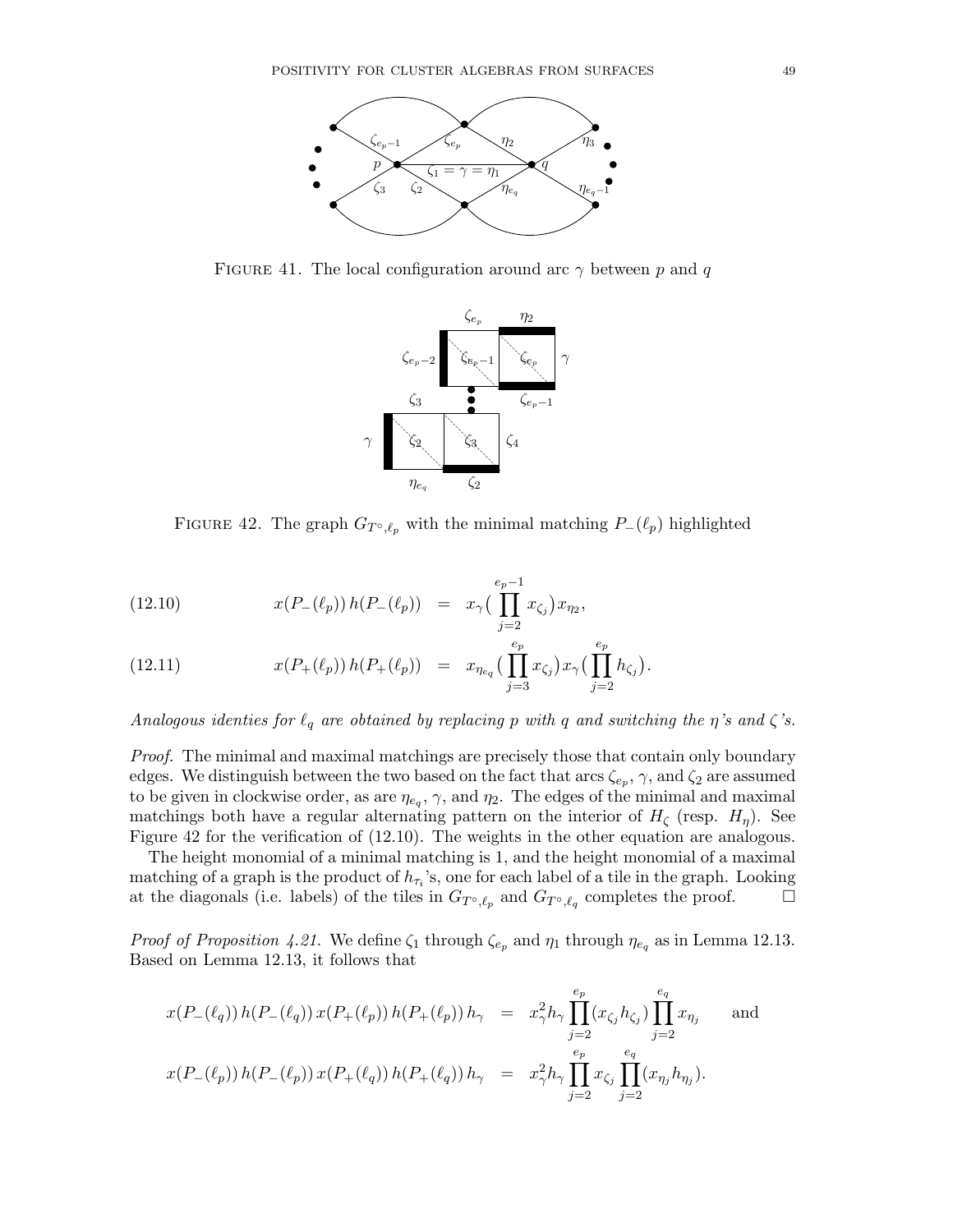FIGURE 41. The local configuration around arc $\gamma$ between $p$ and $q$

FIGURE 42. The graph $G_{T^\circ,\ell_p}$ with the minimal matching $P_-(\ell_p)$ highlighted

$$x(P_-(\ell_p))\,h(P_-(\ell_p)) \;=\; x_\gamma\big(\prod_{j=2}^{e_p-1} x_{\zeta_j}\big)x_{\eta_2}, \tag{12.10}$$

$$x(P_+(\ell_p))\,h(P_+(\ell_p)) \;=\; x_{\eta_{e_q}}\big(\prod_{j=3}^{e_p} x_{\zeta_j}\big)x_\gamma\big(\prod_{j=2}^{e_p} h_{\zeta_j}\big). \tag{12.11}$$

*Analogous identies for $\ell_q$ are obtained by replacing $p$ with $q$ and switching the $\eta$'s and $\zeta$'s.*

*Proof.* The minimal and maximal matchings are precisely those that contain only boundary edges. We distinguish between the two based on the fact that arcs $\zeta_{e_p}$, $\gamma$, and $\zeta_2$ are assumed to be given in clockwise order, as are $\eta_{e_q}$, $\gamma$, and $\eta_2$. The edges of the minimal and maximal matchings both have a regular alternating pattern on the interior of $H_\zeta$ (resp. $H_\eta$). See Figure 42 for the verification of (12.10). The weights in the other equation are analogous.

The height monomial of a minimal matching is 1, and the height monomial of a maximal matching of a graph is the product of $h_{\tau_i}$'s, one for each label of a tile in the graph. Looking at the diagonals (i.e. labels) of the tiles in $G_{T^\circ,\ell_p}$ and $G_{T^\circ,\ell_q}$ completes the proof. $\square$

*Proof of Proposition 4.21.* We define $\zeta_1$ through $\zeta_{e_p}$ and $\eta_1$ through $\eta_{e_q}$ as in Lemma 12.13. Based on Lemma 12.13, it follows that

$$x(P_-(\ell_q))\,h(P_-(\ell_q))\,x(P_+(\ell_p))\,h(P_+(\ell_p))\,h_\gamma \;=\; x_\gamma^2 h_\gamma \prod_{j=2}^{e_p}(x_{\zeta_j}h_{\zeta_j})\prod_{j=2}^{e_q}x_{\eta_j} \qquad \text{and}$$

$$x(P_-(\ell_p))\,h(P_-(\ell_p))\,x(P_+(\ell_q))\,h(P_+(\ell_q))\,h_\gamma \;=\; x_\gamma^2 h_\gamma \prod_{j=2}^{e_p}x_{\zeta_j}\prod_{j=2}^{e_q}(x_{\eta_j}h_{\eta_j}).$$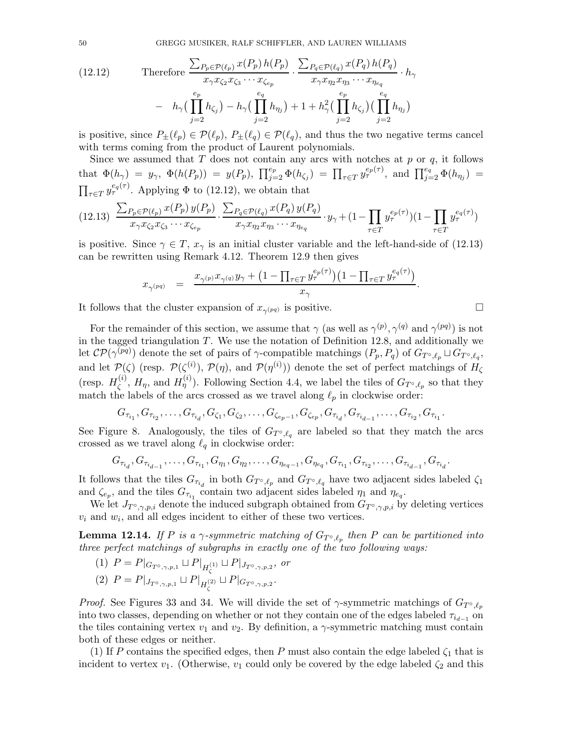$$\text{Therefore } \frac{\sum_{P_p \in \mathcal{P}(\ell_p)} x(P_p)\, h(P_p)}{x_\gamma x_{\zeta_2} x_{\zeta_3} \cdots x_{\zeta_{e_p}}} \cdot \frac{\sum_{P_q \in \mathcal{P}(\ell_q)} x(P_q)\, h(P_q)}{x_\gamma x_{\eta_2} x_{\eta_3} \cdots x_{\eta_{e_q}}} \cdot h_\gamma \tag{12.12}$$
$$- \quad h_\gamma\big(\prod_{j=2}^{e_p} h_{\zeta_j}\big) - h_\gamma\big(\prod_{j=2}^{e_q} h_{\eta_j}\big) + 1 + h_\gamma^2\big(\prod_{j=2}^{e_p} h_{\zeta_j}\big)\big(\prod_{j=2}^{e_q} h_{\eta_j}\big)$$

is positive, since $P_\pm(\ell_p) \in \mathcal{P}(\ell_p)$, $P_\pm(\ell_q) \in \mathcal{P}(\ell_q)$, and thus the two negative terms cancel with terms coming from the product of Laurent polynomials.

Since we assumed that $T$ does not contain any arcs with notches at $p$ or $q$, it follows that $\Phi(h_\gamma) = y_\gamma$, $\Phi(h(P_p)) = y(P_p)$, $\prod_{j=2}^{e_p} \Phi(h_{\zeta_j}) = \prod_{\tau\in T} y_\tau^{e_p(\tau)}$, and $\prod_{j=2}^{e_q} \Phi(h_{\eta_j}) = \prod_{\tau\in T} y_\tau^{e_q(\tau)}$. Applying $\Phi$ to (12.12), we obtain that

$$\frac{\sum_{P_p \in \mathcal{P}(\ell_p)} x(P_p)\, y(P_p)}{x_\gamma x_{\zeta_2} x_{\zeta_3} \cdots x_{\zeta_{e_p}}} \cdot \frac{\sum_{P_q \in \mathcal{P}(\ell_q)} x(P_q)\, y(P_q)}{x_\gamma x_{\eta_2} x_{\eta_3} \cdots x_{\eta_{e_q}}} \cdot y_\gamma + \big(1 - \prod_{\tau\in T} y_\tau^{e_p(\tau)}\big)\big(1 - \prod_{\tau\in T} y_\tau^{e_q(\tau)}\big) \tag{12.13}$$

is positive. Since $\gamma \in T$, $x_\gamma$ is an initial cluster variable and the left-hand-side of (12.13) can be rewritten using Remark 4.12. Theorem 12.9 then gives

$$x_{\gamma^{(pq)}} \quad = \quad \frac{x_{\gamma^{(p)}} x_{\gamma^{(q)}} y_\gamma + \big(1 - \prod_{\tau\in T} y_\tau^{e_p(\tau)}\big)\big(1 - \prod_{\tau\in T} y_\tau^{e_q(\tau)}\big)}{x_\gamma}.$$

It follows that the cluster expansion of $x_{\gamma^{(pq)}}$ is positive. □

For the remainder of this section, we assume that $\gamma$ (as well as $\gamma^{(p)}, \gamma^{(q)}$ and $\gamma^{(pq)}$) is not in the tagged triangulation $T$. We use the notation of Definition 12.8, and additionally we let $\mathcal{CP}(\gamma^{(pq)})$ denote the set of pairs of $\gamma$-compatible matchings $(P_p, P_q)$ of $G_{T^\circ,\ell_p} \sqcup G_{T^\circ,\ell_q}$, and let $\mathcal{P}(\zeta)$ (resp. $\mathcal{P}(\zeta^{(i)})$, $\mathcal{P}(\eta)$, and $\mathcal{P}(\eta^{(i)})$) denote the set of perfect matchings of $H_\zeta$ (resp. $H_\zeta^{(i)}$, $H_\eta$, and $H_\eta^{(i)}$). Following Section 4.4, we label the tiles of $G_{T^\circ,\ell_p}$ so that they match the labels of the arcs crossed as we travel along $\ell_p$ in clockwise order:

$$G_{\tau_{i_1}}, G_{\tau_{i_2}}, \ldots, G_{\tau_{i_d}}, G_{\zeta_1}, G_{\zeta_2}, \ldots, G_{\zeta_{e_p-1}}, G_{\zeta_{e_p}}, G_{\tau_{i_d}}, G_{\tau_{i_{d-1}}}, \ldots, G_{\tau_{i_2}}, G_{\tau_{i_1}}.$$

See Figure 8. Analogously, the tiles of $G_{T^\circ,\ell_q}$ are labeled so that they match the arcs crossed as we travel along $\ell_q$ in clockwise order:

$$G_{\tau_{i_d}}, G_{\tau_{i_{d-1}}}, \ldots, G_{\tau_{i_1}}, G_{\eta_1}, G_{\eta_2}, \ldots, G_{\eta_{e_q-1}}, G_{\eta_{e_q}}, G_{\tau_{i_1}}, G_{\tau_{i_2}}, \ldots, G_{\tau_{i_{d-1}}}, G_{\tau_{i_d}}.$$

It follows that the tiles $G_{\tau_{i_d}}$ in both $G_{T^\circ,\ell_p}$ and $G_{T^\circ,\ell_q}$ have two adjacent sides labeled $\zeta_1$ and $\zeta_{e_p}$, and the tiles $G_{\tau_{i_1}}$ contain two adjacent sides labeled $\eta_1$ and $\eta_{e_q}$.

We let $J_{T^\circ,\gamma,p,i}$ denote the induced subgraph obtained from $G_{T^\circ,\gamma,p,i}$ by deleting vertices $v_i$ and $w_i$, and all edges incident to either of these two vertices.

**Lemma 12.14.** *If $P$ is a $\gamma$-symmetric matching of $G_{T^\circ,\ell_p}$ then $P$ can be partitioned into three perfect matchings of subgraphs in exactly one of the two following ways:*

1. $P = P|_{G_{T^\circ,\gamma,p,1}} \sqcup P|_{H_\zeta^{(1)}} \sqcup P|_{J_{T^\circ,\gamma,p,2}}$, *or*
2. $P = P|_{J_{T^\circ,\gamma,p,1}} \sqcup P|_{H_\zeta^{(2)}} \sqcup P|_{G_{T^\circ,\gamma,p,2}}$.

*Proof.* See Figures 33 and 34. We will divide the set of $\gamma$-symmetric matchings of $G_{T^\circ,\ell_p}$ into two classes, depending on whether or not they contain one of the edges labeled $\tau_{i_{d-1}}$ on the tiles containing vertex $v_1$ and $v_2$. By definition, a $\gamma$-symmetric matching must contain both of these edges or neither.

(1) If $P$ contains the specified edges, then $P$ must also contain the edge labeled $\zeta_1$ that is incident to vertex $v_1$. (Otherwise, $v_1$ could only be covered by the edge labeled $\zeta_2$ and this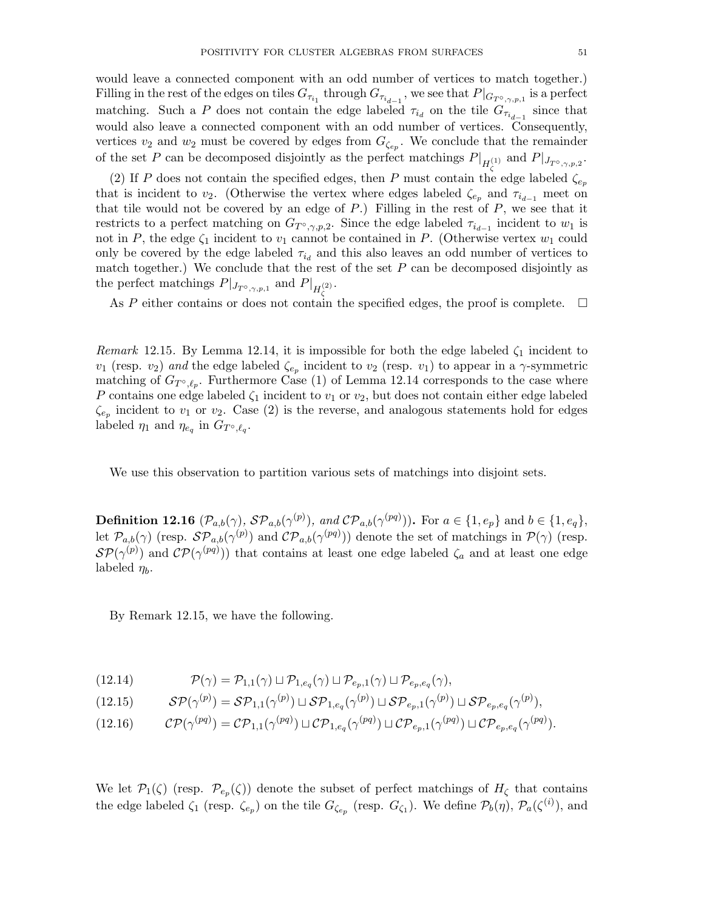would leave a connected component with an odd number of vertices to match together.) Filling in the rest of the edges on tiles $G_{\tau_{i_1}}$ through $G_{\tau_{i_{d-1}}}$, we see that $P|_{G_{T^\circ,\gamma,p,1}}$ is a perfect matching. Such a $P$ does not contain the edge labeled $\tau_{i_d}$ on the tile $G_{\tau_{i_{d-1}}}$ since that would also leave a connected component with an odd number of vertices. Consequently, vertices $v_2$ and $w_2$ must be covered by edges from $G_{\zeta_{e_p}}$. We conclude that the remainder of the set $P$ can be decomposed disjointly as the perfect matchings $P|_{H_\zeta^{(1)}}$ and $P|_{J_{T^\circ,\gamma,p,2}}$.

(2) If $P$ does not contain the specified edges, then $P$ must contain the edge labeled $\zeta_{e_p}$ that is incident to $v_2$. (Otherwise the vertex where edges labeled $\zeta_{e_p}$ and $\tau_{i_{d-1}}$ meet on that tile would not be covered by an edge of $P$.) Filling in the rest of $P$, we see that it restricts to a perfect matching on $G_{T^\circ,\gamma,p,2}$. Since the edge labeled $\tau_{i_{d-1}}$ incident to $w_1$ is not in $P$, the edge $\zeta_1$ incident to $v_1$ cannot be contained in $P$. (Otherwise vertex $w_1$ could only be covered by the edge labeled $\tau_{i_d}$ and this also leaves an odd number of vertices to match together.) We conclude that the rest of the set $P$ can be decomposed disjointly as the perfect matchings $P|_{J_{T^\circ,\gamma,p,1}}$ and $P|_{H_\zeta^{(2)}}$.

As $P$ either contains or does not contain the specified edges, the proof is complete. $\square$

*Remark* 12.15. By Lemma 12.14, it is impossible for both the edge labeled $\zeta_1$ incident to $v_1$ (resp. $v_2$) *and* the edge labeled $\zeta_{e_p}$ incident to $v_2$ (resp. $v_1$) to appear in a $\gamma$-symmetric matching of $G_{T^\circ,\ell_p}$. Furthermore Case (1) of Lemma 12.14 corresponds to the case where $P$ contains one edge labeled $\zeta_1$ incident to $v_1$ or $v_2$, but does not contain either edge labeled $\zeta_{e_p}$ incident to $v_1$ or $v_2$. Case (2) is the reverse, and analogous statements hold for edges labeled $\eta_1$ and $\eta_{e_q}$ in $G_{T^\circ,\ell_q}$.

We use this observation to partition various sets of matchings into disjoint sets.

**Definition 12.16** ($\mathcal{P}_{a,b}(\gamma)$, $\mathcal{SP}_{a,b}(\gamma^{(p)})$, *and* $\mathcal{CP}_{a,b}(\gamma^{(pq)})$)**.** For $a \in \{1, e_p\}$ and $b \in \{1, e_q\}$, let $\mathcal{P}_{a,b}(\gamma)$ (resp. $\mathcal{SP}_{a,b}(\gamma^{(p)})$ and $\mathcal{CP}_{a,b}(\gamma^{(pq)})$) denote the set of matchings in $\mathcal{P}(\gamma)$ (resp. $\mathcal{SP}(\gamma^{(p)})$ and $\mathcal{CP}(\gamma^{(pq)})$) that contains at least one edge labeled $\zeta_a$ and at least one edge labeled $\eta_b$.

By Remark 12.15, we have the following.

$$\mathcal{P}(\gamma) = \mathcal{P}_{1,1}(\gamma) \sqcup \mathcal{P}_{1,e_q}(\gamma) \sqcup \mathcal{P}_{e_p,1}(\gamma) \sqcup \mathcal{P}_{e_p,e_q}(\gamma), \tag{12.14}$$

$$\mathcal{SP}(\gamma^{(p)}) = \mathcal{SP}_{1,1}(\gamma^{(p)}) \sqcup \mathcal{SP}_{1,e_q}(\gamma^{(p)}) \sqcup \mathcal{SP}_{e_p,1}(\gamma^{(p)}) \sqcup \mathcal{SP}_{e_p,e_q}(\gamma^{(p)}), \tag{12.15}$$

$$\mathcal{CP}(\gamma^{(pq)}) = \mathcal{CP}_{1,1}(\gamma^{(pq)}) \sqcup \mathcal{CP}_{1,e_q}(\gamma^{(pq)}) \sqcup \mathcal{CP}_{e_p,1}(\gamma^{(pq)}) \sqcup \mathcal{CP}_{e_p,e_q}(\gamma^{(pq)}). \tag{12.16}$$

We let $\mathcal{P}_1(\zeta)$ (resp. $\mathcal{P}_{e_p}(\zeta)$) denote the subset of perfect matchings of $H_\zeta$ that contains the edge labeled $\zeta_1$ (resp. $\zeta_{e_p}$) on the tile $G_{\zeta_{e_p}}$ (resp. $G_{\zeta_1}$). We define $\mathcal{P}_b(\eta)$, $\mathcal{P}_a(\zeta^{(i)})$, and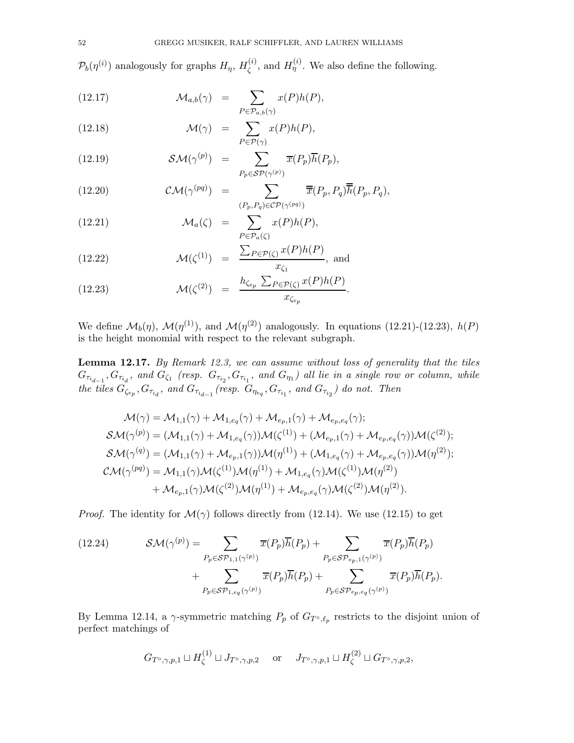$\mathcal{P}_b(\eta^{(i)})$ analogously for graphs $H_\eta$, $H_\zeta^{(i)}$, and $H_\eta^{(i)}$. We also define the following.

$$\mathcal{M}_{a,b}(\gamma) = \sum_{P \in \mathcal{P}_{a,b}(\gamma)} x(P)h(P), \tag{12.17}$$

$$\mathcal{M}(\gamma) = \sum_{P \in \mathcal{P}(\gamma)} x(P)h(P), \tag{12.18}$$

$$\mathcal{SM}(\gamma^{(p)}) = \sum_{P_p \in \mathcal{SP}(\gamma^{(p)})} \overline{x}(P_p)\overline{h}(P_p), \tag{12.19}$$

$$\mathcal{CM}(\gamma^{(pq)}) = \sum_{(P_p,P_q) \in \mathcal{CP}(\gamma^{(pq)})} \overline{\overline{x}}(P_p,P_q)\overline{\overline{h}}(P_p,P_q), \tag{12.20}$$

$$\mathcal{M}_a(\zeta) = \sum_{P \in \mathcal{P}_a(\zeta)} x(P)h(P), \tag{12.21}$$

$$\mathcal{M}(\zeta^{(1)}) = \frac{\sum_{P \in \mathcal{P}(\zeta)} x(P)h(P)}{x_{\zeta_1}}, \text{ and} \tag{12.22}$$

$$\mathcal{M}(\zeta^{(2)}) = \frac{h_{\zeta_{e_p}} \sum_{P \in \mathcal{P}(\zeta)} x(P)h(P)}{x_{\zeta_{e_p}}}. \tag{12.23}$$

We define $\mathcal{M}_b(\eta)$, $\mathcal{M}(\eta^{(1)})$, and $\mathcal{M}(\eta^{(2)})$ analogously. In equations (12.21)-(12.23), $h(P)$ is the height monomial with respect to the relevant subgraph.

**Lemma 12.17.** *By Remark 12.3, we can assume without loss of generality that the tiles $G_{\tau_{i_{d-1}}}, G_{\tau_{i_d}}$, and $G_{\zeta_1}$ (resp. $G_{\tau_{i_2}}, G_{\tau_{i_1}}$, and $G_{\eta_1}$) all lie in a single row or column, while the tiles $G_{\zeta_{e_p}}, G_{\tau_{i_d}}$, and $G_{\tau_{i_{d-1}}}$ (resp. $G_{\eta_{e_q}}, G_{\tau_{i_1}}$, and $G_{\tau_{i_2}}$) do not. Then*

$$\mathcal{M}(\gamma) = \mathcal{M}_{1,1}(\gamma) + \mathcal{M}_{1,e_q}(\gamma) + \mathcal{M}_{e_p,1}(\gamma) + \mathcal{M}_{e_p,e_q}(\gamma);$$
$$\mathcal{SM}(\gamma^{(p)}) = (\mathcal{M}_{1,1}(\gamma) + \mathcal{M}_{1,e_q}(\gamma))\mathcal{M}(\zeta^{(1)}) + (\mathcal{M}_{e_p,1}(\gamma) + \mathcal{M}_{e_p,e_q}(\gamma))\mathcal{M}(\zeta^{(2)});$$
$$\mathcal{SM}(\gamma^{(q)}) = (\mathcal{M}_{1,1}(\gamma) + \mathcal{M}_{e_p,1}(\gamma))\mathcal{M}(\eta^{(1)}) + (\mathcal{M}_{1,e_q}(\gamma) + \mathcal{M}_{e_p,e_q}(\gamma))\mathcal{M}(\eta^{(2)});$$
$$\mathcal{CM}(\gamma^{(pq)}) = \mathcal{M}_{1,1}(\gamma)\mathcal{M}(\zeta^{(1)})\mathcal{M}(\eta^{(1)}) + \mathcal{M}_{1,e_q}(\gamma)\mathcal{M}(\zeta^{(1)})\mathcal{M}(\eta^{(2)})$$
$$+ \mathcal{M}_{e_p,1}(\gamma)\mathcal{M}(\zeta^{(2)})\mathcal{M}(\eta^{(1)}) + \mathcal{M}_{e_p,e_q}(\gamma)\mathcal{M}(\zeta^{(2)})\mathcal{M}(\eta^{(2)}).$$

*Proof.* The identity for $\mathcal{M}(\gamma)$ follows directly from (12.14). We use (12.15) to get

$$\mathcal{SM}(\gamma^{(p)}) = \sum_{P_p \in \mathcal{SP}_{1,1}(\gamma^{(p)})} \overline{x}(P_p)\overline{h}(P_p) + \sum_{P_p \in \mathcal{SP}_{e_p,1}(\gamma^{(p)})} \overline{x}(P_p)\overline{h}(P_p) + \sum_{P_p \in \mathcal{SP}_{1,e_q}(\gamma^{(p)})} \overline{x}(P_p)\overline{h}(P_p) + \sum_{P_p \in \mathcal{SP}_{e_p,e_q}(\gamma^{(p)})} \overline{x}(P_p)\overline{h}(P_p). \tag{12.24}$$

By Lemma 12.14, a $\gamma$-symmetric matching $P_p$ of $G_{T^\circ,\ell_p}$ restricts to the disjoint union of perfect matchings of

$$G_{T^\circ,\gamma,p,1} \sqcup H_\zeta^{(1)} \sqcup J_{T^\circ,\gamma,p,2} \quad \text{or} \quad J_{T^\circ,\gamma,p,1} \sqcup H_\zeta^{(2)} \sqcup G_{T^\circ,\gamma,p,2},$$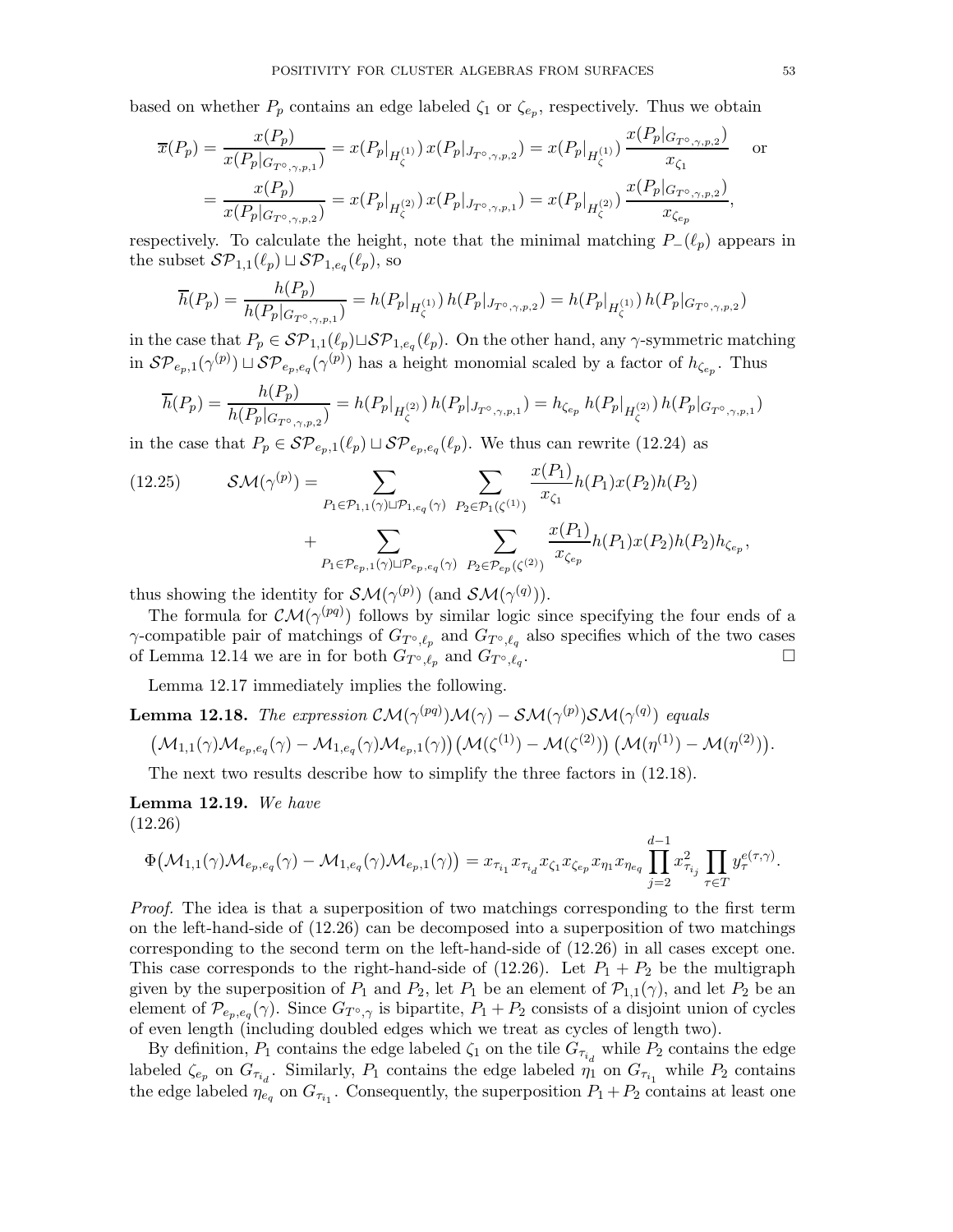based on whether $P_p$ contains an edge labeled $\zeta_1$ or $\zeta_{e_p}$, respectively. Thus we obtain

$$\overline{x}(P_p) = \frac{x(P_p)}{x(P_p|_{G_{T^\circ,\gamma,p,1}})} = x(P_p|_{H_\zeta^{(1)}})\, x(P_p|_{J_{T^\circ,\gamma,p,2}}) = x(P_p|_{H_\zeta^{(1)}})\, \frac{x(P_p|_{G_{T^\circ,\gamma,p,2}})}{x_{\zeta_1}} \quad \text{or}$$

$$= \frac{x(P_p)}{x(P_p|_{G_{T^\circ,\gamma,p,2}})} = x(P_p|_{H_\zeta^{(2)}})\, x(P_p|_{J_{T^\circ,\gamma,p,1}}) = x(P_p|_{H_\zeta^{(2)}})\, \frac{x(P_p|_{G_{T^\circ,\gamma,p,2}})}{x_{\zeta_{e_p}}},$$

respectively. To calculate the height, note that the minimal matching $P_-(\ell_p)$ appears in the subset $\mathcal{SP}_{1,1}(\ell_p) \sqcup \mathcal{SP}_{1,e_q}(\ell_p)$, so

$$\overline{h}(P_p) = \frac{h(P_p)}{h(P_p|_{G_{T^\circ,\gamma,p,1}})} = h(P_p|_{H_\zeta^{(1)}})\, h(P_p|_{J_{T^\circ,\gamma,p,2}}) = h(P_p|_{H_\zeta^{(1)}})\, h(P_p|_{G_{T^\circ,\gamma,p,2}})$$

in the case that $P_p \in \mathcal{SP}_{1,1}(\ell_p) \sqcup \mathcal{SP}_{1,e_q}(\ell_p)$. On the other hand, any $\gamma$-symmetric matching in $\mathcal{SP}_{e_p,1}(\gamma^{(p)}) \sqcup \mathcal{SP}_{e_p,e_q}(\gamma^{(p)})$ has a height monomial scaled by a factor of $h_{\zeta_{e_p}}$. Thus

$$\overline{h}(P_p) = \frac{h(P_p)}{h(P_p|_{G_{T^\circ,\gamma,p,2}})} = h(P_p|_{H_\zeta^{(2)}})\, h(P_p|_{J_{T^\circ,\gamma,p,1}}) = h_{\zeta_{e_p}}\, h(P_p|_{H_\zeta^{(2)}})\, h(P_p|_{G_{T^\circ,\gamma,p,1}})$$

in the case that $P_p \in \mathcal{SP}_{e_p,1}(\ell_p) \sqcup \mathcal{SP}_{e_p,e_q}(\ell_p)$. We thus can rewrite (12.24) as

$$(12.25) \qquad \mathcal{SM}(\gamma^{(p)}) = \sum_{P_1 \in \mathcal{P}_{1,1}(\gamma) \sqcup \mathcal{P}_{1,e_q}(\gamma)} \; \sum_{P_2 \in \mathcal{P}_1(\zeta^{(1)})} \frac{x(P_1)}{x_{\zeta_1}} h(P_1) x(P_2) h(P_2)$$
$$+ \sum_{P_1 \in \mathcal{P}_{e_p,1}(\gamma) \sqcup \mathcal{P}_{e_p,e_q}(\gamma)} \; \sum_{P_2 \in \mathcal{P}_{e_p}(\zeta^{(2)})} \frac{x(P_1)}{x_{\zeta_{e_p}}} h(P_1) x(P_2) h(P_2) h_{\zeta_{e_p}},$$

thus showing the identity for $\mathcal{SM}(\gamma^{(p)})$ (and $\mathcal{SM}(\gamma^{(q)})$).

The formula for $\mathcal{CM}(\gamma^{(pq)})$ follows by similar logic since specifying the four ends of a $\gamma$-compatible pair of matchings of $G_{T^\circ,\ell_p}$ and $G_{T^\circ,\ell_q}$ also specifies which of the two cases of Lemma 12.14 we are in for both $G_{T^\circ,\ell_p}$ and $G_{T^\circ,\ell_q}$. □

Lemma 12.17 immediately implies the following.

**Lemma 12.18.** *The expression $\mathcal{CM}(\gamma^{(pq)})\mathcal{M}(\gamma) - \mathcal{SM}(\gamma^{(p)})\mathcal{SM}(\gamma^{(q)})$ equals*

$$\big(\mathcal{M}_{1,1}(\gamma)\mathcal{M}_{e_p,e_q}(\gamma) - \mathcal{M}_{1,e_q}(\gamma)\mathcal{M}_{e_p,1}(\gamma)\big)\big(\mathcal{M}(\zeta^{(1)}) - \mathcal{M}(\zeta^{(2)})\big)\big(\mathcal{M}(\eta^{(1)}) - \mathcal{M}(\eta^{(2)})\big).$$

The next two results describe how to simplify the three factors in (12.18).

**Lemma 12.19.** *We have*

$$(12.26)$$
$$\Phi\big(\mathcal{M}_{1,1}(\gamma)\mathcal{M}_{e_p,e_q}(\gamma) - \mathcal{M}_{1,e_q}(\gamma)\mathcal{M}_{e_p,1}(\gamma)\big) = x_{\tau_{i_1}} x_{\tau_{i_d}} x_{\zeta_1} x_{\zeta_{e_p}} x_{\eta_1} x_{\eta_{e_q}} \prod_{j=2}^{d-1} x_{\tau_{i_j}}^2 \prod_{\tau \in T} y_\tau^{e(\tau,\gamma)}.$$

*Proof.* The idea is that a superposition of two matchings corresponding to the first term on the left-hand-side of (12.26) can be decomposed into a superposition of two matchings corresponding to the second term on the left-hand-side of (12.26) in all cases except one. This case corresponds to the right-hand-side of (12.26). Let $P_1 + P_2$ be the multigraph given by the superposition of $P_1$ and $P_2$, let $P_1$ be an element of $\mathcal{P}_{1,1}(\gamma)$, and let $P_2$ be an element of $\mathcal{P}_{e_p,e_q}(\gamma)$. Since $G_{T^\circ,\gamma}$ is bipartite, $P_1 + P_2$ consists of a disjoint union of cycles of even length (including doubled edges which we treat as cycles of length two).

By definition, $P_1$ contains the edge labeled $\zeta_1$ on the tile $G_{\tau_{i_d}}$ while $P_2$ contains the edge labeled $\zeta_{e_p}$ on $G_{\tau_{i_d}}$. Similarly, $P_1$ contains the edge labeled $\eta_1$ on $G_{\tau_{i_1}}$ while $P_2$ contains the edge labeled $\eta_{e_q}$ on $G_{\tau_{i_1}}$. Consequently, the superposition $P_1 + P_2$ contains at least one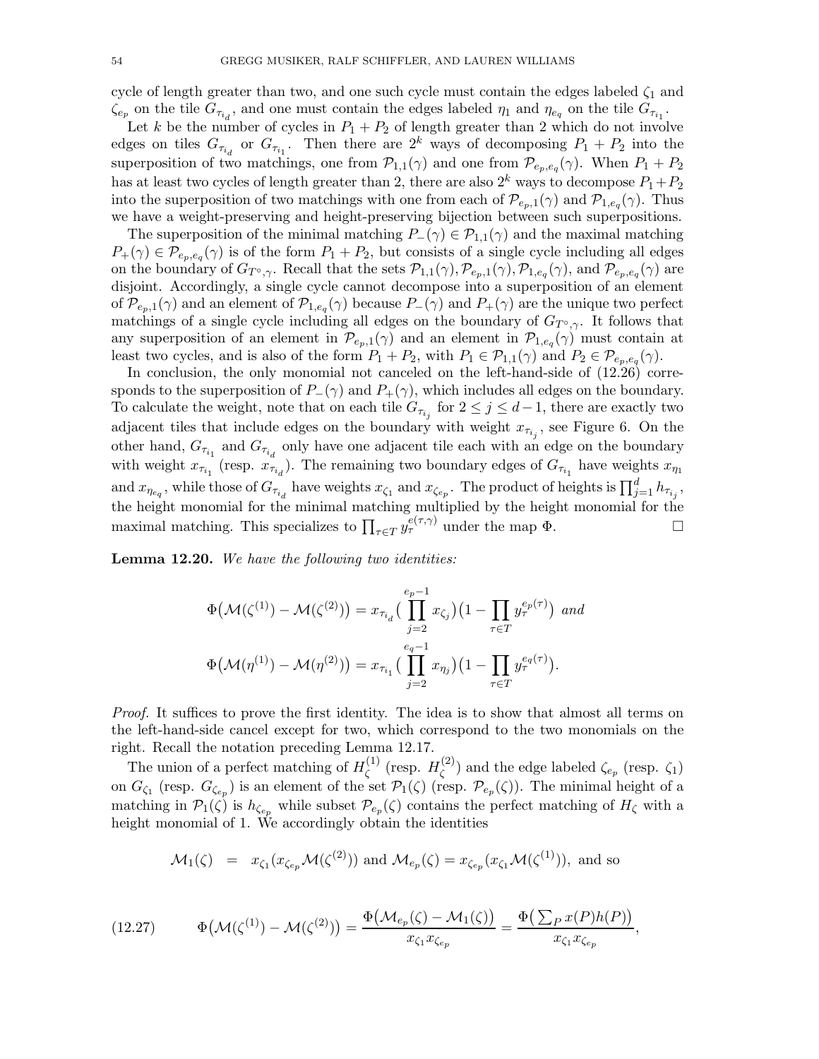cycle of length greater than two, and one such cycle must contain the edges labeled $\zeta_1$ and $\zeta_{e_p}$ on the tile $G_{\tau_{i_d}}$, and one must contain the edges labeled $\eta_1$ and $\eta_{e_q}$ on the tile $G_{\tau_{i_1}}$.

Let $k$ be the number of cycles in $P_1 + P_2$ of length greater than 2 which do not involve edges on tiles $G_{\tau_{i_d}}$ or $G_{\tau_{i_1}}$. Then there are $2^k$ ways of decomposing $P_1 + P_2$ into the superposition of two matchings, one from $\mathcal{P}_{1,1}(\gamma)$ and one from $\mathcal{P}_{e_p,e_q}(\gamma)$. When $P_1 + P_2$ has at least two cycles of length greater than 2, there are also $2^k$ ways to decompose $P_1+P_2$ into the superposition of two matchings with one from each of $\mathcal{P}_{e_p,1}(\gamma)$ and $\mathcal{P}_{1,e_q}(\gamma)$. Thus we have a weight-preserving and height-preserving bijection between such superpositions.

The superposition of the minimal matching $P_-(\gamma) \in \mathcal{P}_{1,1}(\gamma)$ and the maximal matching $P_+(\gamma) \in \mathcal{P}_{e_p,e_q}(\gamma)$ is of the form $P_1 + P_2$, but consists of a single cycle including all edges on the boundary of $G_{T^\circ,\gamma}$. Recall that the sets $\mathcal{P}_{1,1}(\gamma), \mathcal{P}_{e_p,1}(\gamma), \mathcal{P}_{1,e_q}(\gamma)$, and $\mathcal{P}_{e_p,e_q}(\gamma)$ are disjoint. Accordingly, a single cycle cannot decompose into a superposition of an element of $\mathcal{P}_{e_p,1}(\gamma)$ and an element of $\mathcal{P}_{1,e_q}(\gamma)$ because $P_-(\gamma)$ and $P_+(\gamma)$ are the unique two perfect matchings of a single cycle including all edges on the boundary of $G_{T^\circ,\gamma}$. It follows that any superposition of an element in $\mathcal{P}_{e_p,1}(\gamma)$ and an element in $\mathcal{P}_{1,e_q}(\gamma)$ must contain at least two cycles, and is also of the form $P_1 + P_2$, with $P_1 \in \mathcal{P}_{1,1}(\gamma)$ and $P_2 \in \mathcal{P}_{e_p,e_q}(\gamma)$.

In conclusion, the only monomial not canceled on the left-hand-side of (12.26) corresponds to the superposition of $P_-(\gamma)$ and $P_+(\gamma)$, which includes all edges on the boundary. To calculate the weight, note that on each tile $G_{\tau_{i_j}}$ for $2 \leq j \leq d-1$, there are exactly two adjacent tiles that include edges on the boundary with weight $x_{\tau_{i_j}}$, see Figure 6. On the other hand, $G_{\tau_{i_1}}$ and $G_{\tau_{i_d}}$ only have one adjacent tile each with an edge on the boundary with weight $x_{\tau_{i_1}}$ (resp. $x_{\tau_{i_d}}$). The remaining two boundary edges of $G_{\tau_{i_1}}$ have weights $x_{\eta_1}$ and $x_{\eta_{e_q}}$, while those of $G_{\tau_{i_d}}$ have weights $x_{\zeta_1}$ and $x_{\zeta_{e_p}}$. The product of heights is $\prod_{j=1}^d h_{\tau_{i_j}}$, the height monomial for the minimal matching multiplied by the height monomial for the maximal matching. This specializes to $\prod_{\tau \in T} y_\tau^{e(\tau,\gamma)}$ under the map $\Phi$. □

**Lemma 12.20.** *We have the following two identities:*

$$\Phi\big(\mathcal{M}(\zeta^{(1)}) - \mathcal{M}(\zeta^{(2)})\big) = x_{\tau_{i_d}}\big(\prod_{j=2}^{e_p-1} x_{\zeta_j}\big)\big(1 - \prod_{\tau\in T} y_\tau^{e_p(\tau)}\big) \text{ and}$$
$$\Phi\big(\mathcal{M}(\eta^{(1)}) - \mathcal{M}(\eta^{(2)})\big) = x_{\tau_{i_1}}\big(\prod_{j=2}^{e_q-1} x_{\eta_j}\big)\big(1 - \prod_{\tau\in T} y_\tau^{e_q(\tau)}\big).$$

*Proof.* It suffices to prove the first identity. The idea is to show that almost all terms on the left-hand-side cancel except for two, which correspond to the two monomials on the right. Recall the notation preceding Lemma 12.17.

The union of a perfect matching of $H_\zeta^{(1)}$ (resp. $H_\zeta^{(2)}$) and the edge labeled $\zeta_{e_p}$ (resp. $\zeta_1$) on $G_{\zeta_1}$ (resp. $G_{\zeta_{e_p}}$) is an element of the set $\mathcal{P}_1(\zeta)$ (resp. $\mathcal{P}_{e_p}(\zeta)$). The minimal height of a matching in $\mathcal{P}_1(\zeta)$ is $h_{\zeta_{e_p}}$ while subset $\mathcal{P}_{e_p}(\zeta)$ contains the perfect matching of $H_\zeta$ with a height monomial of 1. We accordingly obtain the identities

$$\mathcal{M}_1(\zeta) \;\; = \;\; x_{\zeta_1}(x_{\zeta_{e_p}}\mathcal{M}(\zeta^{(2)})) \text{ and } \mathcal{M}_{e_p}(\zeta) = x_{\zeta_{e_p}}(x_{\zeta_1}\mathcal{M}(\zeta^{(1)})), \text{ and so}$$

$$\Phi\big(\mathcal{M}(\zeta^{(1)}) - \mathcal{M}(\zeta^{(2)})\big) = \frac{\Phi\big(\mathcal{M}_{e_p}(\zeta) - \mathcal{M}_1(\zeta)\big)}{x_{\zeta_1}x_{\zeta_{e_p}}} = \frac{\Phi\big(\sum_P x(P)h(P)\big)}{x_{\zeta_1}x_{\zeta_{e_p}}}, \tag{12.27}$$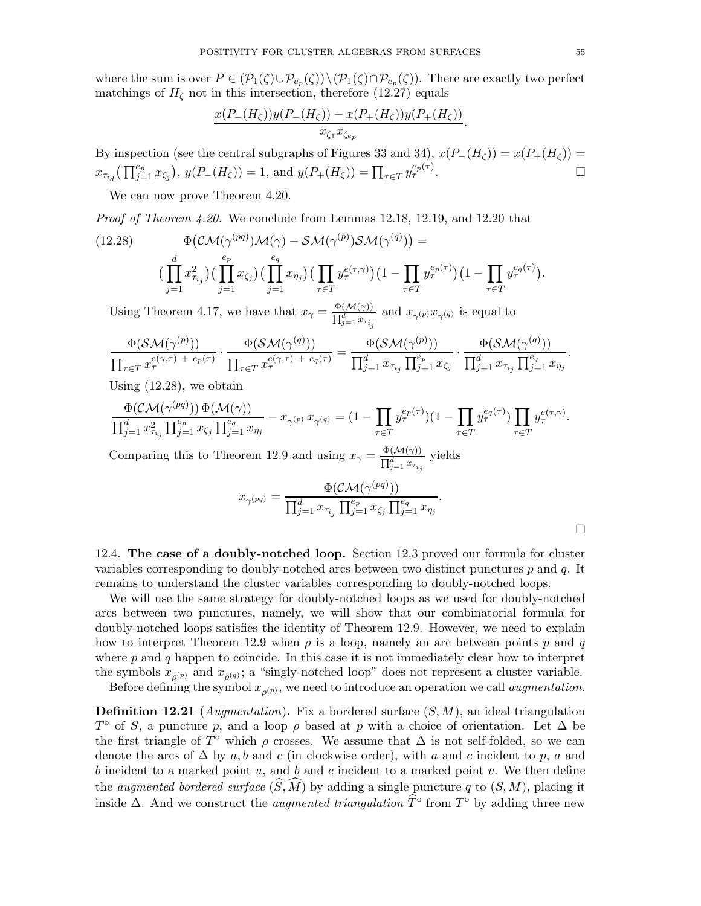where the sum is over $P \in (\mathcal{P}_1(\zeta) \cup \mathcal{P}_{e_p}(\zeta)) \setminus (\mathcal{P}_1(\zeta) \cap \mathcal{P}_{e_p}(\zeta))$. There are exactly two perfect matchings of $H_\zeta$ not in this intersection, therefore (12.27) equals

$$\frac{x(P_-(H_\zeta))y(P_-(H_\zeta)) - x(P_+(H_\zeta))y(P_+(H_\zeta))}{x_{\zeta_1} x_{\zeta_{e_p}}}.$$

By inspection (see the central subgraphs of Figures 33 and 34), $x(P_-(H_\zeta)) = x(P_+(H_\zeta)) = x_{\tau_{i_d}} \big( \prod_{j=1}^{e_p} x_{\zeta_j} \big)$, $y(P_-(H_\zeta)) = 1$, and $y(P_+(H_\zeta)) = \prod_{\tau \in T} y_\tau^{e_p(\tau)}$. $\square$

We can now prove Theorem 4.20.

*Proof of Theorem 4.20.* We conclude from Lemmas 12.18, 12.19, and 12.20 that

$$\Phi\big(\mathcal{CM}(\gamma^{(pq)})\mathcal{M}(\gamma) - \mathcal{SM}(\gamma^{(p)})\mathcal{SM}(\gamma^{(q)})\big) = \tag{12.28}$$
$$\big(\prod_{j=1}^{d} x_{\tau_{i_j}}^2\big)\big(\prod_{j=1}^{e_p} x_{\zeta_j}\big)\big(\prod_{j=1}^{e_q} x_{\eta_j}\big)\big(\prod_{\tau \in T} y_\tau^{e(\tau,\gamma)}\big)\big(1 - \prod_{\tau \in T} y_\tau^{e_p(\tau)}\big)\big(1 - \prod_{\tau \in T} y_\tau^{e_q(\tau)}\big).$$

Using Theorem 4.17, we have that $x_\gamma = \frac{\Phi(\mathcal{M}(\gamma))}{\prod_{j=1}^{d} x_{\tau_{i_j}}}$ and $x_{\gamma^{(p)}} x_{\gamma^{(q)}}$ is equal to

$$\frac{\Phi(\mathcal{SM}(\gamma^{(p)}))}{\prod_{\tau \in T} x_\tau^{e(\gamma,\tau) \,+\, e_p(\tau)}} \cdot \frac{\Phi(\mathcal{SM}(\gamma^{(q)}))}{\prod_{\tau \in T} x_\tau^{e(\gamma,\tau) \,+\, e_q(\tau)}} = \frac{\Phi(\mathcal{SM}(\gamma^{(p)}))}{\prod_{j=1}^{d} x_{\tau_{i_j}} \prod_{j=1}^{e_p} x_{\zeta_j}} \cdot \frac{\Phi(\mathcal{SM}(\gamma^{(q)}))}{\prod_{j=1}^{d} x_{\tau_{i_j}} \prod_{j=1}^{e_q} x_{\eta_j}}.$$

Using (12.28), we obtain

$$\frac{\Phi(\mathcal{CM}(\gamma^{(pq)}))\,\Phi(\mathcal{M}(\gamma))}{\prod_{j=1}^{d} x_{\tau_{i_j}}^2 \prod_{j=1}^{e_p} x_{\zeta_j} \prod_{j=1}^{e_q} x_{\eta_j}} - x_{\gamma^{(p)}}\, x_{\gamma^{(q)}} = (1 - \prod_{\tau \in T} y_\tau^{e_p(\tau)})(1 - \prod_{\tau \in T} y_\tau^{e_q(\tau)}) \prod_{\tau \in T} y_\tau^{e(\tau,\gamma)}.$$

Comparing this to Theorem 12.9 and using $x_\gamma = \frac{\Phi(\mathcal{M}(\gamma))}{\prod_{j=1}^{d} x_{\tau_{i_j}}}$ yields

$$x_{\gamma^{(pq)}} = \frac{\Phi(\mathcal{CM}(\gamma^{(pq)}))}{\prod_{j=1}^{d} x_{\tau_{i_j}} \prod_{j=1}^{e_p} x_{\zeta_j} \prod_{j=1}^{e_q} x_{\eta_j}}.$$

$\square$

12.4. **The case of a doubly-notched loop.** Section 12.3 proved our formula for cluster variables corresponding to doubly-notched arcs between two distinct punctures $p$ and $q$. It remains to understand the cluster variables corresponding to doubly-notched loops.

We will use the same strategy for doubly-notched loops as we used for doubly-notched arcs between two punctures, namely, we will show that our combinatorial formula for doubly-notched loops satisfies the identity of Theorem 12.9. However, we need to explain how to interpret Theorem 12.9 when $\rho$ is a loop, namely an arc between points $p$ and $q$ where $p$ and $q$ happen to coincide. In this case it is not immediately clear how to interpret the symbols $x_{\rho^{(p)}}$ and $x_{\rho^{(q)}}$; a "singly-notched loop" does not represent a cluster variable.

Before defining the symbol $x_{\rho^{(p)}}$, we need to introduce an operation we call *augmentation*.

**Definition 12.21** (*Augmentation*)**.** Fix a bordered surface $(S, M)$, an ideal triangulation $T^\circ$ of $S$, a puncture $p$, and a loop $\rho$ based at $p$ with a choice of orientation. Let $\Delta$ be the first triangle of $T^\circ$ which $\rho$ crosses. We assume that $\Delta$ is not self-folded, so we can denote the arcs of $\Delta$ by $a, b$ and $c$ (in clockwise order), with $a$ and $c$ incident to $p$, $a$ and $b$ incident to a marked point $u$, and $b$ and $c$ incident to a marked point $v$. We then define the *augmented bordered surface* $(\widehat{S}, \widehat{M})$ by adding a single puncture $q$ to $(S, M)$, placing it inside $\Delta$. And we construct the *augmented triangulation* $\widehat{T}^\circ$ from $T^\circ$ by adding three new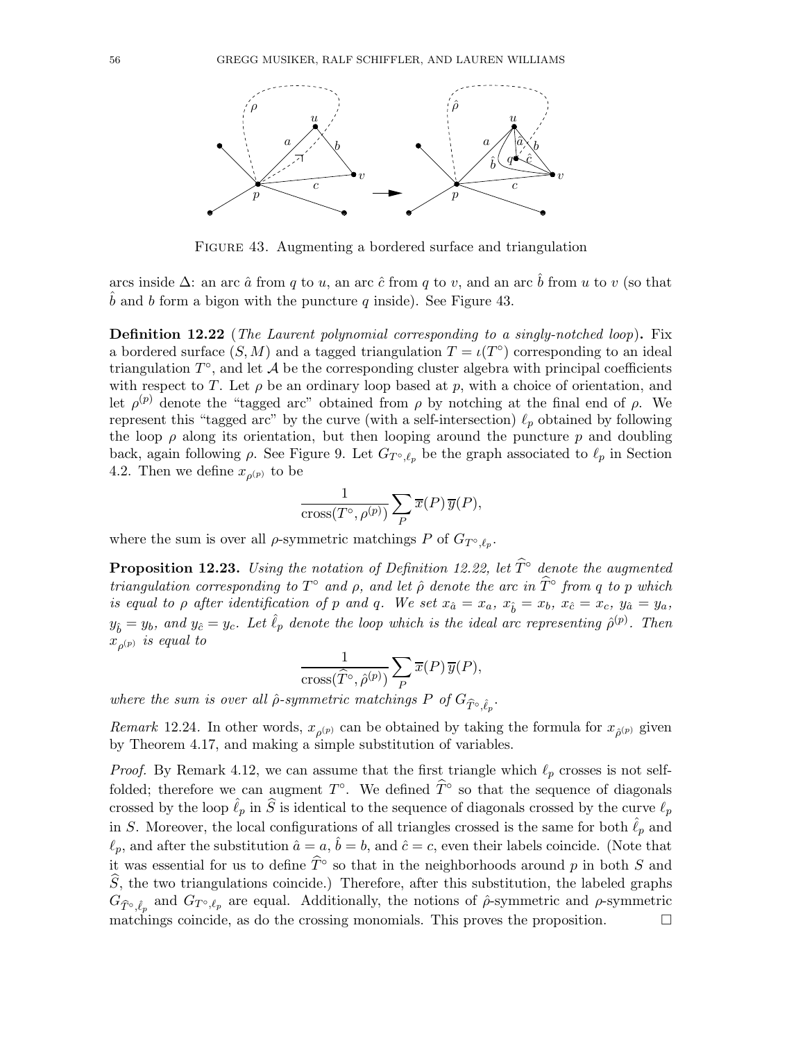FIGURE 43. Augmenting a bordered surface and triangulation

arcs inside $\Delta$: an arc $\hat{a}$ from $q$ to $u$, an arc $\hat{c}$ from $q$ to $v$, and an arc $\hat{b}$ from $u$ to $v$ (so that $\hat{b}$ and $b$ form a bigon with the puncture $q$ inside). See Figure 43.

**Definition 12.22** (*The Laurent polynomial corresponding to a singly-notched loop*)**.** Fix a bordered surface $(S, M)$ and a tagged triangulation $T = \iota(T^\circ)$ corresponding to an ideal triangulation $T^\circ$, and let $\mathcal{A}$ be the corresponding cluster algebra with principal coefficients with respect to $T$. Let $\rho$ be an ordinary loop based at $p$, with a choice of orientation, and let $\rho^{(p)}$ denote the "tagged arc" obtained from $\rho$ by notching at the final end of $\rho$. We represent this "tagged arc" by the curve (with a self-intersection) $\ell_p$ obtained by following the loop $\rho$ along its orientation, but then looping around the puncture $p$ and doubling back, again following $\rho$. See Figure 9. Let $G_{T^\circ,\ell_p}$ be the graph associated to $\ell_p$ in Section 4.2. Then we define $x_{\rho^{(p)}}$ to be

$$\frac{1}{\mathrm{cross}(T^\circ, \rho^{(p)})} \sum_P \overline{x}(P)\, \overline{y}(P),$$

where the sum is over all $\rho$-symmetric matchings $P$ of $G_{T^\circ,\ell_p}$.

**Proposition 12.23.** *Using the notation of Definition 12.22, let $\widehat{T}^\circ$ denote the augmented triangulation corresponding to $T^\circ$ and $\rho$, and let $\hat{\rho}$ denote the arc in $\widehat{T}^\circ$ from $q$ to $p$ which is equal to $\rho$ after identification of $p$ and $q$. We set $x_{\hat{a}} = x_a$, $x_{\hat{b}} = x_b$, $x_{\hat{c}} = x_c$, $y_{\hat{a}} = y_a$, $y_{\hat{b}} = y_b$, and $y_{\hat{c}} = y_c$. Let $\hat{\ell}_p$ denote the loop which is the ideal arc representing $\hat{\rho}^{(p)}$. Then $x_{\rho^{(p)}}$ is equal to*

$$\frac{1}{\mathrm{cross}(\widehat{T}^\circ, \hat{\rho}^{(p)})} \sum_P \overline{x}(P)\, \overline{y}(P),$$

*where the sum is over all $\hat{\rho}$-symmetric matchings $P$ of $G_{\widehat{T}^\circ,\hat{\ell}_p}$.*

*Remark* 12.24. In other words, $x_{\rho^{(p)}}$ can be obtained by taking the formula for $x_{\hat{\rho}^{(p)}}$ given by Theorem 4.17, and making a simple substitution of variables.

*Proof.* By Remark 4.12, we can assume that the first triangle which $\ell_p$ crosses is not self-folded; therefore we can augment $T^\circ$. We defined $\widehat{T}^\circ$ so that the sequence of diagonals crossed by the loop $\hat{\ell}_p$ in $\widehat{S}$ is identical to the sequence of diagonals crossed by the curve $\ell_p$ in $S$. Moreover, the local configurations of all triangles crossed is the same for both $\hat{\ell}_p$ and $\ell_p$, and after the substitution $\hat{a} = a$, $\hat{b} = b$, and $\hat{c} = c$, even their labels coincide. (Note that it was essential for us to define $\widehat{T}^\circ$ so that in the neighborhoods around $p$ in both $S$ and $\widehat{S}$, the two triangulations coincide.) Therefore, after this substitution, the labeled graphs $G_{\widehat{T}^\circ,\hat{\ell}_p}$ and $G_{T^\circ,\ell_p}$ are equal. Additionally, the notions of $\hat{\rho}$-symmetric and $\rho$-symmetric matchings coincide, as do the crossing monomials. This proves the proposition. $\square$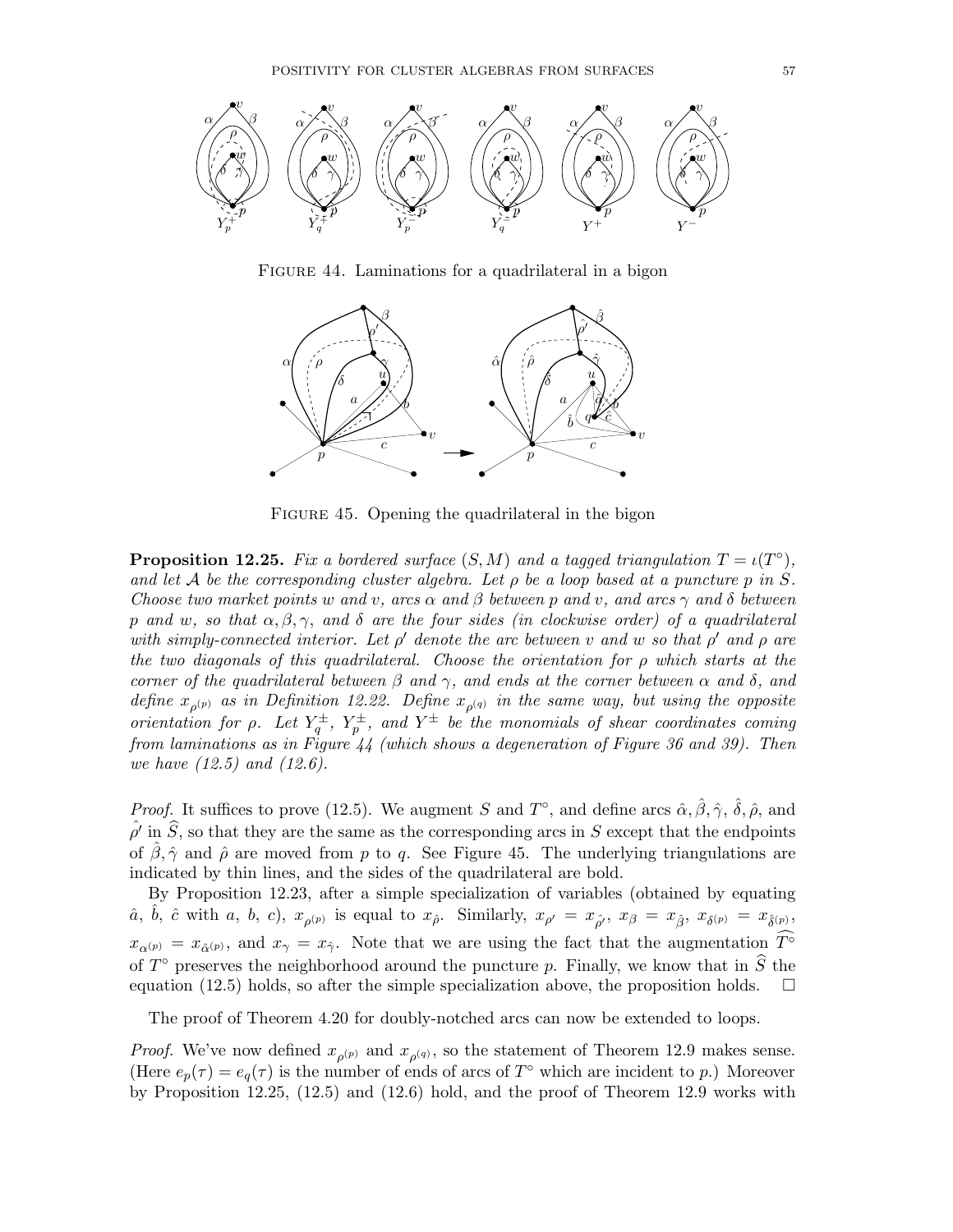Figure 44. Laminations for a quadrilateral in a bigon

Figure 45. Opening the quadrilateral in the bigon

**Proposition 12.25.** *Fix a bordered surface $(S, M)$ and a tagged triangulation $T = \iota(T^\circ)$, and let $\mathcal{A}$ be the corresponding cluster algebra. Let $\rho$ be a loop based at a puncture $p$ in $S$. Choose two market points $w$ and $v$, arcs $\alpha$ and $\beta$ between $p$ and $v$, and arcs $\gamma$ and $\delta$ between $p$ and $w$, so that $\alpha, \beta, \gamma$, and $\delta$ are the four sides (in clockwise order) of a quadrilateral with simply-connected interior. Let $\rho'$ denote the arc between $v$ and $w$ so that $\rho'$ and $\rho$ are the two diagonals of this quadrilateral. Choose the orientation for $\rho$ which starts at the corner of the quadrilateral between $\beta$ and $\gamma$, and ends at the corner between $\alpha$ and $\delta$, and define $x_{\rho^{(p)}}$ as in Definition 12.22. Define $x_{\rho^{(q)}}$ in the same way, but using the opposite orientation for $\rho$. Let $Y_q^{\pm}$, $Y_p^{\pm}$, and $Y^{\pm}$ be the monomials of shear coordinates coming from laminations as in Figure 44 (which shows a degeneration of Figure 36 and 39). Then we have (12.5) and (12.6).*

*Proof.* It suffices to prove (12.5). We augment $S$ and $T^\circ$, and define arcs $\hat{\alpha}, \hat{\beta}, \hat{\gamma}$, $\hat{\delta}, \hat{\rho}$, and $\hat{\rho'}$ in $\widehat{S}$, so that they are the same as the corresponding arcs in $S$ except that the endpoints of $\hat{\beta}, \hat{\gamma}$ and $\hat{\rho}$ are moved from $p$ to $q$. See Figure 45. The underlying triangulations are indicated by thin lines, and the sides of the quadrilateral are bold.

By Proposition 12.23, after a simple specialization of variables (obtained by equating $\hat{a}$, $\hat{b}$, $\hat{c}$ with $a$, $b$, $c$), $x_{\rho^{(p)}}$ is equal to $x_{\hat{\rho}}$. Similarly, $x_{\rho'} = x_{\hat{\rho'}}$, $x_\beta = x_{\hat{\beta}}$, $x_{\delta^{(p)}} = x_{\hat{\delta}^{(p)}}$, $x_{\alpha^{(p)}} = x_{\hat{\alpha}^{(p)}}$, and $x_\gamma = x_{\hat{\gamma}}$. Note that we are using the fact that the augmentation $\widehat{T^\circ}$ of $T^\circ$ preserves the neighborhood around the puncture $p$. Finally, we know that in $\widehat{S}$ the equation (12.5) holds, so after the simple specialization above, the proposition holds. $\square$

The proof of Theorem 4.20 for doubly-notched arcs can now be extended to loops.

*Proof.* We've now defined $x_{\rho^{(p)}}$ and $x_{\rho^{(q)}}$, so the statement of Theorem 12.9 makes sense. (Here $e_p(\tau) = e_q(\tau)$ is the number of ends of arcs of $T^\circ$ which are incident to $p$.) Moreover by Proposition 12.25, (12.5) and (12.6) hold, and the proof of Theorem 12.9 works with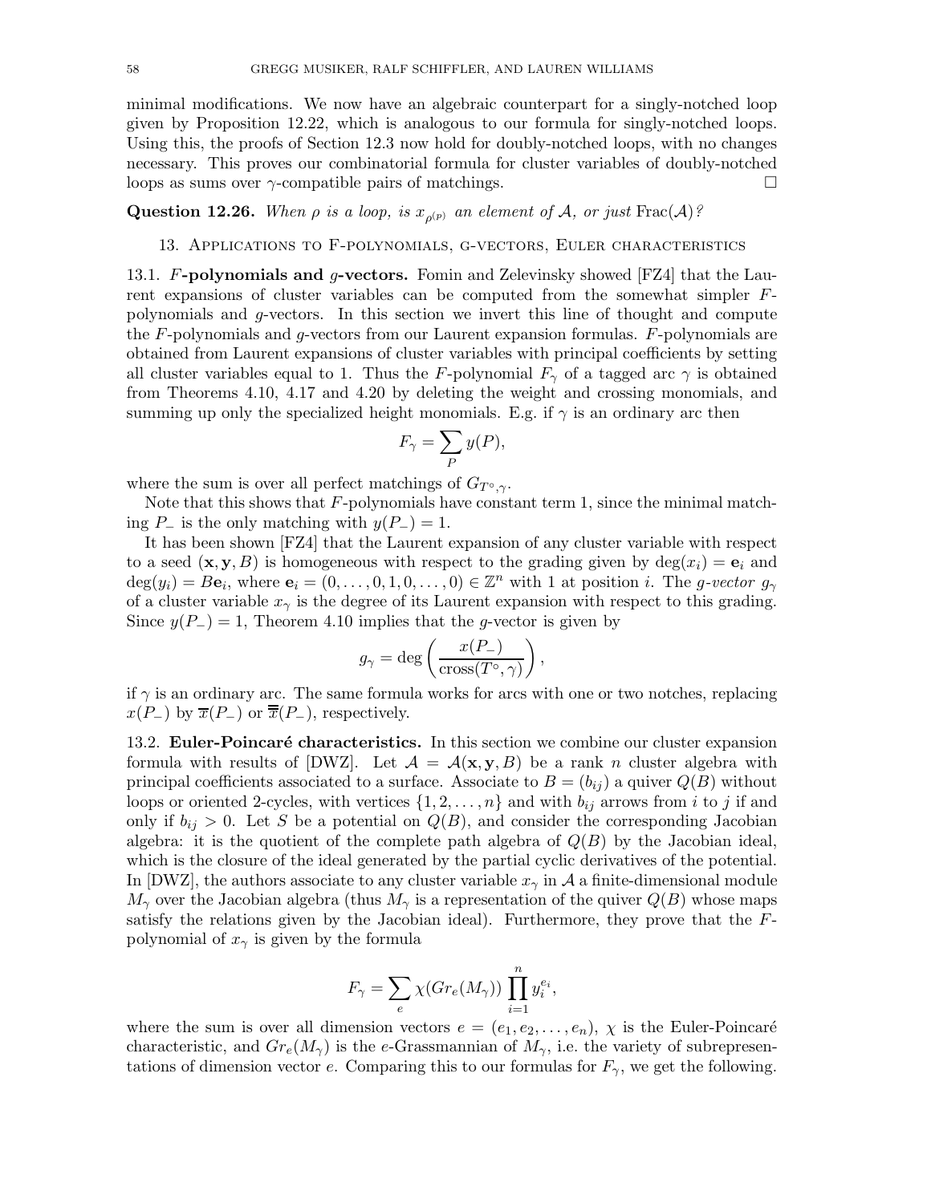minimal modifications. We now have an algebraic counterpart for a singly-notched loop given by Proposition 12.22, which is analogous to our formula for singly-notched loops. Using this, the proofs of Section 12.3 now hold for doubly-notched loops, with no changes necessary. This proves our combinatorial formula for cluster variables of doubly-notched loops as sums over $\gamma$-compatible pairs of matchings. $\square$

**Question 12.26.** *When $\rho$ is a loop, is $x_{\rho^{(p)}}$ an element of $\mathcal{A}$, or just* $\mathrm{Frac}(\mathcal{A})$*?*

## 13. Applications to F-polynomials, g-vectors, Euler characteristics

**13.1. $F$-polynomials and $g$-vectors.** Fomin and Zelevinsky showed [FZ4] that the Laurent expansions of cluster variables can be computed from the somewhat simpler $F$-polynomials and $g$-vectors. In this section we invert this line of thought and compute the $F$-polynomials and $g$-vectors from our Laurent expansion formulas. $F$-polynomials are obtained from Laurent expansions of cluster variables with principal coefficients by setting all cluster variables equal to 1. Thus the $F$-polynomial $F_\gamma$ of a tagged arc $\gamma$ is obtained from Theorems 4.10, 4.17 and 4.20 by deleting the weight and crossing monomials, and summing up only the specialized height monomials. E.g. if $\gamma$ is an ordinary arc then

$$F_\gamma = \sum_P y(P),$$

where the sum is over all perfect matchings of $G_{T^\circ,\gamma}$.

Note that this shows that $F$-polynomials have constant term 1, since the minimal matching $P_-$ is the only matching with $y(P_-) = 1$.

It has been shown [FZ4] that the Laurent expansion of any cluster variable with respect to a seed $(\mathbf{x}, \mathbf{y}, B)$ is homogeneous with respect to the grading given by $\deg(x_i) = \mathbf{e}_i$ and $\deg(y_i) = B\mathbf{e}_i$, where $\mathbf{e}_i = (0, \ldots, 0, 1, 0, \ldots, 0) \in \mathbb{Z}^n$ with 1 at position $i$. The *$g$-vector* $g_\gamma$ of a cluster variable $x_\gamma$ is the degree of its Laurent expansion with respect to this grading. Since $y(P_-) = 1$, Theorem 4.10 implies that the $g$-vector is given by

$$g_\gamma = \deg\left(\frac{x(P_-)}{\mathrm{cross}(T^\circ, \gamma)}\right),$$

if $\gamma$ is an ordinary arc. The same formula works for arcs with one or two notches, replacing $x(P_-)$ by $\overline{x}(P_-)$ or $\overline{\overline{x}}(P_-)$, respectively.

**13.2. Euler-Poincaré characteristics.** In this section we combine our cluster expansion formula with results of [DWZ]. Let $\mathcal{A} = \mathcal{A}(\mathbf{x}, \mathbf{y}, B)$ be a rank $n$ cluster algebra with principal coefficients associated to a surface. Associate to $B = (b_{ij})$ a quiver $Q(B)$ without loops or oriented 2-cycles, with vertices $\{1, 2, \ldots, n\}$ and with $b_{ij}$ arrows from $i$ to $j$ if and only if $b_{ij} > 0$. Let $S$ be a potential on $Q(B)$, and consider the corresponding Jacobian algebra: it is the quotient of the complete path algebra of $Q(B)$ by the Jacobian ideal, which is the closure of the ideal generated by the partial cyclic derivatives of the potential. In [DWZ], the authors associate to any cluster variable $x_\gamma$ in $\mathcal{A}$ a finite-dimensional module $M_\gamma$ over the Jacobian algebra (thus $M_\gamma$ is a representation of the quiver $Q(B)$ whose maps satisfy the relations given by the Jacobian ideal). Furthermore, they prove that the $F$-polynomial of $x_\gamma$ is given by the formula

$$F_\gamma = \sum_e \chi(Gr_e(M_\gamma)) \prod_{i=1}^n y_i^{e_i},$$

where the sum is over all dimension vectors $e = (e_1, e_2, \ldots, e_n)$, $\chi$ is the Euler-Poincaré characteristic, and $Gr_e(M_\gamma)$ is the $e$-Grassmannian of $M_\gamma$, i.e. the variety of subrepresentations of dimension vector $e$. Comparing this to our formulas for $F_\gamma$, we get the following.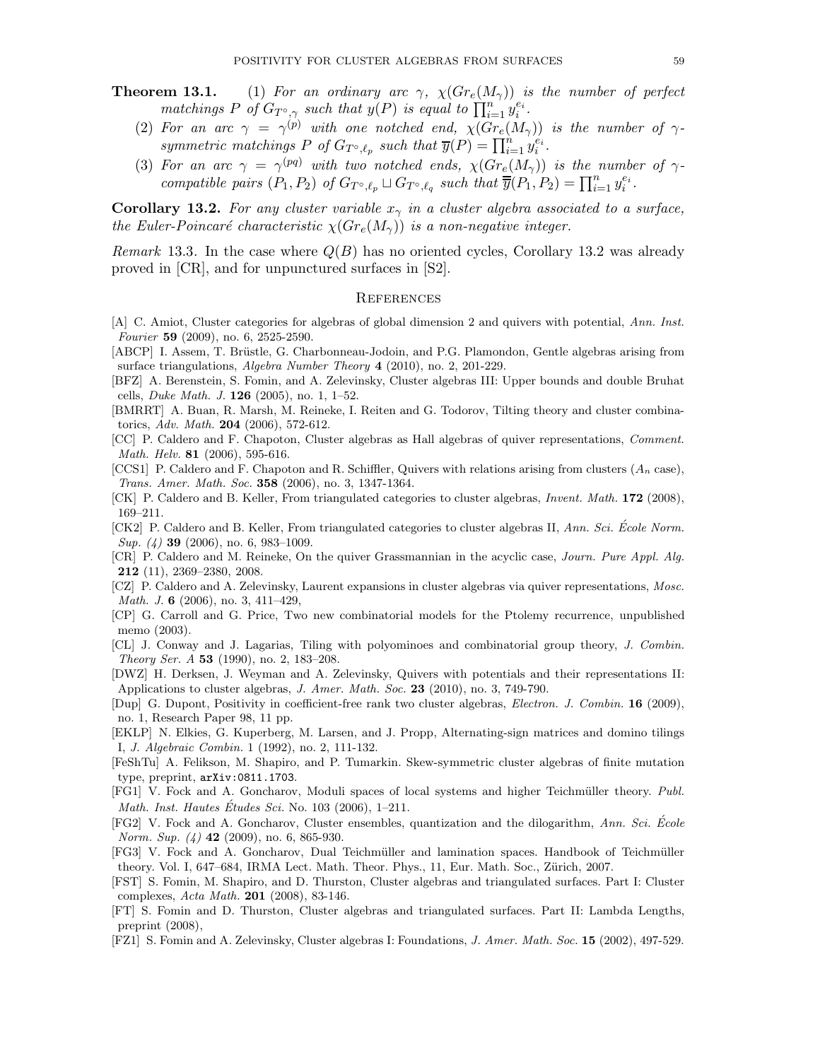**Theorem 13.1.** (1) *For an ordinary arc $\gamma$, $\chi(Gr_e(M_\gamma))$ is the number of perfect matchings $P$ of $G_{T^\circ,\gamma}$ such that $y(P)$ is equal to $\prod_{i=1}^n y_i^{e_i}$.*

(2) *For an arc $\gamma = \gamma^{(p)}$ with one notched end, $\chi(Gr_e(M_\gamma))$ is the number of $\gamma$-symmetric matchings $P$ of $G_{T^\circ,\ell_p}$ such that $\overline{y}(P) = \prod_{i=1}^n y_i^{e_i}$.*

(3) *For an arc $\gamma = \gamma^{(pq)}$ with two notched ends, $\chi(Gr_e(M_\gamma))$ is the number of $\gamma$-compatible pairs $(P_1, P_2)$ of $G_{T^\circ,\ell_p} \sqcup G_{T^\circ,\ell_q}$ such that $\overline{\overline{y}}(P_1, P_2) = \prod_{i=1}^n y_i^{e_i}$.*

**Corollary 13.2.** *For any cluster variable $x_\gamma$ in a cluster algebra associated to a surface, the Euler-Poincaré characteristic $\chi(Gr_e(M_\gamma))$ is a non-negative integer.*

*Remark* 13.3. In the case where $Q(B)$ has no oriented cycles, Corollary 13.2 was already proved in [CR], and for unpunctured surfaces in [S2].

## References

[A] C. Amiot, Cluster categories for algebras of global dimension 2 and quivers with potential, *Ann. Inst. Fourier* **59** (2009), no. 6, 2525-2590.

[ABCP] I. Assem, T. Brüstle, G. Charbonneau-Jodoin, and P.G. Plamondon, Gentle algebras arising from surface triangulations, *Algebra Number Theory* **4** (2010), no. 2, 201-229.

[BFZ] A. Berenstein, S. Fomin, and A. Zelevinsky, Cluster algebras III: Upper bounds and double Bruhat cells, *Duke Math. J.* **126** (2005), no. 1, 1–52.

[BMRRT] A. Buan, R. Marsh, M. Reineke, I. Reiten and G. Todorov, Tilting theory and cluster combinatorics, *Adv. Math.* **204** (2006), 572-612.

[CC] P. Caldero and F. Chapoton, Cluster algebras as Hall algebras of quiver representations, *Comment. Math. Helv.* **81** (2006), 595-616.

[CCS1] P. Caldero and F. Chapoton and R. Schiffler, Quivers with relations arising from clusters ($A_n$ case), *Trans. Amer. Math. Soc.* **358** (2006), no. 3, 1347-1364.

[CK] P. Caldero and B. Keller, From triangulated categories to cluster algebras, *Invent. Math.* **172** (2008), 169–211.

[CK2] P. Caldero and B. Keller, From triangulated categories to cluster algebras II, *Ann. Sci. École Norm. Sup. (4)* **39** (2006), no. 6, 983–1009.

[CR] P. Caldero and M. Reineke, On the quiver Grassmannian in the acyclic case, *Journ. Pure Appl. Alg.* **212** (11), 2369–2380, 2008.

[CZ] P. Caldero and A. Zelevinsky, Laurent expansions in cluster algebras via quiver representations, *Mosc. Math. J.* **6** (2006), no. 3, 411–429,

[CP] G. Carroll and G. Price, Two new combinatorial models for the Ptolemy recurrence, unpublished memo (2003).

[CL] J. Conway and J. Lagarias, Tiling with polyominoes and combinatorial group theory, *J. Combin. Theory Ser. A* **53** (1990), no. 2, 183–208.

[DWZ] H. Derksen, J. Weyman and A. Zelevinsky, Quivers with potentials and their representations II: Applications to cluster algebras, *J. Amer. Math. Soc.* **23** (2010), no. 3, 749-790.

[Dup] G. Dupont, Positivity in coefficient-free rank two cluster algebras, *Electron. J. Combin.* **16** (2009), no. 1, Research Paper 98, 11 pp.

[EKLP] N. Elkies, G. Kuperberg, M. Larsen, and J. Propp, Alternating-sign matrices and domino tilings I, *J. Algebraic Combin.* 1 (1992), no. 2, 111-132.

[FeShTu] A. Felikson, M. Shapiro, and P. Tumarkin. Skew-symmetric cluster algebras of finite mutation type, preprint, `arXiv:0811.1703`.

[FG1] V. Fock and A. Goncharov, Moduli spaces of local systems and higher Teichmüller theory. *Publ. Math. Inst. Hautes Études Sci.* No. 103 (2006), 1–211.

[FG2] V. Fock and A. Goncharov, Cluster ensembles, quantization and the dilogarithm, *Ann. Sci. École Norm. Sup. (4)* **42** (2009), no. 6, 865-930.

[FG3] V. Fock and A. Goncharov, Dual Teichmüller and lamination spaces. Handbook of Teichmüller theory. Vol. I, 647–684, IRMA Lect. Math. Theor. Phys., 11, Eur. Math. Soc., Zürich, 2007.

[FST] S. Fomin, M. Shapiro, and D. Thurston, Cluster algebras and triangulated surfaces. Part I: Cluster complexes, *Acta Math.* **201** (2008), 83-146.

[FT] S. Fomin and D. Thurston, Cluster algebras and triangulated surfaces. Part II: Lambda Lengths, preprint (2008),

[FZ1] S. Fomin and A. Zelevinsky, Cluster algebras I: Foundations, *J. Amer. Math. Soc.* **15** (2002), 497-529.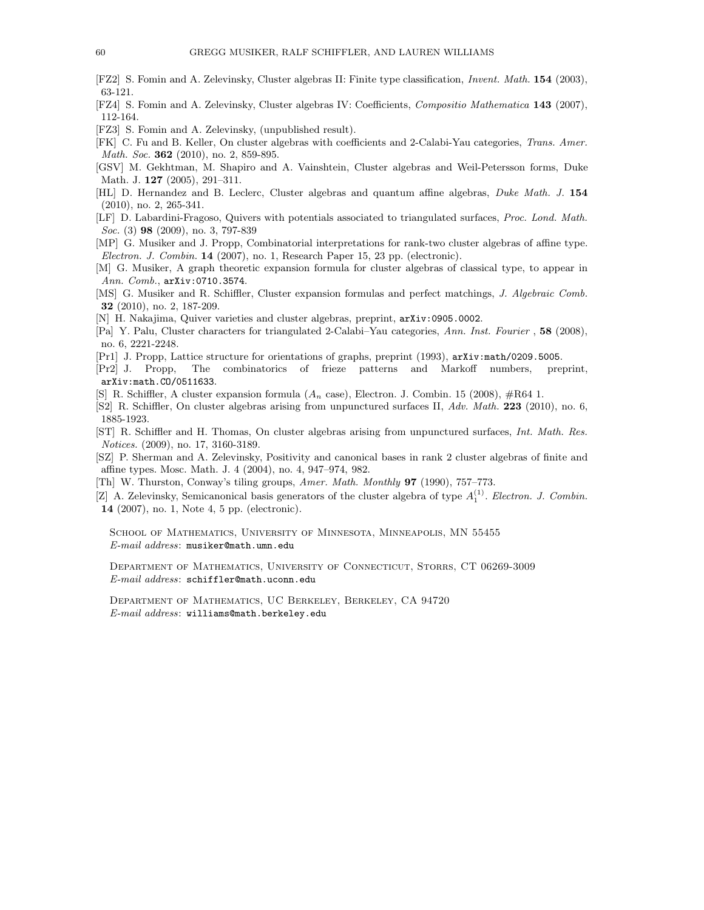[FZ2] S. Fomin and A. Zelevinsky, Cluster algebras II: Finite type classification, *Invent. Math.* **154** (2003), 63-121.

[FZ4] S. Fomin and A. Zelevinsky, Cluster algebras IV: Coefficients, *Compositio Mathematica* **143** (2007), 112-164.

[FZ3] S. Fomin and A. Zelevinsky, (unpublished result).

[FK] C. Fu and B. Keller, On cluster algebras with coefficients and 2-Calabi-Yau categories, *Trans. Amer. Math. Soc.* **362** (2010), no. 2, 859-895.

[GSV] M. Gekhtman, M. Shapiro and A. Vainshtein, Cluster algebras and Weil-Petersson forms, Duke Math. J. **127** (2005), 291–311.

[HL] D. Hernandez and B. Leclerc, Cluster algebras and quantum affine algebras, *Duke Math. J.* **154** (2010), no. 2, 265-341.

[LF] D. Labardini-Fragoso, Quivers with potentials associated to triangulated surfaces, *Proc. Lond. Math. Soc.* (3) **98** (2009), no. 3, 797-839

[MP] G. Musiker and J. Propp, Combinatorial interpretations for rank-two cluster algebras of affine type. *Electron. J. Combin.* **14** (2007), no. 1, Research Paper 15, 23 pp. (electronic).

[M] G. Musiker, A graph theoretic expansion formula for cluster algebras of classical type, to appear in *Ann. Comb.*, arXiv:0710.3574.

[MS] G. Musiker and R. Schiffler, Cluster expansion formulas and perfect matchings, *J. Algebraic Comb.* **32** (2010), no. 2, 187-209.

[N] H. Nakajima, Quiver varieties and cluster algebras, preprint, arXiv:0905.0002.

[Pa] Y. Palu, Cluster characters for triangulated 2-Calabi–Yau categories, *Ann. Inst. Fourier* , **58** (2008), no. 6, 2221-2248.

[Pr1] J. Propp, Lattice structure for orientations of graphs, preprint (1993), arXiv:math/0209.5005.

[Pr2] J. Propp, The combinatorics of frieze patterns and Markoff numbers, preprint, arXiv:math.CO/0511633.

[S] R. Schiffler, A cluster expansion formula ($A_n$ case), Electron. J. Combin. 15 (2008), #R64 1.

[S2] R. Schiffler, On cluster algebras arising from unpunctured surfaces II, *Adv. Math.* **223** (2010), no. 6, 1885-1923.

[ST] R. Schiffler and H. Thomas, On cluster algebras arising from unpunctured surfaces, *Int. Math. Res. Notices.* (2009), no. 17, 3160-3189.

[SZ] P. Sherman and A. Zelevinsky, Positivity and canonical bases in rank 2 cluster algebras of finite and affine types. Mosc. Math. J. 4 (2004), no. 4, 947–974, 982.

[Th] W. Thurston, Conway's tiling groups, *Amer. Math. Monthly* **97** (1990), 757–773.

[Z] A. Zelevinsky, Semicanonical basis generators of the cluster algebra of type $A_1^{(1)}$. *Electron. J. Combin.* **14** (2007), no. 1, Note 4, 5 pp. (electronic).

School of Mathematics, University of Minnesota, Minneapolis, MN 55455
*E-mail address*: musiker@math.umn.edu

Department of Mathematics, University of Connecticut, Storrs, CT 06269-3009
*E-mail address*: schiffler@math.uconn.edu

Department of Mathematics, UC Berkeley, Berkeley, CA 94720
*E-mail address*: williams@math.berkeley.edu